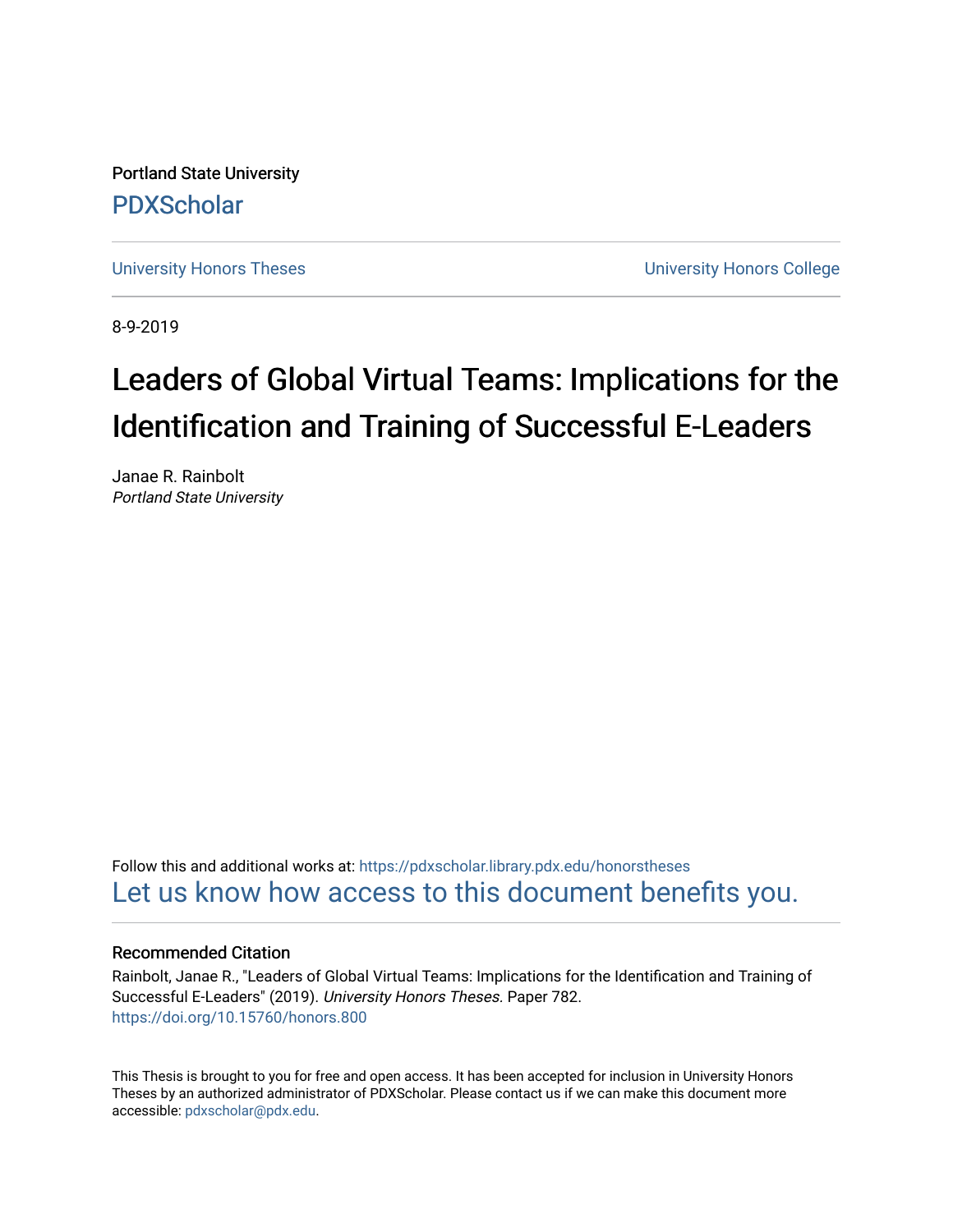Portland State University

PDXScholar

University Honors Theses | University Honors College

8-9-2019

# Leaders of Global Virtual Teams: Implications for the Identification and Training of Successful E-Leaders

Janae R. Rainbolt
*Portland State University*

Follow this and additional works at: https://pdxscholar.library.pdx.edu/honorstheses

Let us know how access to this document benefits you.

### Recommended Citation

Rainbolt, Janae R., "Leaders of Global Virtual Teams: Implications for the Identification and Training of Successful E-Leaders" (2019). *University Honors Theses*. Paper 782.
https://doi.org/10.15760/honors.800

This Thesis is brought to you for free and open access. It has been accepted for inclusion in University Honors Theses by an authorized administrator of PDXScholar. Please contact us if we can make this document more accessible: pdxscholar@pdx.edu.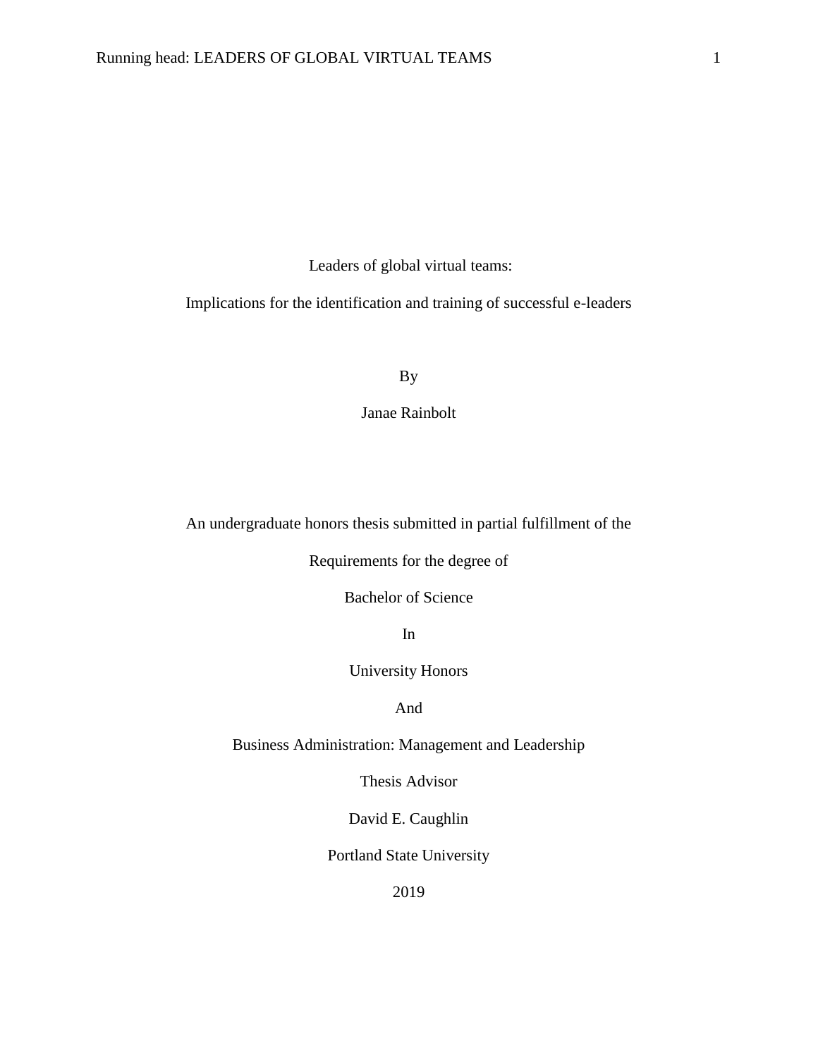# Leaders of global virtual teams:

## Implications for the identification and training of successful e-leaders

By

Janae Rainbolt

An undergraduate honors thesis submitted in partial fulfillment of the

Requirements for the degree of

Bachelor of Science

In

University Honors

And

Business Administration: Management and Leadership

Thesis Advisor

David E. Caughlin

Portland State University

2019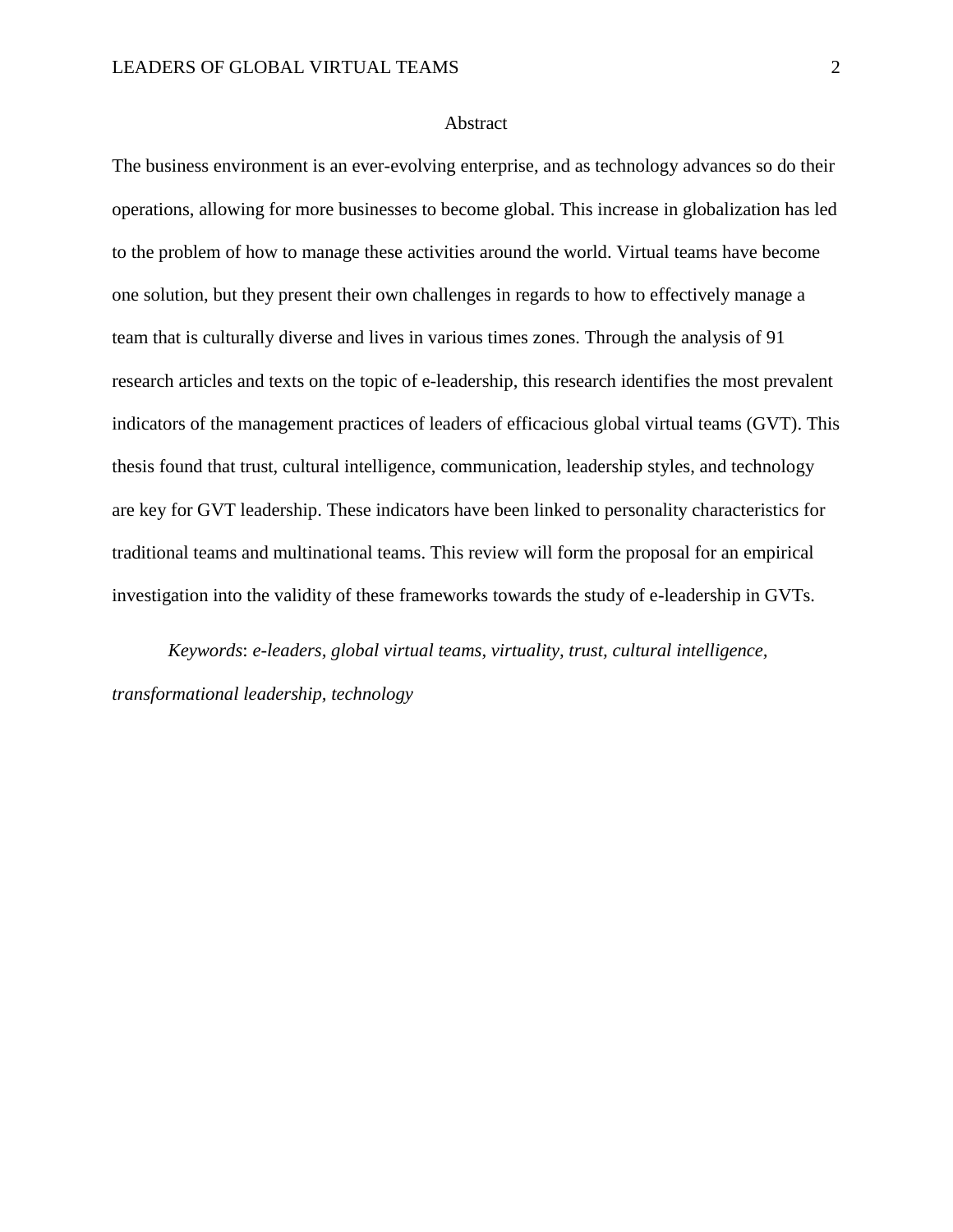# Abstract

The business environment is an ever-evolving enterprise, and as technology advances so do their operations, allowing for more businesses to become global. This increase in globalization has led to the problem of how to manage these activities around the world. Virtual teams have become one solution, but they present their own challenges in regards to how to effectively manage a team that is culturally diverse and lives in various times zones. Through the analysis of 91 research articles and texts on the topic of e-leadership, this research identifies the most prevalent indicators of the management practices of leaders of efficacious global virtual teams (GVT). This thesis found that trust, cultural intelligence, communication, leadership styles, and technology are key for GVT leadership. These indicators have been linked to personality characteristics for traditional teams and multinational teams. This review will form the proposal for an empirical investigation into the validity of these frameworks towards the study of e-leadership in GVTs.

*Keywords*: *e-leaders, global virtual teams, virtuality, trust, cultural intelligence, transformational leadership, technology*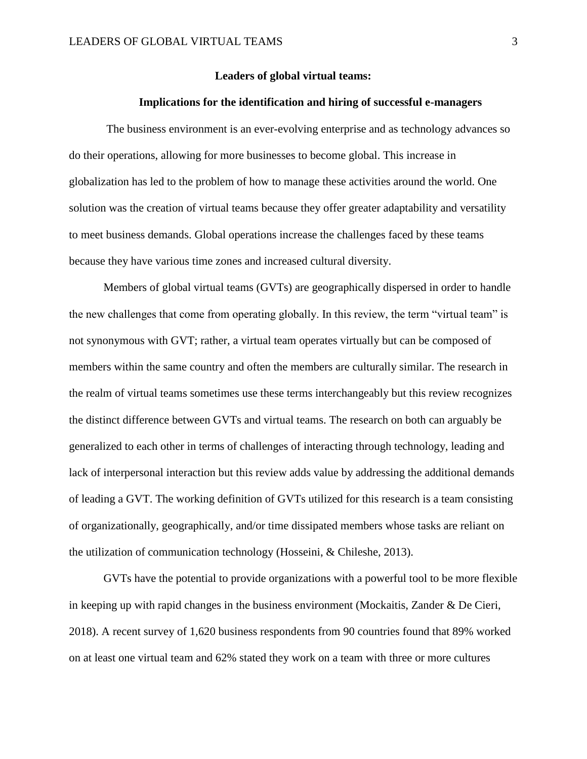**Leaders of global virtual teams:**

**Implications for the identification and hiring of successful e-managers**

The business environment is an ever-evolving enterprise and as technology advances so do their operations, allowing for more businesses to become global. This increase in globalization has led to the problem of how to manage these activities around the world. One solution was the creation of virtual teams because they offer greater adaptability and versatility to meet business demands. Global operations increase the challenges faced by these teams because they have various time zones and increased cultural diversity.

Members of global virtual teams (GVTs) are geographically dispersed in order to handle the new challenges that come from operating globally. In this review, the term "virtual team" is not synonymous with GVT; rather, a virtual team operates virtually but can be composed of members within the same country and often the members are culturally similar. The research in the realm of virtual teams sometimes use these terms interchangeably but this review recognizes the distinct difference between GVTs and virtual teams. The research on both can arguably be generalized to each other in terms of challenges of interacting through technology, leading and lack of interpersonal interaction but this review adds value by addressing the additional demands of leading a GVT. The working definition of GVTs utilized for this research is a team consisting of organizationally, geographically, and/or time dissipated members whose tasks are reliant on the utilization of communication technology (Hosseini, & Chileshe, 2013).

GVTs have the potential to provide organizations with a powerful tool to be more flexible in keeping up with rapid changes in the business environment (Mockaitis, Zander & De Cieri, 2018). A recent survey of 1,620 business respondents from 90 countries found that 89% worked on at least one virtual team and 62% stated they work on a team with three or more cultures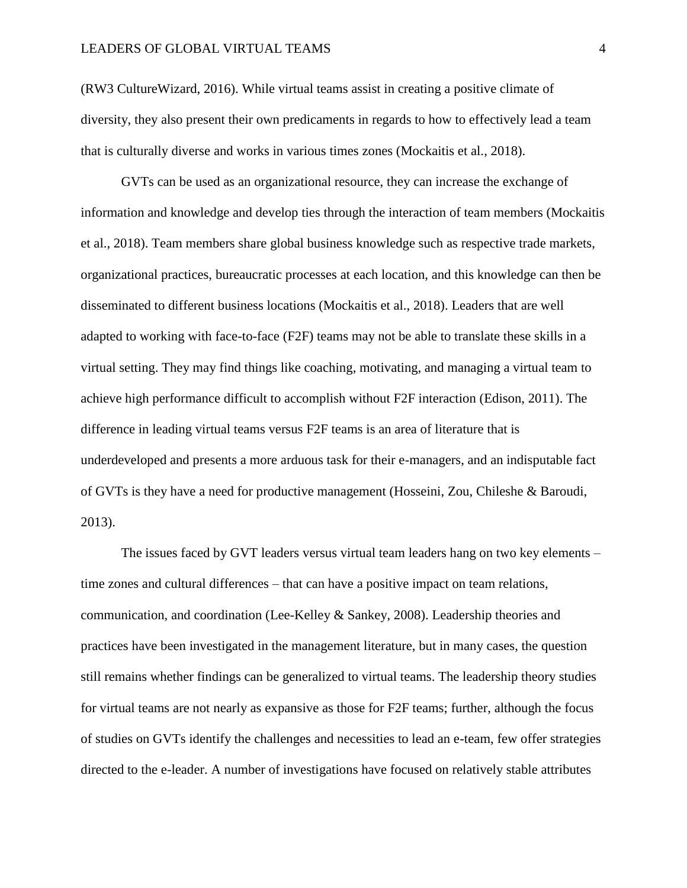(RW3 CultureWizard, 2016). While virtual teams assist in creating a positive climate of diversity, they also present their own predicaments in regards to how to effectively lead a team that is culturally diverse and works in various times zones (Mockaitis et al., 2018).

GVTs can be used as an organizational resource, they can increase the exchange of information and knowledge and develop ties through the interaction of team members (Mockaitis et al., 2018). Team members share global business knowledge such as respective trade markets, organizational practices, bureaucratic processes at each location, and this knowledge can then be disseminated to different business locations (Mockaitis et al., 2018). Leaders that are well adapted to working with face-to-face (F2F) teams may not be able to translate these skills in a virtual setting. They may find things like coaching, motivating, and managing a virtual team to achieve high performance difficult to accomplish without F2F interaction (Edison, 2011). The difference in leading virtual teams versus F2F teams is an area of literature that is underdeveloped and presents a more arduous task for their e-managers, and an indisputable fact of GVTs is they have a need for productive management (Hosseini, Zou, Chileshe & Baroudi, 2013).

The issues faced by GVT leaders versus virtual team leaders hang on two key elements – time zones and cultural differences – that can have a positive impact on team relations, communication, and coordination (Lee-Kelley & Sankey, 2008). Leadership theories and practices have been investigated in the management literature, but in many cases, the question still remains whether findings can be generalized to virtual teams. The leadership theory studies for virtual teams are not nearly as expansive as those for F2F teams; further, although the focus of studies on GVTs identify the challenges and necessities to lead an e-team, few offer strategies directed to the e-leader. A number of investigations have focused on relatively stable attributes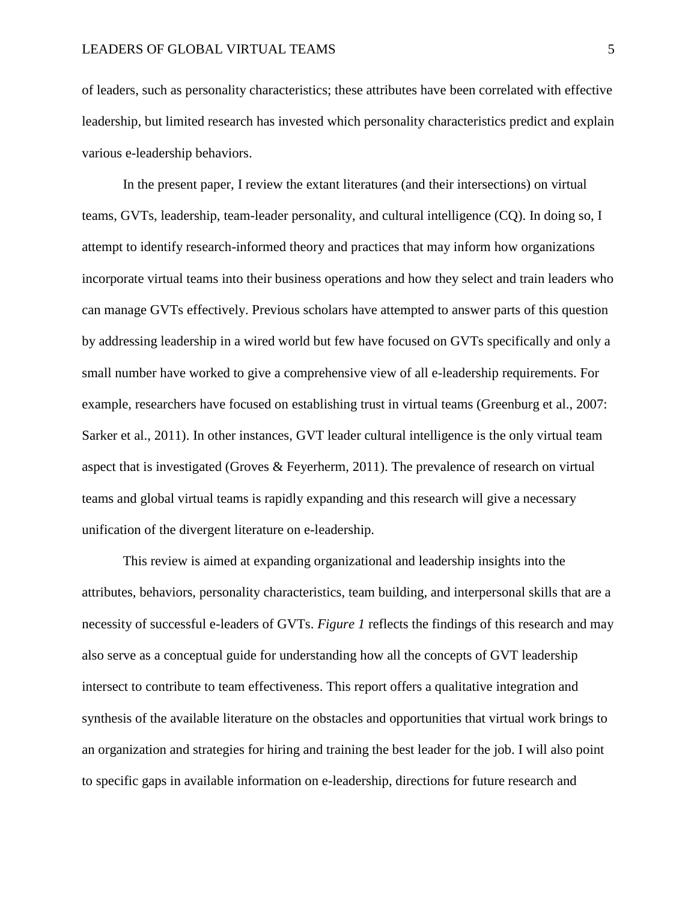of leaders, such as personality characteristics; these attributes have been correlated with effective leadership, but limited research has invested which personality characteristics predict and explain various e-leadership behaviors.

In the present paper, I review the extant literatures (and their intersections) on virtual teams, GVTs, leadership, team-leader personality, and cultural intelligence (CQ). In doing so, I attempt to identify research-informed theory and practices that may inform how organizations incorporate virtual teams into their business operations and how they select and train leaders who can manage GVTs effectively. Previous scholars have attempted to answer parts of this question by addressing leadership in a wired world but few have focused on GVTs specifically and only a small number have worked to give a comprehensive view of all e-leadership requirements. For example, researchers have focused on establishing trust in virtual teams (Greenburg et al., 2007: Sarker et al., 2011). In other instances, GVT leader cultural intelligence is the only virtual team aspect that is investigated (Groves & Feyerherm, 2011). The prevalence of research on virtual teams and global virtual teams is rapidly expanding and this research will give a necessary unification of the divergent literature on e-leadership.

This review is aimed at expanding organizational and leadership insights into the attributes, behaviors, personality characteristics, team building, and interpersonal skills that are a necessity of successful e-leaders of GVTs. *Figure 1* reflects the findings of this research and may also serve as a conceptual guide for understanding how all the concepts of GVT leadership intersect to contribute to team effectiveness. This report offers a qualitative integration and synthesis of the available literature on the obstacles and opportunities that virtual work brings to an organization and strategies for hiring and training the best leader for the job. I will also point to specific gaps in available information on e-leadership, directions for future research and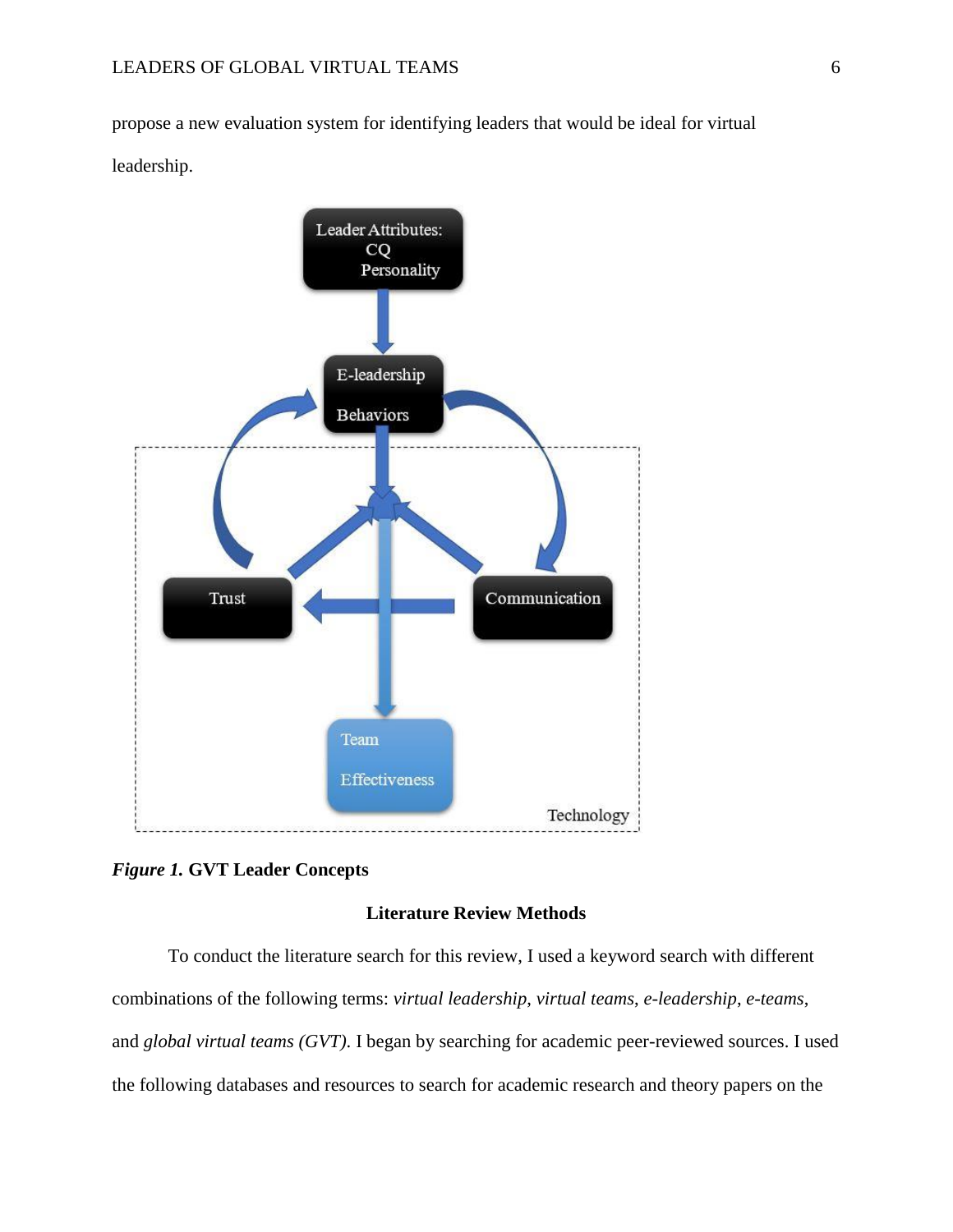propose a new evaluation system for identifying leaders that would be ideal for virtual leadership.

***Figure 1.*** **GVT Leader Concepts**

## Literature Review Methods

To conduct the literature search for this review, I used a keyword search with different combinations of the following terms: *virtual leadership*, *virtual teams*, *e-leadership*, *e-teams*, and *global virtual teams (GVT)*. I began by searching for academic peer-reviewed sources. I used the following databases and resources to search for academic research and theory papers on the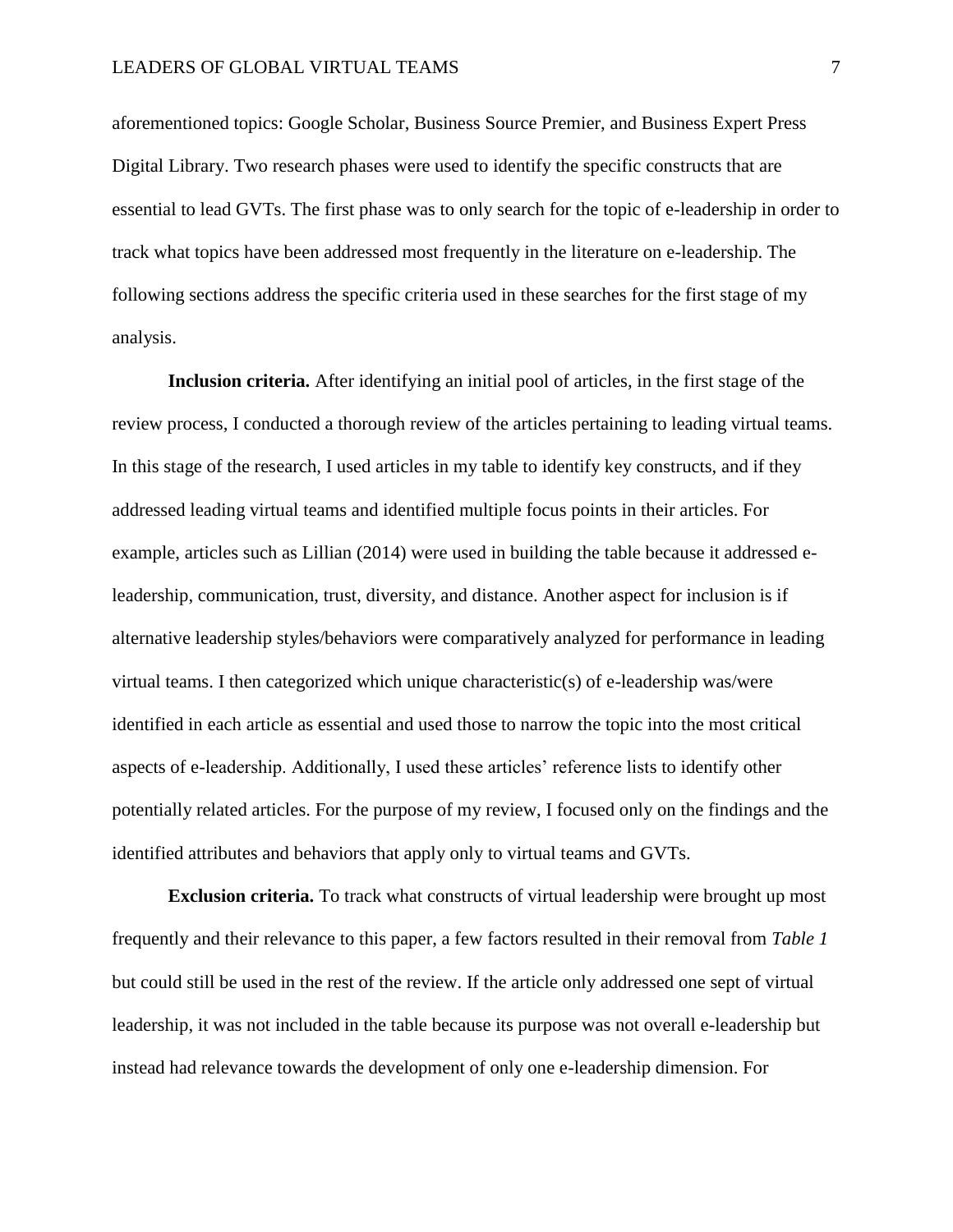aforementioned topics: Google Scholar, Business Source Premier, and Business Expert Press Digital Library. Two research phases were used to identify the specific constructs that are essential to lead GVTs. The first phase was to only search for the topic of e-leadership in order to track what topics have been addressed most frequently in the literature on e-leadership. The following sections address the specific criteria used in these searches for the first stage of my analysis.

**Inclusion criteria.** After identifying an initial pool of articles, in the first stage of the review process, I conducted a thorough review of the articles pertaining to leading virtual teams. In this stage of the research, I used articles in my table to identify key constructs, and if they addressed leading virtual teams and identified multiple focus points in their articles. For example, articles such as Lillian (2014) were used in building the table because it addressed e-leadership, communication, trust, diversity, and distance. Another aspect for inclusion is if alternative leadership styles/behaviors were comparatively analyzed for performance in leading virtual teams. I then categorized which unique characteristic(s) of e-leadership was/were identified in each article as essential and used those to narrow the topic into the most critical aspects of e-leadership. Additionally, I used these articles' reference lists to identify other potentially related articles. For the purpose of my review, I focused only on the findings and the identified attributes and behaviors that apply only to virtual teams and GVTs.

**Exclusion criteria.** To track what constructs of virtual leadership were brought up most frequently and their relevance to this paper, a few factors resulted in their removal from *Table 1* but could still be used in the rest of the review. If the article only addressed one sept of virtual leadership, it was not included in the table because its purpose was not overall e-leadership but instead had relevance towards the development of only one e-leadership dimension. For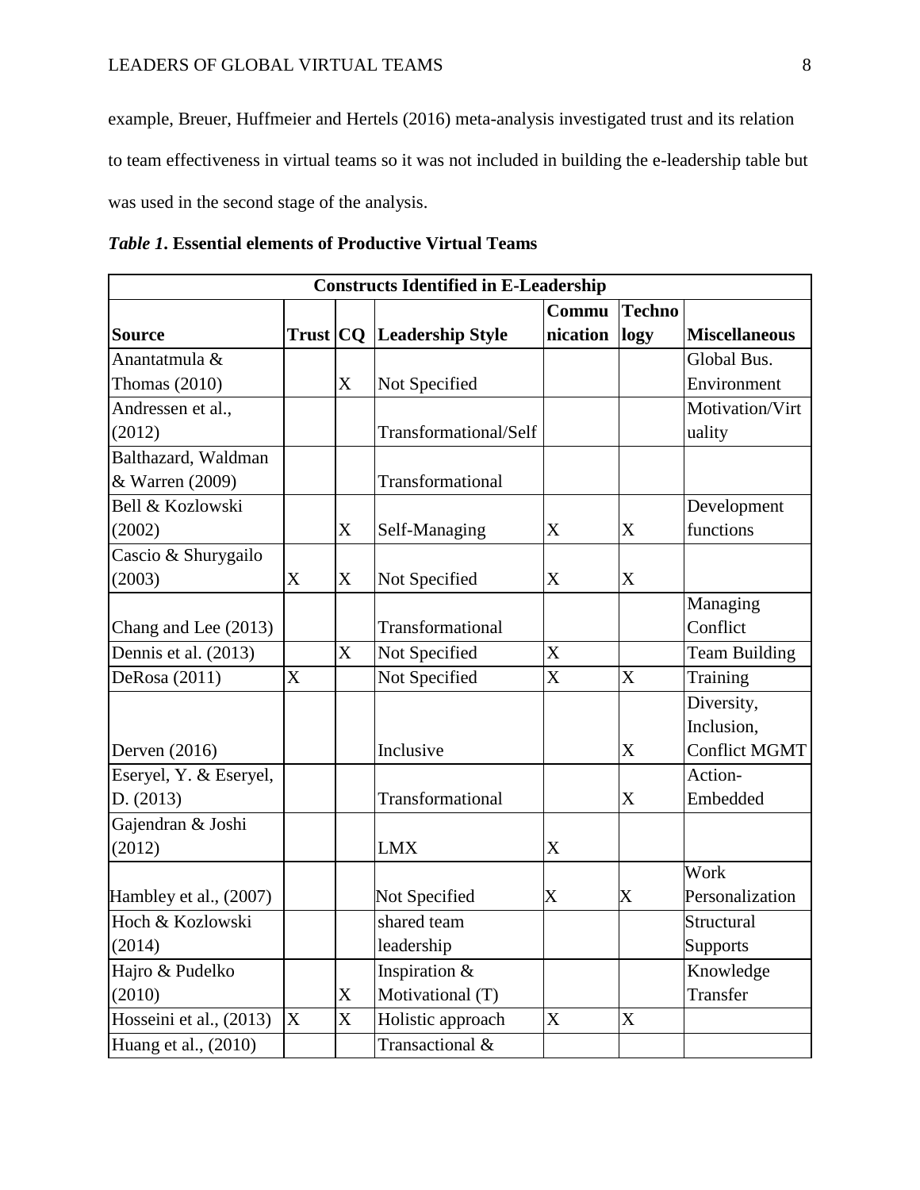example, Breuer, Huffmeier and Hertels (2016) meta-analysis investigated trust and its relation to team effectiveness in virtual teams so it was not included in building the e-leadership table but was used in the second stage of the analysis.

***Table 1*. Essential elements of Productive Virtual Teams**

| Constructs Identified in E-Leadership | | | | | | |
|---|---|---|---|---|---|---|
| **Source** | **Trust** | **CQ** | **Leadership Style** | **Communication** | **Technology** | **Miscellaneous** |
| Anantatmula & Thomas (2010) | | X | Not Specified | | | Global Bus. Environment |
| Andressen et al., (2012) | | | Transformational/Self | | | Motivation/Virtuality |
| Balthazard, Waldman & Warren (2009) | | | Transformational | | | |
| Bell & Kozlowski (2002) | | X | Self-Managing | X | X | Development functions |
| Cascio & Shurygailo (2003) | X | X | Not Specified | X | X | |
| Chang and Lee (2013) | | | Transformational | | | Managing Conflict |
| Dennis et al. (2013) | | X | Not Specified | X | | Team Building |
| DeRosa (2011) | X | | Not Specified | X | X | Training |
| Derven (2016) | | | Inclusive | | X | Diversity, Inclusion, Conflict MGMT |
| Eseryel, Y. & Eseryel, D. (2013) | | | Transformational | | X | Action-Embedded |
| Gajendran & Joshi (2012) | | | LMX | X | | |
| Hambley et al., (2007) | | | Not Specified | X | X | Work Personalization |
| Hoch & Kozlowski (2014) | | | shared team leadership | | | Structural Supports |
| Hajro & Pudelko (2010) | | X | Inspiration & Motivational (T) | | | Knowledge Transfer |
| Hosseini et al., (2013) | X | X | Holistic approach | X | X | |
| Huang et al., (2010) | | | Transactional & | | | |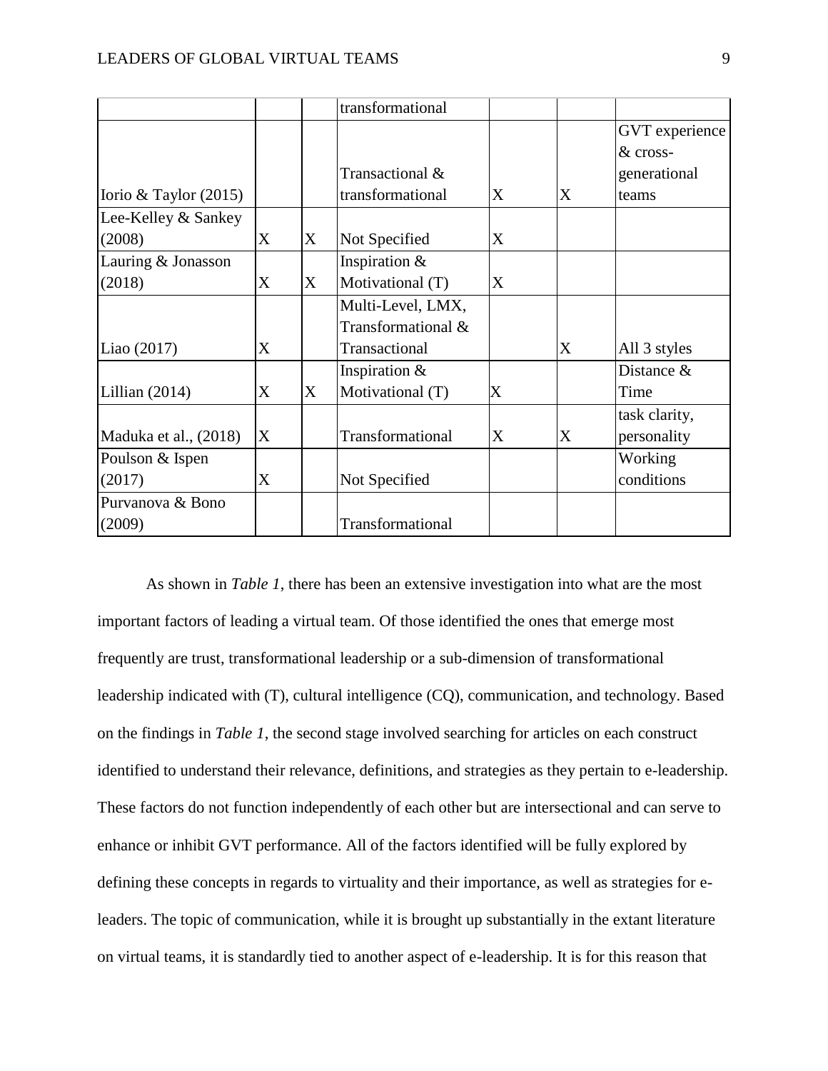| | | | transformational | | | |
|---|---|---|---|---|---|---|
| Iorio & Taylor (2015) | | | Transactional & transformational | X | X | GVT experience & cross-generational teams |
| Lee-Kelley & Sankey (2008) | X | X | Not Specified | X | | |
| Lauring & Jonasson (2018) | X | X | Inspiration & Motivational (T) | X | | |
| Liao (2017) | X | | Multi-Level, LMX, Transformational & Transactional | | X | All 3 styles |
| Lillian (2014) | X | X | Inspiration & Motivational (T) | X | | Distance & Time |
| Maduka et al., (2018) | X | | Transformational | X | X | task clarity, personality |
| Poulson & Ispen (2017) | X | | Not Specified | | | Working conditions |
| Purvanova & Bono (2009) | | | Transformational | | | |

As shown in *Table 1*, there has been an extensive investigation into what are the most important factors of leading a virtual team. Of those identified the ones that emerge most frequently are trust, transformational leadership or a sub-dimension of transformational leadership indicated with (T), cultural intelligence (CQ), communication, and technology. Based on the findings in *Table 1*, the second stage involved searching for articles on each construct identified to understand their relevance, definitions, and strategies as they pertain to e-leadership. These factors do not function independently of each other but are intersectional and can serve to enhance or inhibit GVT performance. All of the factors identified will be fully explored by defining these concepts in regards to virtuality and their importance, as well as strategies for e-leaders. The topic of communication, while it is brought up substantially in the extant literature on virtual teams, it is standardly tied to another aspect of e-leadership. It is for this reason that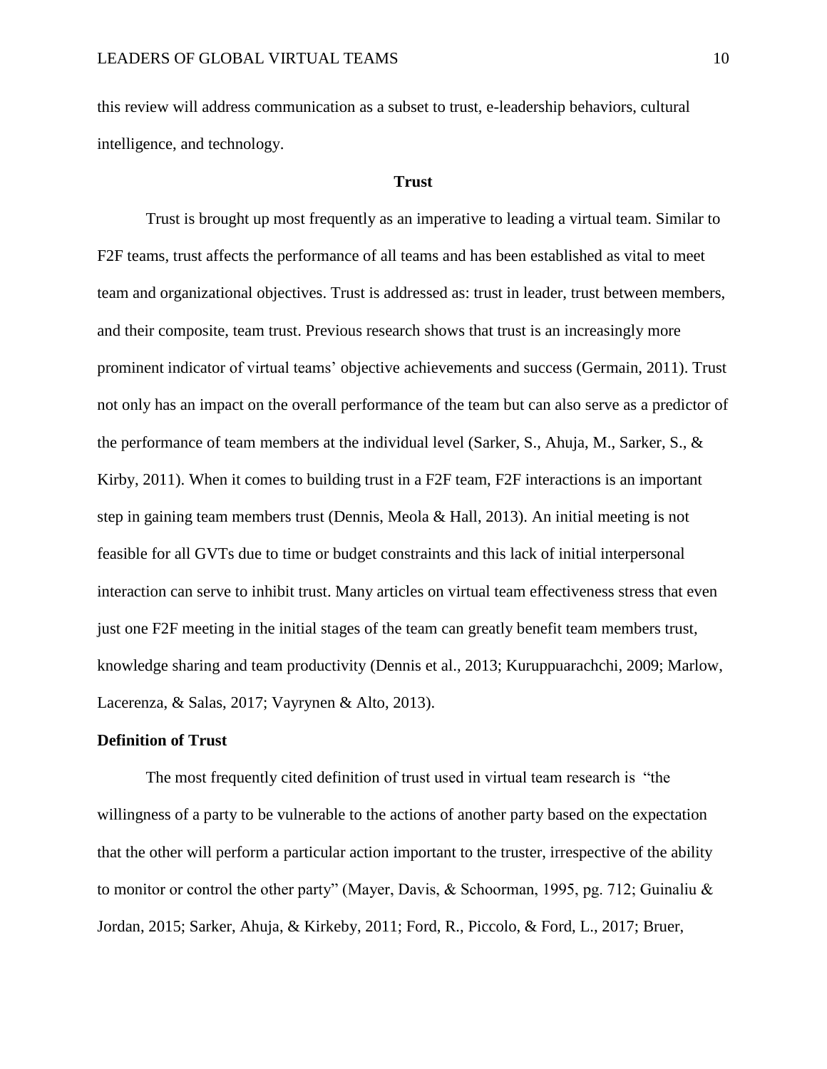this review will address communication as a subset to trust, e-leadership behaviors, cultural intelligence, and technology.

## Trust

Trust is brought up most frequently as an imperative to leading a virtual team. Similar to F2F teams, trust affects the performance of all teams and has been established as vital to meet team and organizational objectives. Trust is addressed as: trust in leader, trust between members, and their composite, team trust. Previous research shows that trust is an increasingly more prominent indicator of virtual teams' objective achievements and success (Germain, 2011). Trust not only has an impact on the overall performance of the team but can also serve as a predictor of the performance of team members at the individual level (Sarker, S., Ahuja, M., Sarker, S., & Kirby, 2011). When it comes to building trust in a F2F team, F2F interactions is an important step in gaining team members trust (Dennis, Meola & Hall, 2013). An initial meeting is not feasible for all GVTs due to time or budget constraints and this lack of initial interpersonal interaction can serve to inhibit trust. Many articles on virtual team effectiveness stress that even just one F2F meeting in the initial stages of the team can greatly benefit team members trust, knowledge sharing and team productivity (Dennis et al., 2013; Kuruppuarachchi, 2009; Marlow, Lacerenza, & Salas, 2017; Vayrynen & Alto, 2013).

### Definition of Trust

The most frequently cited definition of trust used in virtual team research is "the willingness of a party to be vulnerable to the actions of another party based on the expectation that the other will perform a particular action important to the truster, irrespective of the ability to monitor or control the other party" (Mayer, Davis, & Schoorman, 1995, pg. 712; Guinaliu & Jordan, 2015; Sarker, Ahuja, & Kirkeby, 2011; Ford, R., Piccolo, & Ford, L., 2017; Bruer,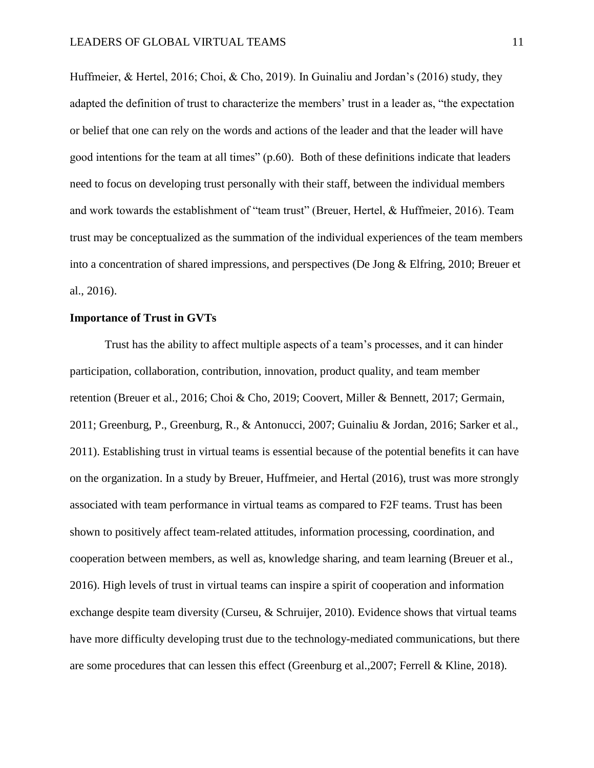Huffmeier, & Hertel, 2016; Choi, & Cho, 2019). In Guinaliu and Jordan's (2016) study, they adapted the definition of trust to characterize the members' trust in a leader as, "the expectation or belief that one can rely on the words and actions of the leader and that the leader will have good intentions for the team at all times" (p.60). Both of these definitions indicate that leaders need to focus on developing trust personally with their staff, between the individual members and work towards the establishment of "team trust" (Breuer, Hertel, & Huffmeier, 2016). Team trust may be conceptualized as the summation of the individual experiences of the team members into a concentration of shared impressions, and perspectives (De Jong & Elfring, 2010; Breuer et al., 2016).

**Importance of Trust in GVTs**

Trust has the ability to affect multiple aspects of a team's processes, and it can hinder participation, collaboration, contribution, innovation, product quality, and team member retention (Breuer et al., 2016; Choi & Cho, 2019; Coovert, Miller & Bennett, 2017; Germain, 2011; Greenburg, P., Greenburg, R., & Antonucci, 2007; Guinaliu & Jordan, 2016; Sarker et al., 2011). Establishing trust in virtual teams is essential because of the potential benefits it can have on the organization. In a study by Breuer, Huffmeier, and Hertal (2016), trust was more strongly associated with team performance in virtual teams as compared to F2F teams. Trust has been shown to positively affect team-related attitudes, information processing, coordination, and cooperation between members, as well as, knowledge sharing, and team learning (Breuer et al., 2016). High levels of trust in virtual teams can inspire a spirit of cooperation and information exchange despite team diversity (Curseu, & Schruijer, 2010). Evidence shows that virtual teams have more difficulty developing trust due to the technology-mediated communications, but there are some procedures that can lessen this effect (Greenburg et al.,2007; Ferrell & Kline, 2018).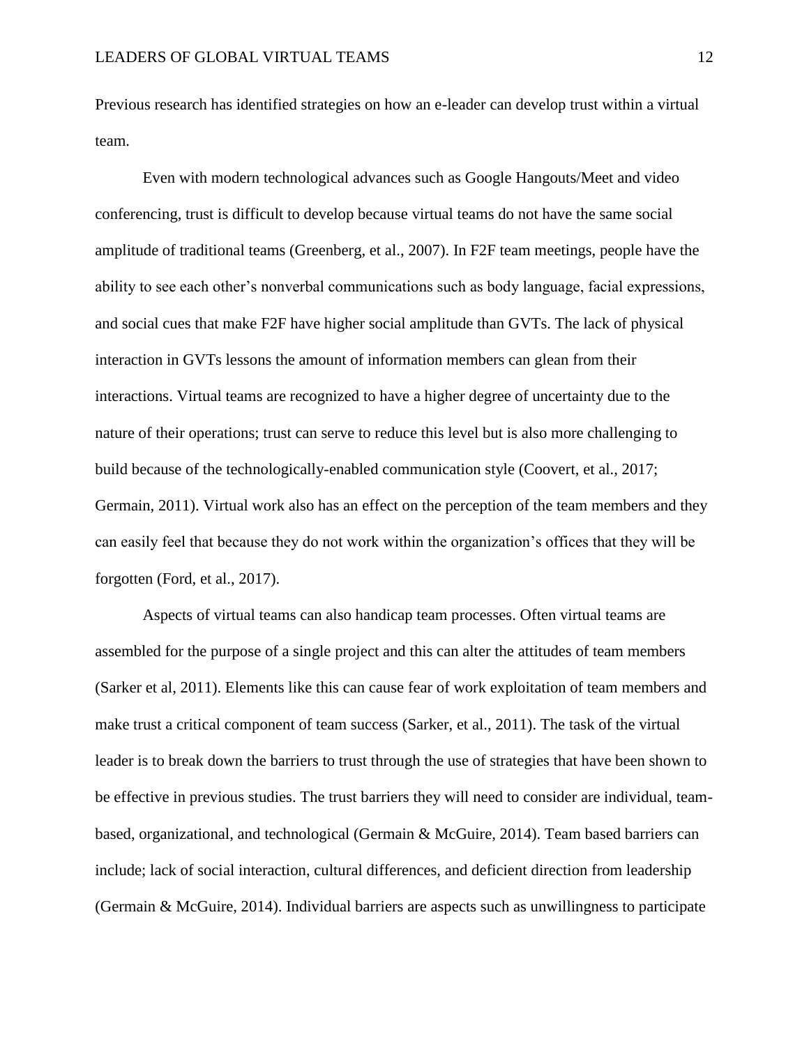Previous research has identified strategies on how an e-leader can develop trust within a virtual team.

Even with modern technological advances such as Google Hangouts/Meet and video conferencing, trust is difficult to develop because virtual teams do not have the same social amplitude of traditional teams (Greenberg, et al., 2007). In F2F team meetings, people have the ability to see each other's nonverbal communications such as body language, facial expressions, and social cues that make F2F have higher social amplitude than GVTs. The lack of physical interaction in GVTs lessons the amount of information members can glean from their interactions. Virtual teams are recognized to have a higher degree of uncertainty due to the nature of their operations; trust can serve to reduce this level but is also more challenging to build because of the technologically-enabled communication style (Coovert, et al., 2017; Germain, 2011). Virtual work also has an effect on the perception of the team members and they can easily feel that because they do not work within the organization's offices that they will be forgotten (Ford, et al., 2017).

Aspects of virtual teams can also handicap team processes. Often virtual teams are assembled for the purpose of a single project and this can alter the attitudes of team members (Sarker et al, 2011). Elements like this can cause fear of work exploitation of team members and make trust a critical component of team success (Sarker, et al., 2011). The task of the virtual leader is to break down the barriers to trust through the use of strategies that have been shown to be effective in previous studies. The trust barriers they will need to consider are individual, team-based, organizational, and technological (Germain & McGuire, 2014). Team based barriers can include; lack of social interaction, cultural differences, and deficient direction from leadership (Germain & McGuire, 2014). Individual barriers are aspects such as unwillingness to participate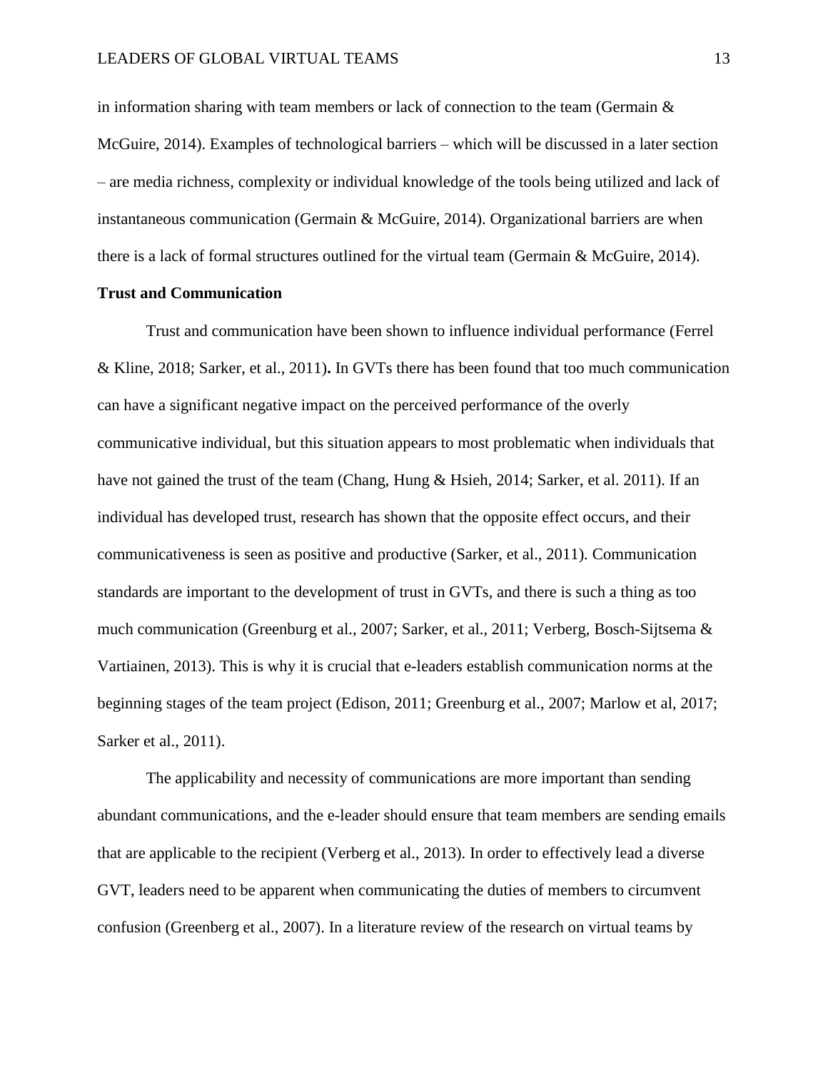in information sharing with team members or lack of connection to the team (Germain & McGuire, 2014). Examples of technological barriers – which will be discussed in a later section – are media richness, complexity or individual knowledge of the tools being utilized and lack of instantaneous communication (Germain & McGuire, 2014). Organizational barriers are when there is a lack of formal structures outlined for the virtual team (Germain & McGuire, 2014).

**Trust and Communication**

Trust and communication have been shown to influence individual performance (Ferrel & Kline, 2018; Sarker, et al., 2011)**.** In GVTs there has been found that too much communication can have a significant negative impact on the perceived performance of the overly communicative individual, but this situation appears to most problematic when individuals that have not gained the trust of the team (Chang, Hung & Hsieh, 2014; Sarker, et al. 2011). If an individual has developed trust, research has shown that the opposite effect occurs, and their communicativeness is seen as positive and productive (Sarker, et al., 2011). Communication standards are important to the development of trust in GVTs, and there is such a thing as too much communication (Greenburg et al., 2007; Sarker, et al., 2011; Verberg, Bosch-Sijtsema & Vartiainen, 2013). This is why it is crucial that e-leaders establish communication norms at the beginning stages of the team project (Edison, 2011; Greenburg et al., 2007; Marlow et al, 2017; Sarker et al., 2011).

The applicability and necessity of communications are more important than sending abundant communications, and the e-leader should ensure that team members are sending emails that are applicable to the recipient (Verberg et al., 2013). In order to effectively lead a diverse GVT, leaders need to be apparent when communicating the duties of members to circumvent confusion (Greenberg et al., 2007). In a literature review of the research on virtual teams by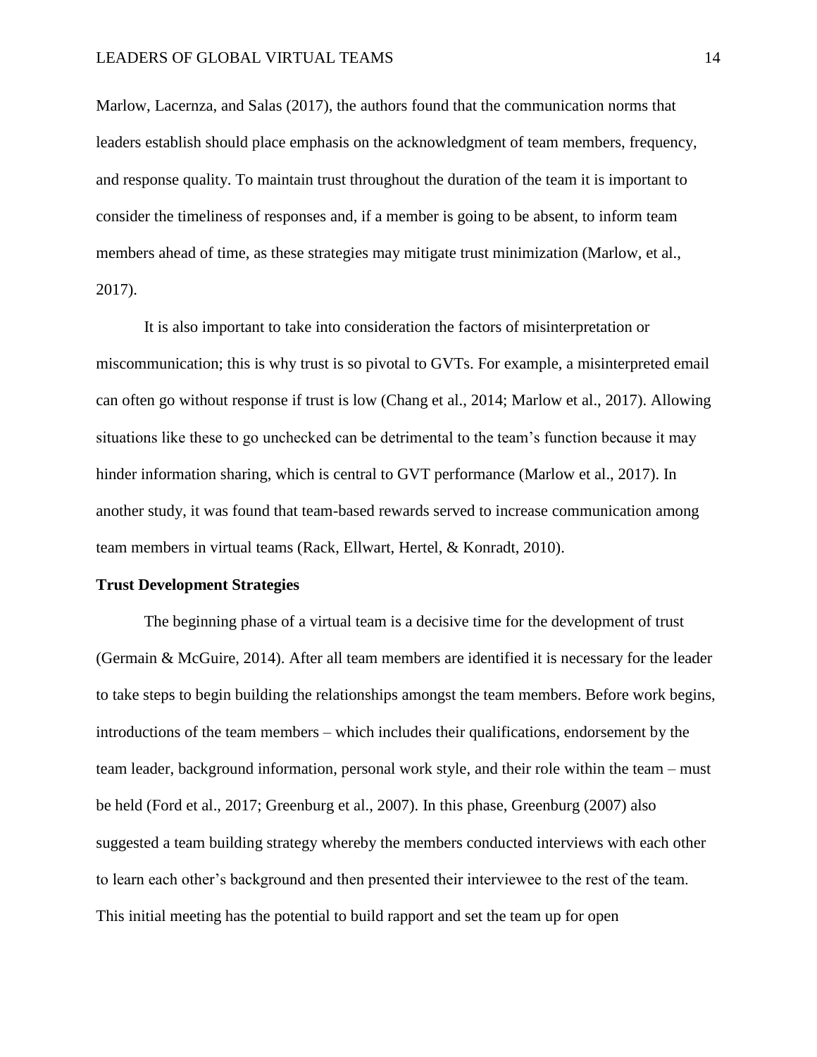Marlow, Lacernza, and Salas (2017), the authors found that the communication norms that leaders establish should place emphasis on the acknowledgment of team members, frequency, and response quality. To maintain trust throughout the duration of the team it is important to consider the timeliness of responses and, if a member is going to be absent, to inform team members ahead of time, as these strategies may mitigate trust minimization (Marlow, et al., 2017).

It is also important to take into consideration the factors of misinterpretation or miscommunication; this is why trust is so pivotal to GVTs. For example, a misinterpreted email can often go without response if trust is low (Chang et al., 2014; Marlow et al., 2017). Allowing situations like these to go unchecked can be detrimental to the team's function because it may hinder information sharing, which is central to GVT performance (Marlow et al., 2017). In another study, it was found that team-based rewards served to increase communication among team members in virtual teams (Rack, Ellwart, Hertel, & Konradt, 2010).

**Trust Development Strategies**

The beginning phase of a virtual team is a decisive time for the development of trust (Germain & McGuire, 2014). After all team members are identified it is necessary for the leader to take steps to begin building the relationships amongst the team members. Before work begins, introductions of the team members – which includes their qualifications, endorsement by the team leader, background information, personal work style, and their role within the team – must be held (Ford et al., 2017; Greenburg et al., 2007). In this phase, Greenburg (2007) also suggested a team building strategy whereby the members conducted interviews with each other to learn each other's background and then presented their interviewee to the rest of the team. This initial meeting has the potential to build rapport and set the team up for open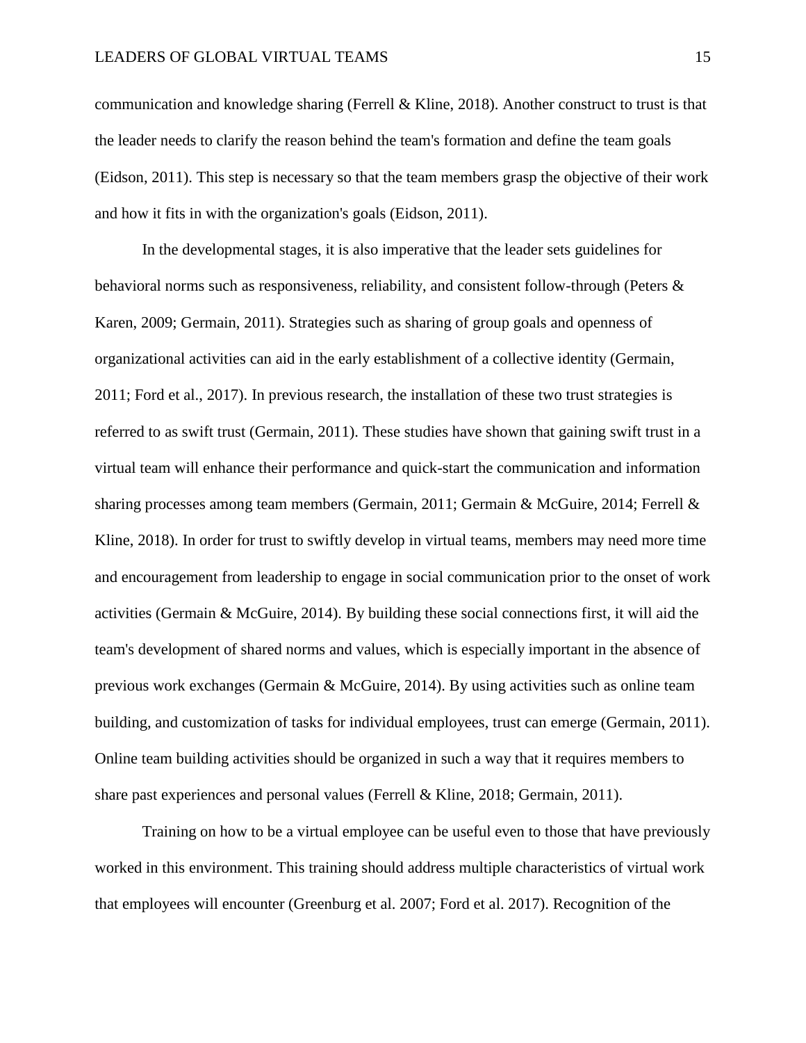communication and knowledge sharing (Ferrell & Kline, 2018). Another construct to trust is that the leader needs to clarify the reason behind the team's formation and define the team goals (Eidson, 2011). This step is necessary so that the team members grasp the objective of their work and how it fits in with the organization's goals (Eidson, 2011).

In the developmental stages, it is also imperative that the leader sets guidelines for behavioral norms such as responsiveness, reliability, and consistent follow-through (Peters & Karen, 2009; Germain, 2011). Strategies such as sharing of group goals and openness of organizational activities can aid in the early establishment of a collective identity (Germain, 2011; Ford et al., 2017). In previous research, the installation of these two trust strategies is referred to as swift trust (Germain, 2011). These studies have shown that gaining swift trust in a virtual team will enhance their performance and quick-start the communication and information sharing processes among team members (Germain, 2011; Germain & McGuire, 2014; Ferrell & Kline, 2018). In order for trust to swiftly develop in virtual teams, members may need more time and encouragement from leadership to engage in social communication prior to the onset of work activities (Germain & McGuire, 2014). By building these social connections first, it will aid the team's development of shared norms and values, which is especially important in the absence of previous work exchanges (Germain & McGuire, 2014). By using activities such as online team building, and customization of tasks for individual employees, trust can emerge (Germain, 2011). Online team building activities should be organized in such a way that it requires members to share past experiences and personal values (Ferrell & Kline, 2018; Germain, 2011).

Training on how to be a virtual employee can be useful even to those that have previously worked in this environment. This training should address multiple characteristics of virtual work that employees will encounter (Greenburg et al. 2007; Ford et al. 2017). Recognition of the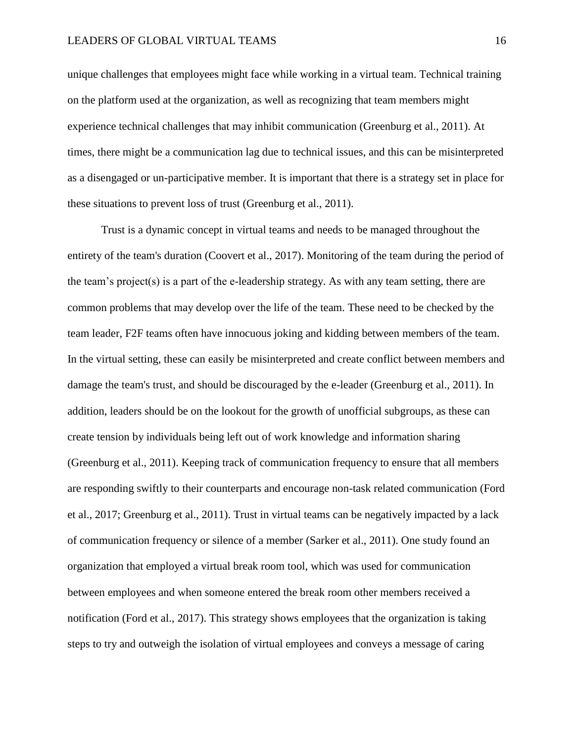unique challenges that employees might face while working in a virtual team. Technical training on the platform used at the organization, as well as recognizing that team members might experience technical challenges that may inhibit communication (Greenburg et al., 2011). At times, there might be a communication lag due to technical issues, and this can be misinterpreted as a disengaged or un-participative member. It is important that there is a strategy set in place for these situations to prevent loss of trust (Greenburg et al., 2011).

Trust is a dynamic concept in virtual teams and needs to be managed throughout the entirety of the team's duration (Coovert et al., 2017). Monitoring of the team during the period of the team's project(s) is a part of the e-leadership strategy. As with any team setting, there are common problems that may develop over the life of the team. These need to be checked by the team leader, F2F teams often have innocuous joking and kidding between members of the team. In the virtual setting, these can easily be misinterpreted and create conflict between members and damage the team's trust, and should be discouraged by the e-leader (Greenburg et al., 2011). In addition, leaders should be on the lookout for the growth of unofficial subgroups, as these can create tension by individuals being left out of work knowledge and information sharing (Greenburg et al., 2011). Keeping track of communication frequency to ensure that all members are responding swiftly to their counterparts and encourage non-task related communication (Ford et al., 2017; Greenburg et al., 2011). Trust in virtual teams can be negatively impacted by a lack of communication frequency or silence of a member (Sarker et al., 2011). One study found an organization that employed a virtual break room tool, which was used for communication between employees and when someone entered the break room other members received a notification (Ford et al., 2017). This strategy shows employees that the organization is taking steps to try and outweigh the isolation of virtual employees and conveys a message of caring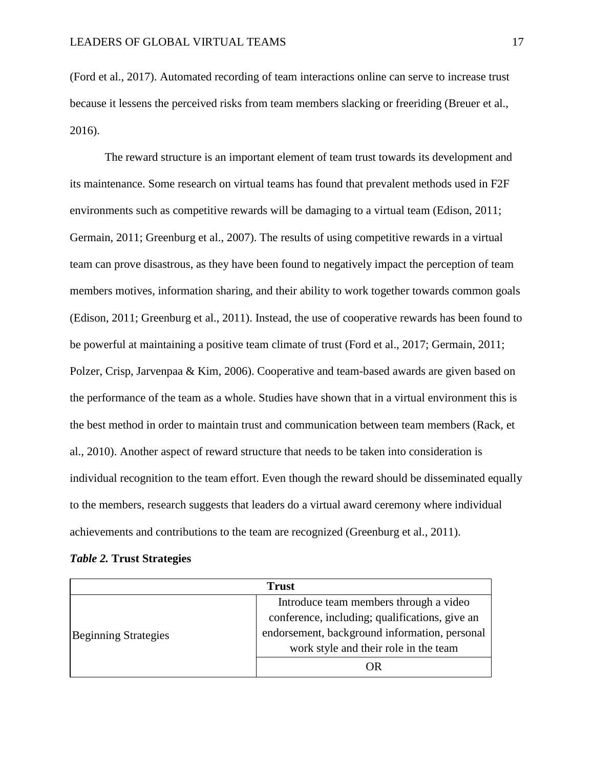(Ford et al., 2017). Automated recording of team interactions online can serve to increase trust because it lessens the perceived risks from team members slacking or freeriding (Breuer et al., 2016).

The reward structure is an important element of team trust towards its development and its maintenance. Some research on virtual teams has found that prevalent methods used in F2F environments such as competitive rewards will be damaging to a virtual team (Edison, 2011; Germain, 2011; Greenburg et al., 2007). The results of using competitive rewards in a virtual team can prove disastrous, as they have been found to negatively impact the perception of team members motives, information sharing, and their ability to work together towards common goals (Edison, 2011; Greenburg et al., 2011). Instead, the use of cooperative rewards has been found to be powerful at maintaining a positive team climate of trust (Ford et al., 2017; Germain, 2011; Polzer, Crisp, Jarvenpaa & Kim, 2006). Cooperative and team-based awards are given based on the performance of the team as a whole. Studies have shown that in a virtual environment this is the best method in order to maintain trust and communication between team members (Rack, et al., 2010). Another aspect of reward structure that needs to be taken into consideration is individual recognition to the team effort. Even though the reward should be disseminated equally to the members, research suggests that leaders do a virtual award ceremony where individual achievements and contributions to the team are recognized (Greenburg et al., 2011).

***Table 2.* Trust Strategies**

| **Trust** | |
|---|---|
| Beginning Strategies | Introduce team members through a video conference, including; qualifications, give an endorsement, background information, personal work style and their role in the team |
| | OR |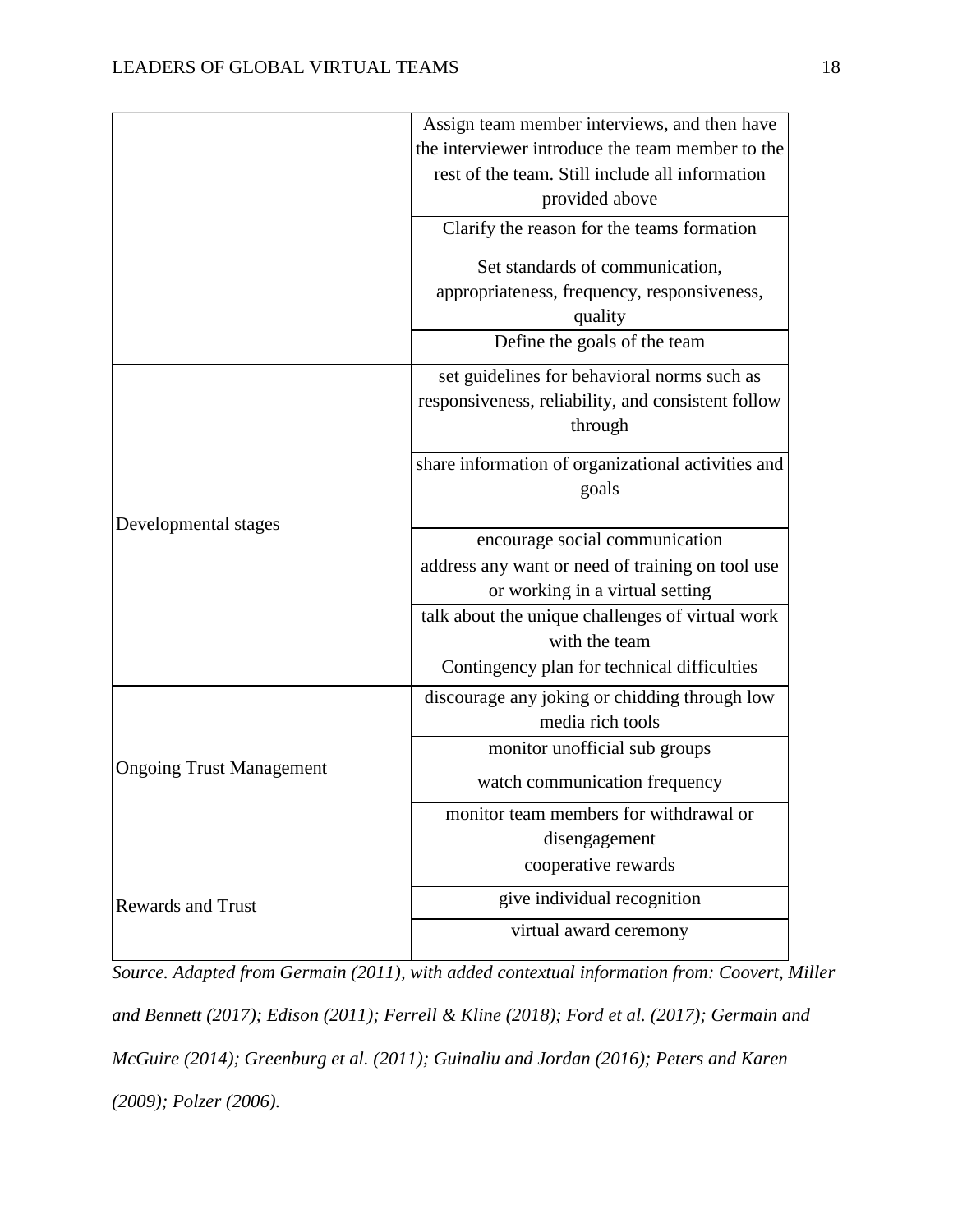| | |
|---|---|
| | Assign team member interviews, and then have the interviewer introduce the team member to the rest of the team. Still include all information provided above |
| | Clarify the reason for the teams formation |
| | Set standards of communication, appropriateness, frequency, responsiveness, quality |
| | Define the goals of the team |
| Developmental stages | set guidelines for behavioral norms such as responsiveness, reliability, and consistent follow through |
| | share information of organizational activities and goals |
| | encourage social communication |
| | address any want or need of training on tool use or working in a virtual setting |
| | talk about the unique challenges of virtual work with the team |
| | Contingency plan for technical difficulties |
| Ongoing Trust Management | discourage any joking or chidding through low media rich tools |
| | monitor unofficial sub groups |
| | watch communication frequency |
| | monitor team members for withdrawal or disengagement |
| Rewards and Trust | cooperative rewards |
| | give individual recognition |
| | virtual award ceremony |

*Source. Adapted from Germain (2011), with added contextual information from: Coovert, Miller and Bennett (2017); Edison (2011); Ferrell & Kline (2018); Ford et al. (2017); Germain and McGuire (2014); Greenburg et al. (2011); Guinaliu and Jordan (2016); Peters and Karen (2009); Polzer (2006).*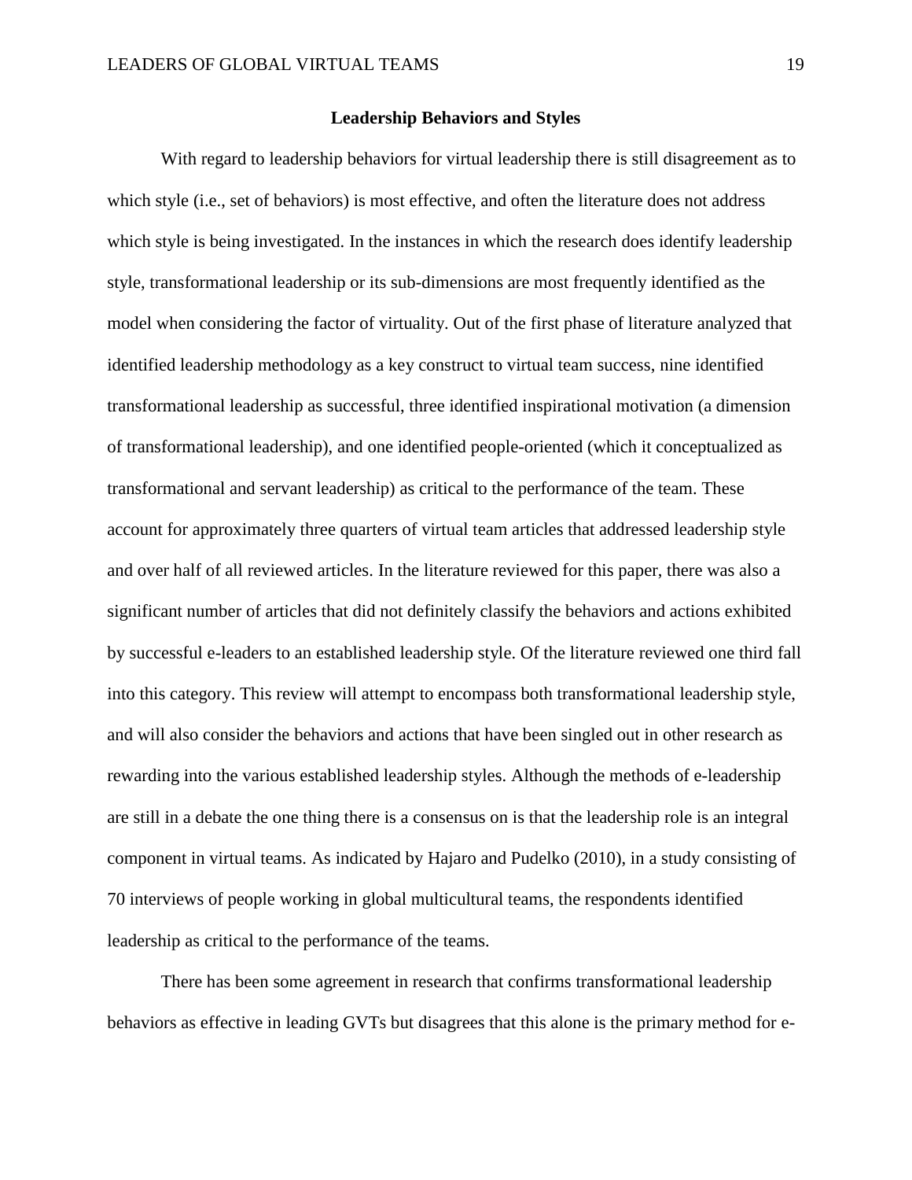## Leadership Behaviors and Styles

With regard to leadership behaviors for virtual leadership there is still disagreement as to which style (i.e., set of behaviors) is most effective, and often the literature does not address which style is being investigated. In the instances in which the research does identify leadership style, transformational leadership or its sub-dimensions are most frequently identified as the model when considering the factor of virtuality. Out of the first phase of literature analyzed that identified leadership methodology as a key construct to virtual team success, nine identified transformational leadership as successful, three identified inspirational motivation (a dimension of transformational leadership), and one identified people-oriented (which it conceptualized as transformational and servant leadership) as critical to the performance of the team. These account for approximately three quarters of virtual team articles that addressed leadership style and over half of all reviewed articles. In the literature reviewed for this paper, there was also a significant number of articles that did not definitely classify the behaviors and actions exhibited by successful e-leaders to an established leadership style. Of the literature reviewed one third fall into this category. This review will attempt to encompass both transformational leadership style, and will also consider the behaviors and actions that have been singled out in other research as rewarding into the various established leadership styles. Although the methods of e-leadership are still in a debate the one thing there is a consensus on is that the leadership role is an integral component in virtual teams. As indicated by Hajaro and Pudelko (2010), in a study consisting of 70 interviews of people working in global multicultural teams, the respondents identified leadership as critical to the performance of the teams.

There has been some agreement in research that confirms transformational leadership behaviors as effective in leading GVTs but disagrees that this alone is the primary method for e-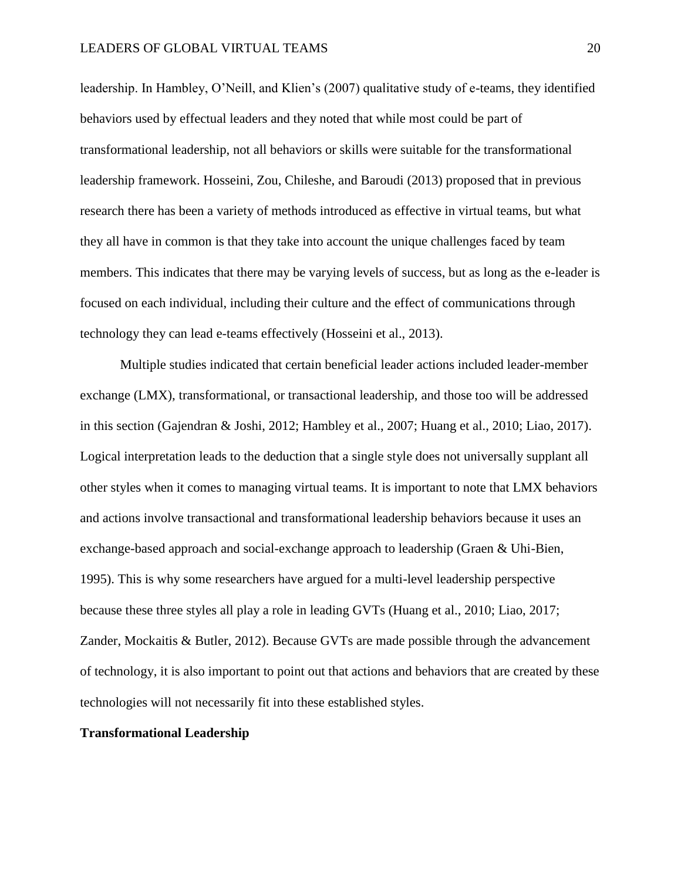leadership. In Hambley, O'Neill, and Klien's (2007) qualitative study of e-teams, they identified behaviors used by effectual leaders and they noted that while most could be part of transformational leadership, not all behaviors or skills were suitable for the transformational leadership framework. Hosseini, Zou, Chileshe, and Baroudi (2013) proposed that in previous research there has been a variety of methods introduced as effective in virtual teams, but what they all have in common is that they take into account the unique challenges faced by team members. This indicates that there may be varying levels of success, but as long as the e-leader is focused on each individual, including their culture and the effect of communications through technology they can lead e-teams effectively (Hosseini et al., 2013).

Multiple studies indicated that certain beneficial leader actions included leader-member exchange (LMX), transformational, or transactional leadership, and those too will be addressed in this section (Gajendran & Joshi, 2012; Hambley et al., 2007; Huang et al., 2010; Liao, 2017). Logical interpretation leads to the deduction that a single style does not universally supplant all other styles when it comes to managing virtual teams. It is important to note that LMX behaviors and actions involve transactional and transformational leadership behaviors because it uses an exchange-based approach and social-exchange approach to leadership (Graen & Uhi-Bien, 1995). This is why some researchers have argued for a multi-level leadership perspective because these three styles all play a role in leading GVTs (Huang et al., 2010; Liao, 2017; Zander, Mockaitis & Butler, 2012). Because GVTs are made possible through the advancement of technology, it is also important to point out that actions and behaviors that are created by these technologies will not necessarily fit into these established styles.

## Transformational Leadership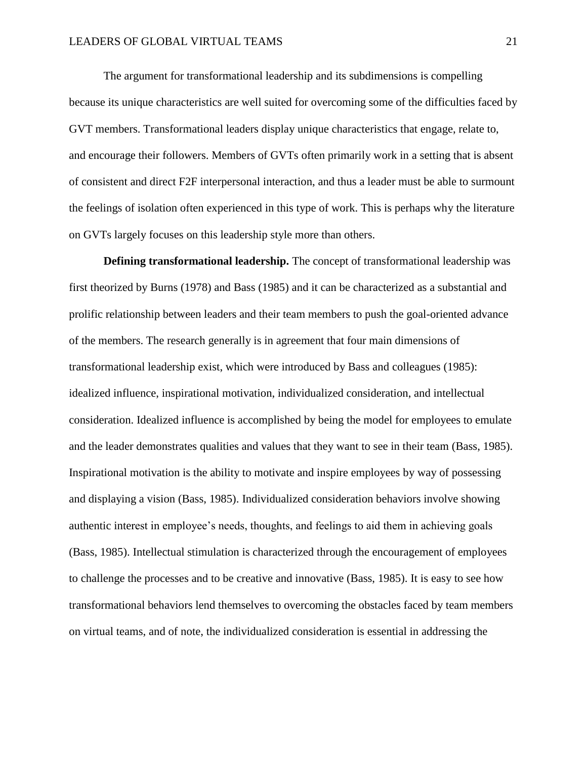The argument for transformational leadership and its subdimensions is compelling because its unique characteristics are well suited for overcoming some of the difficulties faced by GVT members. Transformational leaders display unique characteristics that engage, relate to, and encourage their followers. Members of GVTs often primarily work in a setting that is absent of consistent and direct F2F interpersonal interaction, and thus a leader must be able to surmount the feelings of isolation often experienced in this type of work. This is perhaps why the literature on GVTs largely focuses on this leadership style more than others.

**Defining transformational leadership.** The concept of transformational leadership was first theorized by Burns (1978) and Bass (1985) and it can be characterized as a substantial and prolific relationship between leaders and their team members to push the goal-oriented advance of the members. The research generally is in agreement that four main dimensions of transformational leadership exist, which were introduced by Bass and colleagues (1985): idealized influence, inspirational motivation, individualized consideration, and intellectual consideration. Idealized influence is accomplished by being the model for employees to emulate and the leader demonstrates qualities and values that they want to see in their team (Bass, 1985). Inspirational motivation is the ability to motivate and inspire employees by way of possessing and displaying a vision (Bass, 1985). Individualized consideration behaviors involve showing authentic interest in employee's needs, thoughts, and feelings to aid them in achieving goals (Bass, 1985). Intellectual stimulation is characterized through the encouragement of employees to challenge the processes and to be creative and innovative (Bass, 1985). It is easy to see how transformational behaviors lend themselves to overcoming the obstacles faced by team members on virtual teams, and of note, the individualized consideration is essential in addressing the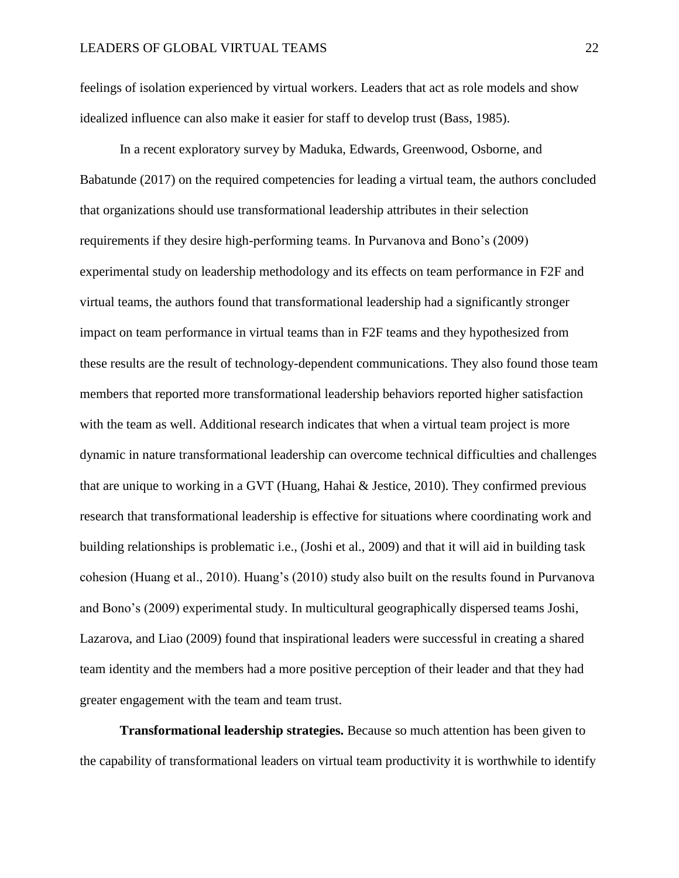feelings of isolation experienced by virtual workers. Leaders that act as role models and show idealized influence can also make it easier for staff to develop trust (Bass, 1985).

In a recent exploratory survey by Maduka, Edwards, Greenwood, Osborne, and Babatunde (2017) on the required competencies for leading a virtual team, the authors concluded that organizations should use transformational leadership attributes in their selection requirements if they desire high-performing teams. In Purvanova and Bono's (2009) experimental study on leadership methodology and its effects on team performance in F2F and virtual teams, the authors found that transformational leadership had a significantly stronger impact on team performance in virtual teams than in F2F teams and they hypothesized from these results are the result of technology-dependent communications. They also found those team members that reported more transformational leadership behaviors reported higher satisfaction with the team as well. Additional research indicates that when a virtual team project is more dynamic in nature transformational leadership can overcome technical difficulties and challenges that are unique to working in a GVT (Huang, Hahai & Jestice, 2010). They confirmed previous research that transformational leadership is effective for situations where coordinating work and building relationships is problematic i.e., (Joshi et al., 2009) and that it will aid in building task cohesion (Huang et al., 2010). Huang's (2010) study also built on the results found in Purvanova and Bono's (2009) experimental study. In multicultural geographically dispersed teams Joshi, Lazarova, and Liao (2009) found that inspirational leaders were successful in creating a shared team identity and the members had a more positive perception of their leader and that they had greater engagement with the team and team trust.

**Transformational leadership strategies.** Because so much attention has been given to the capability of transformational leaders on virtual team productivity it is worthwhile to identify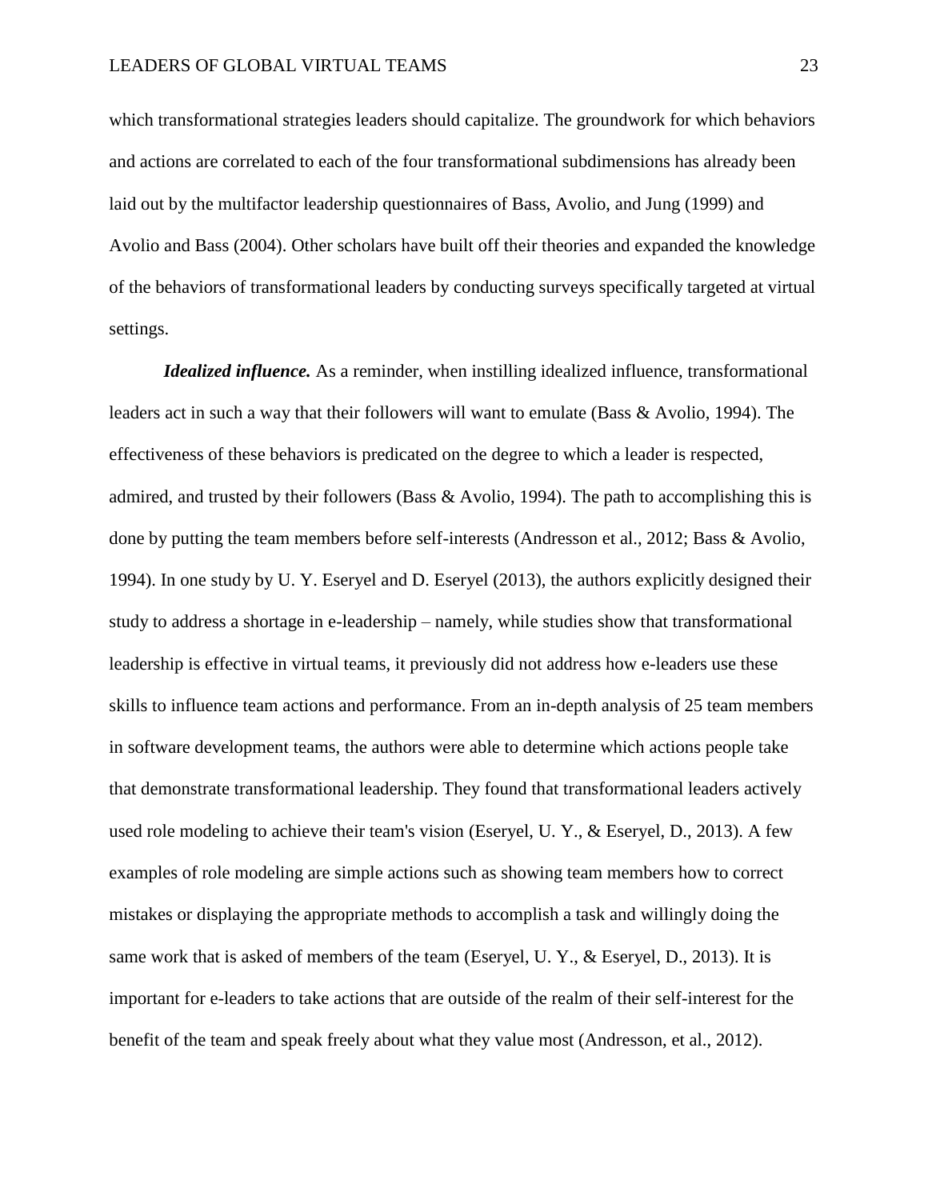which transformational strategies leaders should capitalize. The groundwork for which behaviors and actions are correlated to each of the four transformational subdimensions has already been laid out by the multifactor leadership questionnaires of Bass, Avolio, and Jung (1999) and Avolio and Bass (2004). Other scholars have built off their theories and expanded the knowledge of the behaviors of transformational leaders by conducting surveys specifically targeted at virtual settings.

***Idealized influence.*** As a reminder, when instilling idealized influence, transformational leaders act in such a way that their followers will want to emulate (Bass & Avolio, 1994). The effectiveness of these behaviors is predicated on the degree to which a leader is respected, admired, and trusted by their followers (Bass & Avolio, 1994). The path to accomplishing this is done by putting the team members before self-interests (Andresson et al., 2012; Bass & Avolio, 1994). In one study by U. Y. Eseryel and D. Eseryel (2013), the authors explicitly designed their study to address a shortage in e-leadership – namely, while studies show that transformational leadership is effective in virtual teams, it previously did not address how e-leaders use these skills to influence team actions and performance. From an in-depth analysis of 25 team members in software development teams, the authors were able to determine which actions people take that demonstrate transformational leadership. They found that transformational leaders actively used role modeling to achieve their team's vision (Eseryel, U. Y., & Eseryel, D., 2013). A few examples of role modeling are simple actions such as showing team members how to correct mistakes or displaying the appropriate methods to accomplish a task and willingly doing the same work that is asked of members of the team (Eseryel, U. Y., & Eseryel, D., 2013). It is important for e-leaders to take actions that are outside of the realm of their self-interest for the benefit of the team and speak freely about what they value most (Andresson, et al., 2012).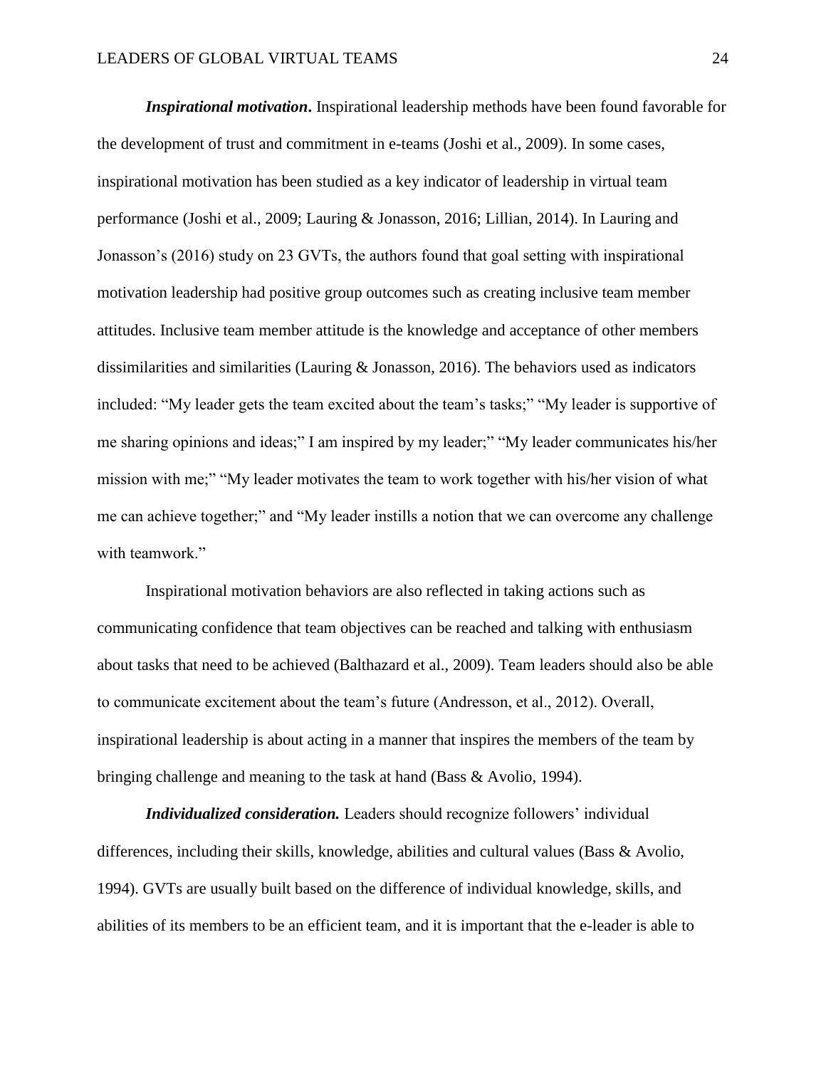***Inspirational motivation*.** Inspirational leadership methods have been found favorable for the development of trust and commitment in e-teams (Joshi et al., 2009). In some cases, inspirational motivation has been studied as a key indicator of leadership in virtual team performance (Joshi et al., 2009; Lauring & Jonasson, 2016; Lillian, 2014). In Lauring and Jonasson's (2016) study on 23 GVTs, the authors found that goal setting with inspirational motivation leadership had positive group outcomes such as creating inclusive team member attitudes. Inclusive team member attitude is the knowledge and acceptance of other members dissimilarities and similarities (Lauring & Jonasson, 2016). The behaviors used as indicators included: "My leader gets the team excited about the team's tasks;" "My leader is supportive of me sharing opinions and ideas;" I am inspired by my leader;" "My leader communicates his/her mission with me;" "My leader motivates the team to work together with his/her vision of what me can achieve together;" and "My leader instills a notion that we can overcome any challenge with teamwork."

Inspirational motivation behaviors are also reflected in taking actions such as communicating confidence that team objectives can be reached and talking with enthusiasm about tasks that need to be achieved (Balthazard et al., 2009). Team leaders should also be able to communicate excitement about the team's future (Andresson, et al., 2012). Overall, inspirational leadership is about acting in a manner that inspires the members of the team by bringing challenge and meaning to the task at hand (Bass & Avolio, 1994).

***Individualized consideration.*** Leaders should recognize followers' individual differences, including their skills, knowledge, abilities and cultural values (Bass & Avolio, 1994). GVTs are usually built based on the difference of individual knowledge, skills, and abilities of its members to be an efficient team, and it is important that the e-leader is able to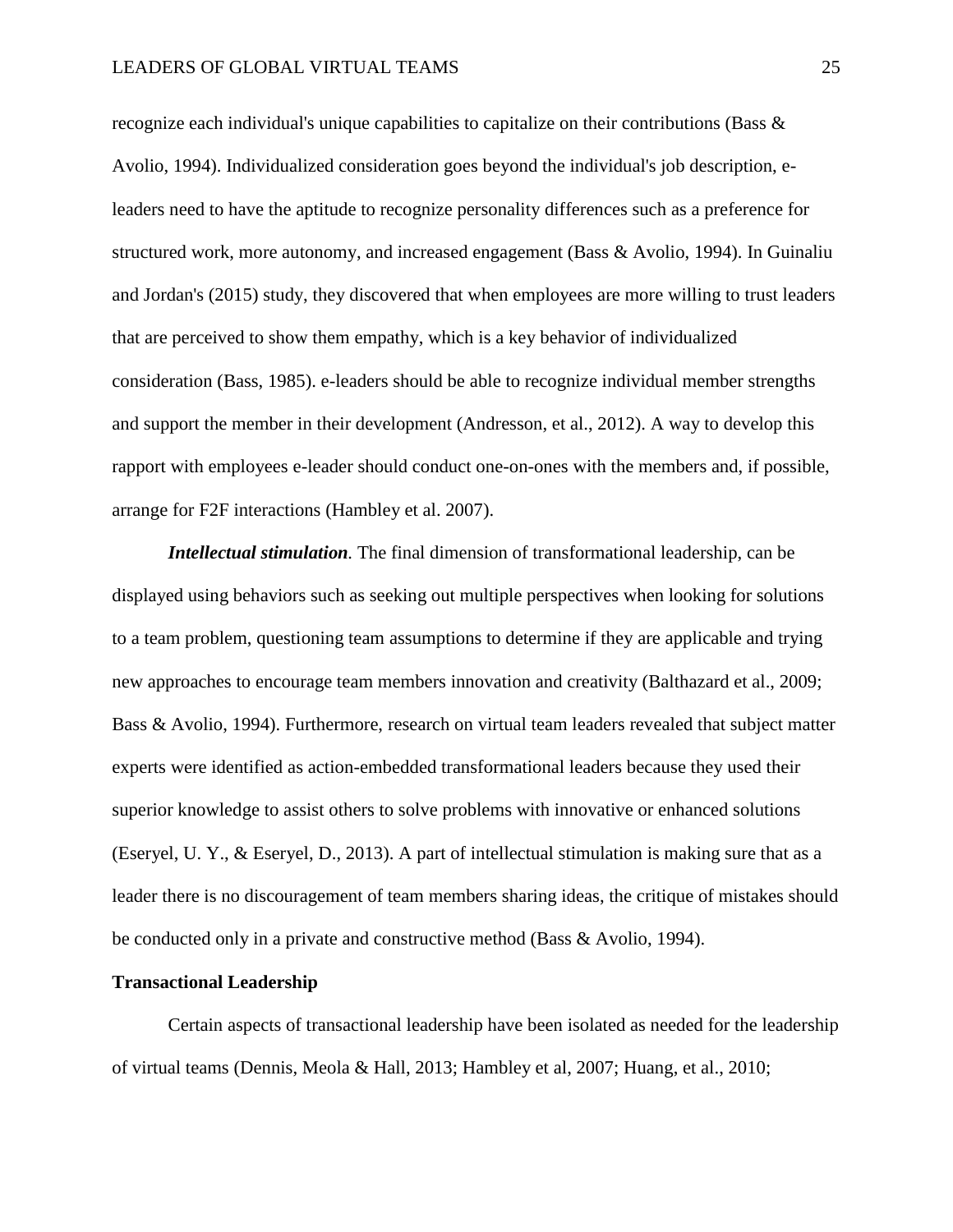recognize each individual's unique capabilities to capitalize on their contributions (Bass & Avolio, 1994). Individualized consideration goes beyond the individual's job description, e-leaders need to have the aptitude to recognize personality differences such as a preference for structured work, more autonomy, and increased engagement (Bass & Avolio, 1994). In Guinaliu and Jordan's (2015) study, they discovered that when employees are more willing to trust leaders that are perceived to show them empathy, which is a key behavior of individualized consideration (Bass, 1985). e-leaders should be able to recognize individual member strengths and support the member in their development (Andresson, et al., 2012). A way to develop this rapport with employees e-leader should conduct one-on-ones with the members and, if possible, arrange for F2F interactions (Hambley et al. 2007).

***Intellectual stimulation.*** The final dimension of transformational leadership, can be displayed using behaviors such as seeking out multiple perspectives when looking for solutions to a team problem, questioning team assumptions to determine if they are applicable and trying new approaches to encourage team members innovation and creativity (Balthazard et al., 2009; Bass & Avolio, 1994). Furthermore, research on virtual team leaders revealed that subject matter experts were identified as action-embedded transformational leaders because they used their superior knowledge to assist others to solve problems with innovative or enhanced solutions (Eseryel, U. Y., & Eseryel, D., 2013). A part of intellectual stimulation is making sure that as a leader there is no discouragement of team members sharing ideas, the critique of mistakes should be conducted only in a private and constructive method (Bass & Avolio, 1994).

**Transactional Leadership**

Certain aspects of transactional leadership have been isolated as needed for the leadership of virtual teams (Dennis, Meola & Hall, 2013; Hambley et al, 2007; Huang, et al., 2010;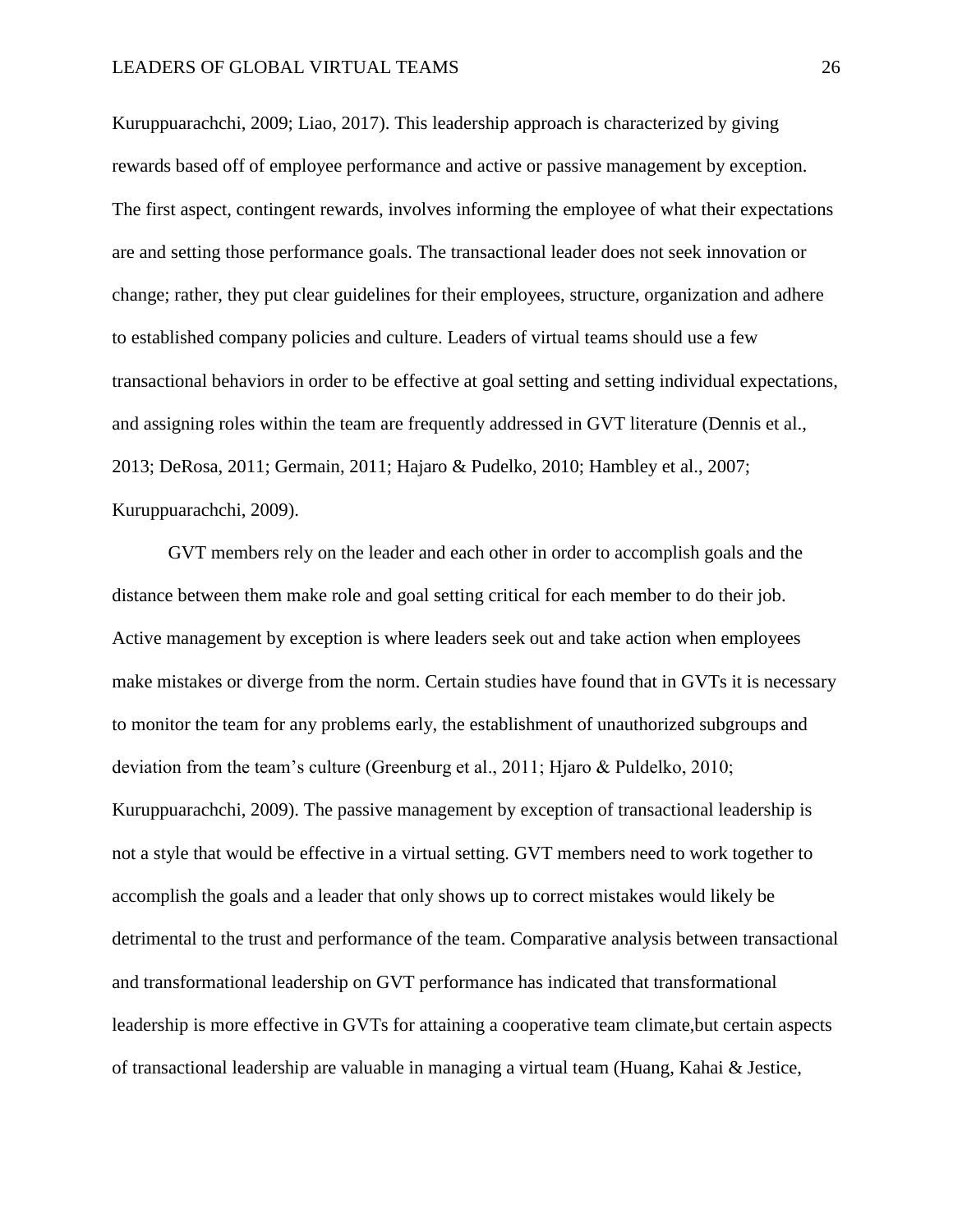Kuruppuarachchi, 2009; Liao, 2017). This leadership approach is characterized by giving rewards based off of employee performance and active or passive management by exception. The first aspect, contingent rewards, involves informing the employee of what their expectations are and setting those performance goals. The transactional leader does not seek innovation or change; rather, they put clear guidelines for their employees, structure, organization and adhere to established company policies and culture. Leaders of virtual teams should use a few transactional behaviors in order to be effective at goal setting and setting individual expectations, and assigning roles within the team are frequently addressed in GVT literature (Dennis et al., 2013; DeRosa, 2011; Germain, 2011; Hajaro & Pudelko, 2010; Hambley et al., 2007; Kuruppuarachchi, 2009).

GVT members rely on the leader and each other in order to accomplish goals and the distance between them make role and goal setting critical for each member to do their job. Active management by exception is where leaders seek out and take action when employees make mistakes or diverge from the norm. Certain studies have found that in GVTs it is necessary to monitor the team for any problems early, the establishment of unauthorized subgroups and deviation from the team's culture (Greenburg et al., 2011; Hjaro & Puldelko, 2010; Kuruppuarachchi, 2009). The passive management by exception of transactional leadership is not a style that would be effective in a virtual setting. GVT members need to work together to accomplish the goals and a leader that only shows up to correct mistakes would likely be detrimental to the trust and performance of the team. Comparative analysis between transactional and transformational leadership on GVT performance has indicated that transformational leadership is more effective in GVTs for attaining a cooperative team climate,but certain aspects of transactional leadership are valuable in managing a virtual team (Huang, Kahai & Jestice,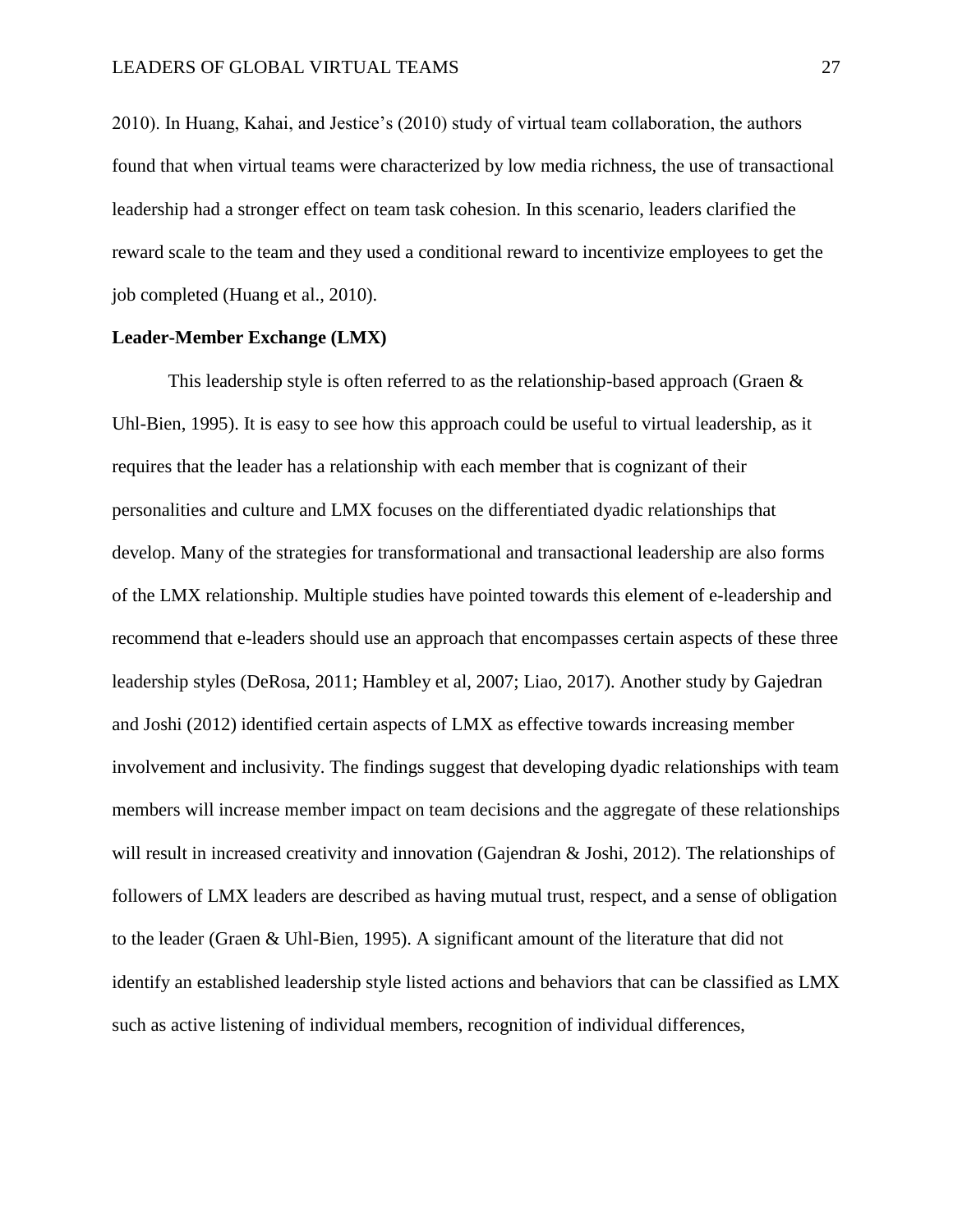2010). In Huang, Kahai, and Jestice's (2010) study of virtual team collaboration, the authors found that when virtual teams were characterized by low media richness, the use of transactional leadership had a stronger effect on team task cohesion. In this scenario, leaders clarified the reward scale to the team and they used a conditional reward to incentivize employees to get the job completed (Huang et al., 2010).

**Leader-Member Exchange (LMX)**

This leadership style is often referred to as the relationship-based approach (Graen & Uhl-Bien, 1995). It is easy to see how this approach could be useful to virtual leadership, as it requires that the leader has a relationship with each member that is cognizant of their personalities and culture and LMX focuses on the differentiated dyadic relationships that develop. Many of the strategies for transformational and transactional leadership are also forms of the LMX relationship. Multiple studies have pointed towards this element of e-leadership and recommend that e-leaders should use an approach that encompasses certain aspects of these three leadership styles (DeRosa, 2011; Hambley et al, 2007; Liao, 2017). Another study by Gajedran and Joshi (2012) identified certain aspects of LMX as effective towards increasing member involvement and inclusivity. The findings suggest that developing dyadic relationships with team members will increase member impact on team decisions and the aggregate of these relationships will result in increased creativity and innovation (Gajendran & Joshi, 2012). The relationships of followers of LMX leaders are described as having mutual trust, respect, and a sense of obligation to the leader (Graen & Uhl-Bien, 1995). A significant amount of the literature that did not identify an established leadership style listed actions and behaviors that can be classified as LMX such as active listening of individual members, recognition of individual differences,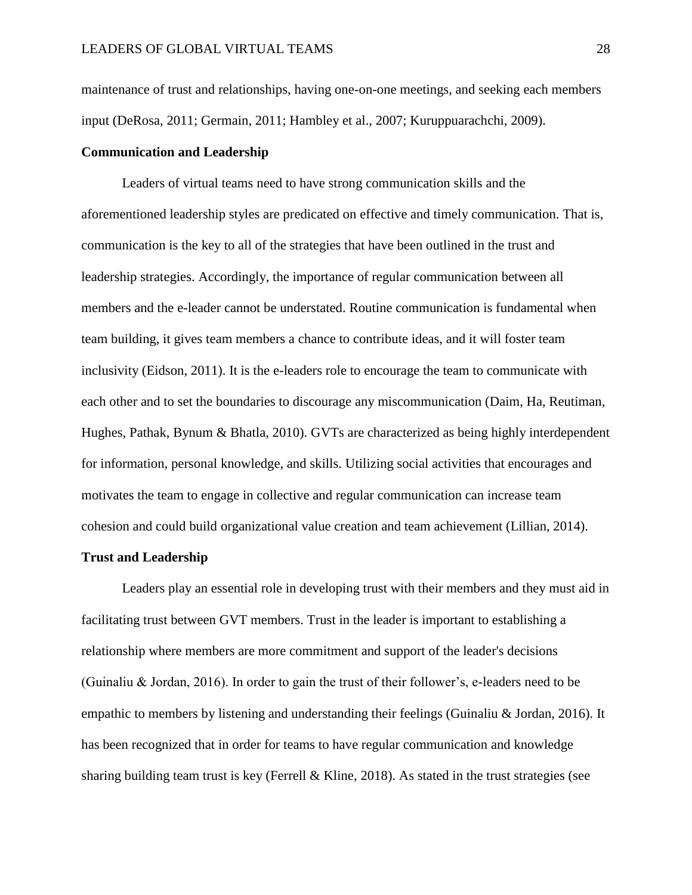maintenance of trust and relationships, having one-on-one meetings, and seeking each members input (DeRosa, 2011; Germain, 2011; Hambley et al., 2007; Kuruppuarachchi, 2009).

**Communication and Leadership**

Leaders of virtual teams need to have strong communication skills and the aforementioned leadership styles are predicated on effective and timely communication. That is, communication is the key to all of the strategies that have been outlined in the trust and leadership strategies. Accordingly, the importance of regular communication between all members and the e-leader cannot be understated. Routine communication is fundamental when team building, it gives team members a chance to contribute ideas, and it will foster team inclusivity (Eidson, 2011). It is the e-leaders role to encourage the team to communicate with each other and to set the boundaries to discourage any miscommunication (Daim, Ha, Reutiman, Hughes, Pathak, Bynum & Bhatla, 2010). GVTs are characterized as being highly interdependent for information, personal knowledge, and skills. Utilizing social activities that encourages and motivates the team to engage in collective and regular communication can increase team cohesion and could build organizational value creation and team achievement (Lillian, 2014).

**Trust and Leadership**

Leaders play an essential role in developing trust with their members and they must aid in facilitating trust between GVT members. Trust in the leader is important to establishing a relationship where members are more commitment and support of the leader's decisions (Guinaliu & Jordan, 2016). In order to gain the trust of their follower's, e-leaders need to be empathic to members by listening and understanding their feelings (Guinaliu & Jordan, 2016). It has been recognized that in order for teams to have regular communication and knowledge sharing building team trust is key (Ferrell & Kline, 2018). As stated in the trust strategies (see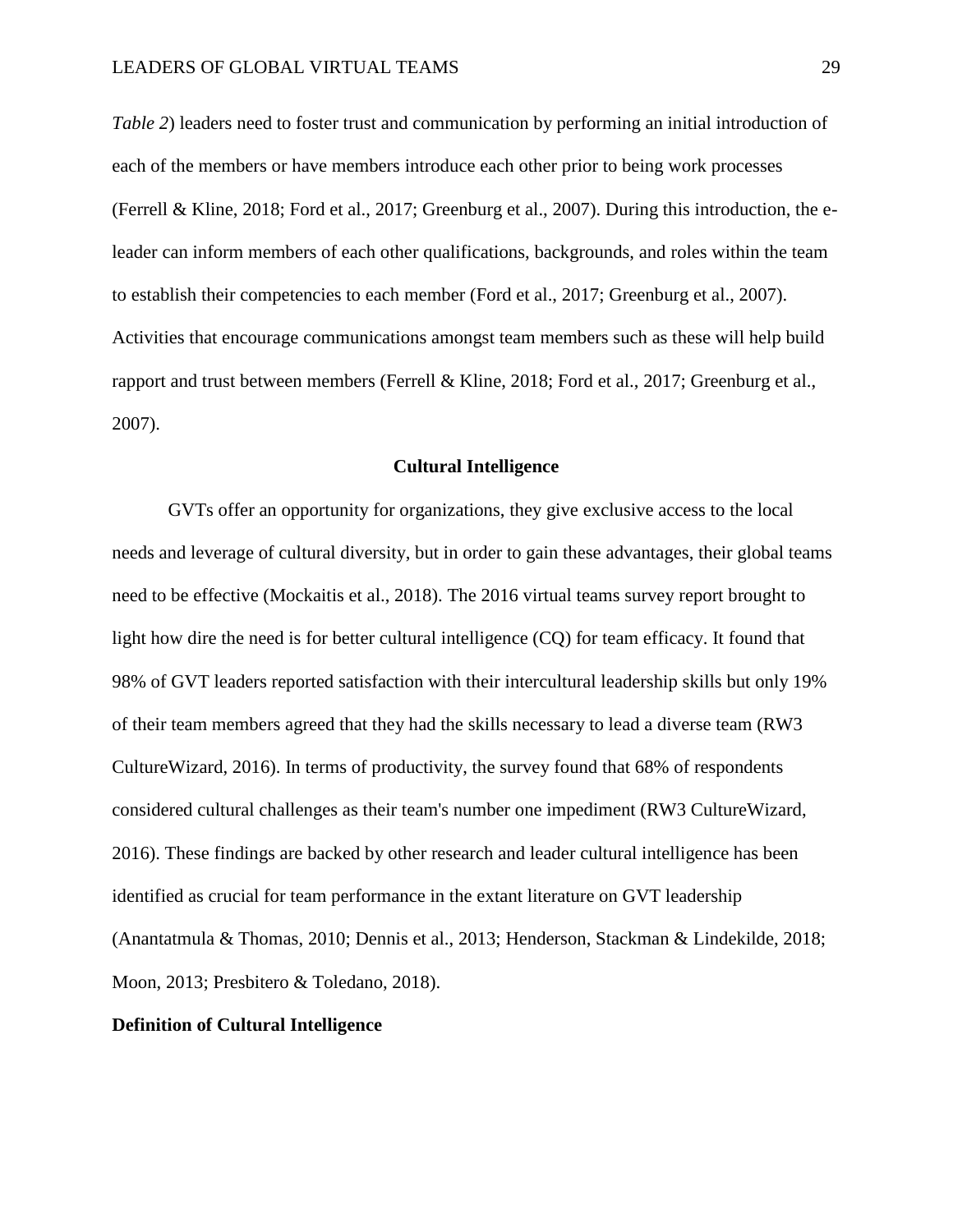*Table 2*) leaders need to foster trust and communication by performing an initial introduction of each of the members or have members introduce each other prior to being work processes (Ferrell & Kline, 2018; Ford et al., 2017; Greenburg et al., 2007). During this introduction, the e-leader can inform members of each other qualifications, backgrounds, and roles within the team to establish their competencies to each member (Ford et al., 2017; Greenburg et al., 2007). Activities that encourage communications amongst team members such as these will help build rapport and trust between members (Ferrell & Kline, 2018; Ford et al., 2017; Greenburg et al., 2007).

## Cultural Intelligence

GVTs offer an opportunity for organizations, they give exclusive access to the local needs and leverage of cultural diversity, but in order to gain these advantages, their global teams need to be effective (Mockaitis et al., 2018). The 2016 virtual teams survey report brought to light how dire the need is for better cultural intelligence (CQ) for team efficacy. It found that 98% of GVT leaders reported satisfaction with their intercultural leadership skills but only 19% of their team members agreed that they had the skills necessary to lead a diverse team (RW3 CultureWizard, 2016). In terms of productivity, the survey found that 68% of respondents considered cultural challenges as their team's number one impediment (RW3 CultureWizard, 2016). These findings are backed by other research and leader cultural intelligence has been identified as crucial for team performance in the extant literature on GVT leadership (Anantatmula & Thomas, 2010; Dennis et al., 2013; Henderson, Stackman & Lindekilde, 2018; Moon, 2013; Presbitero & Toledano, 2018).

### Definition of Cultural Intelligence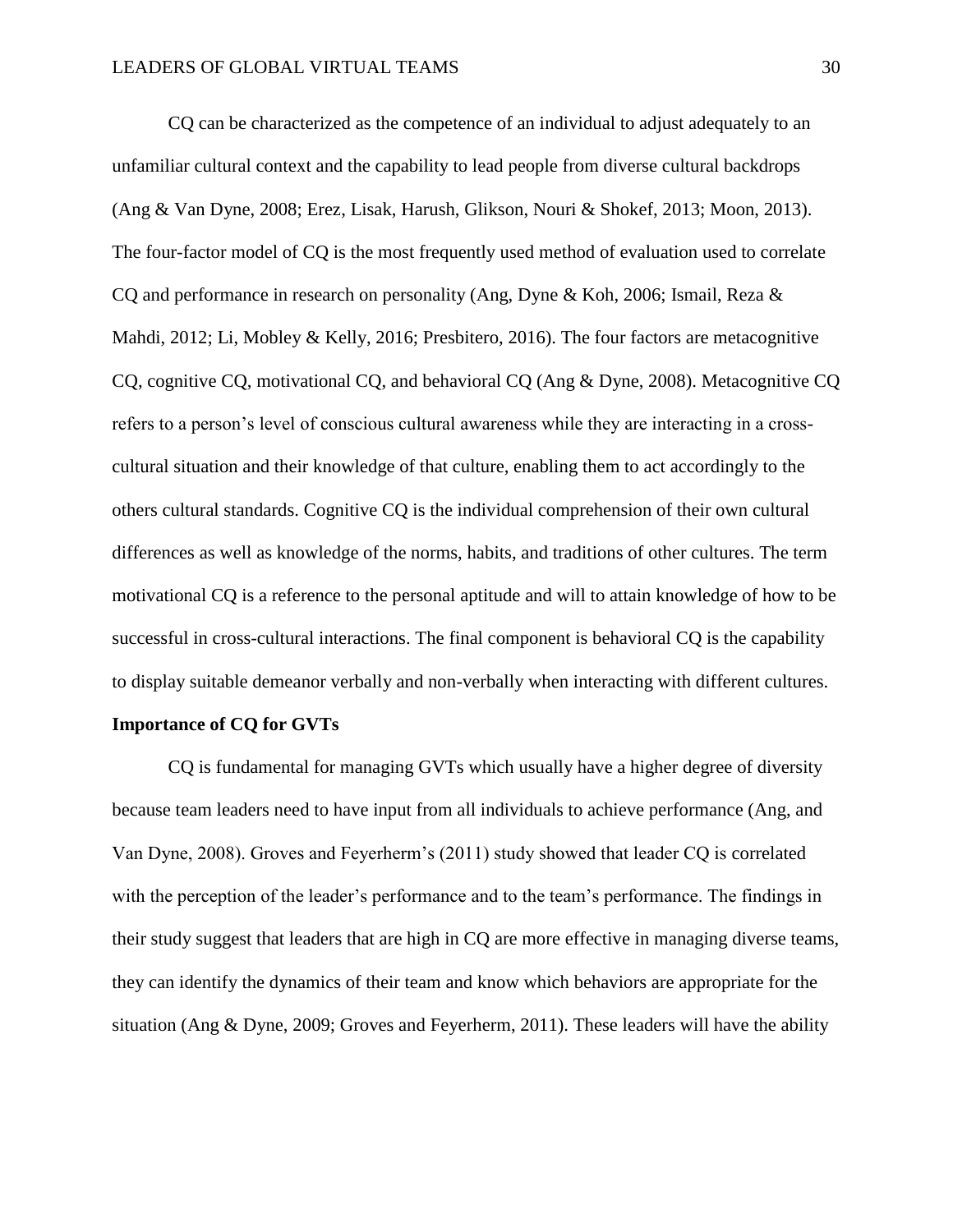CQ can be characterized as the competence of an individual to adjust adequately to an unfamiliar cultural context and the capability to lead people from diverse cultural backdrops (Ang & Van Dyne, 2008; Erez, Lisak, Harush, Glikson, Nouri & Shokef, 2013; Moon, 2013). The four-factor model of CQ is the most frequently used method of evaluation used to correlate CQ and performance in research on personality (Ang, Dyne & Koh, 2006; Ismail, Reza & Mahdi, 2012; Li, Mobley & Kelly, 2016; Presbitero, 2016). The four factors are metacognitive CQ, cognitive CQ, motivational CQ, and behavioral CQ (Ang & Dyne, 2008). Metacognitive CQ refers to a person's level of conscious cultural awareness while they are interacting in a cross-cultural situation and their knowledge of that culture, enabling them to act accordingly to the others cultural standards. Cognitive CQ is the individual comprehension of their own cultural differences as well as knowledge of the norms, habits, and traditions of other cultures. The term motivational CQ is a reference to the personal aptitude and will to attain knowledge of how to be successful in cross-cultural interactions. The final component is behavioral CQ is the capability to display suitable demeanor verbally and non-verbally when interacting with different cultures.

**Importance of CQ for GVTs**

CQ is fundamental for managing GVTs which usually have a higher degree of diversity because team leaders need to have input from all individuals to achieve performance (Ang, and Van Dyne, 2008). Groves and Feyerherm's (2011) study showed that leader CQ is correlated with the perception of the leader's performance and to the team's performance. The findings in their study suggest that leaders that are high in CQ are more effective in managing diverse teams, they can identify the dynamics of their team and know which behaviors are appropriate for the situation (Ang & Dyne, 2009; Groves and Feyerherm, 2011). These leaders will have the ability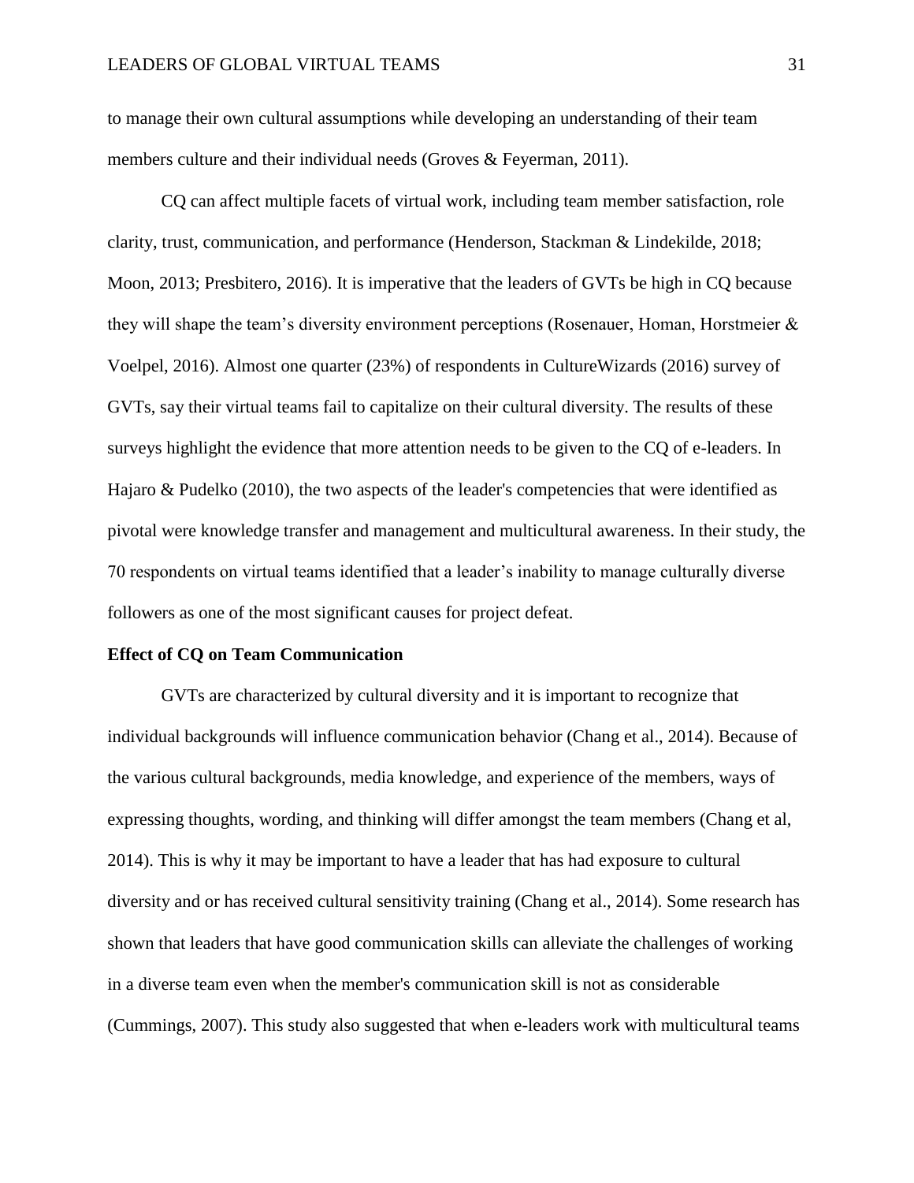to manage their own cultural assumptions while developing an understanding of their team members culture and their individual needs (Groves & Feyerman, 2011).

CQ can affect multiple facets of virtual work, including team member satisfaction, role clarity, trust, communication, and performance (Henderson, Stackman & Lindekilde, 2018; Moon, 2013; Presbitero, 2016). It is imperative that the leaders of GVTs be high in CQ because they will shape the team's diversity environment perceptions (Rosenauer, Homan, Horstmeier & Voelpel, 2016). Almost one quarter (23%) of respondents in CultureWizards (2016) survey of GVTs, say their virtual teams fail to capitalize on their cultural diversity. The results of these surveys highlight the evidence that more attention needs to be given to the CQ of e-leaders. In Hajaro & Pudelko (2010), the two aspects of the leader's competencies that were identified as pivotal were knowledge transfer and management and multicultural awareness. In their study, the 70 respondents on virtual teams identified that a leader's inability to manage culturally diverse followers as one of the most significant causes for project defeat.

**Effect of CQ on Team Communication**

GVTs are characterized by cultural diversity and it is important to recognize that individual backgrounds will influence communication behavior (Chang et al., 2014). Because of the various cultural backgrounds, media knowledge, and experience of the members, ways of expressing thoughts, wording, and thinking will differ amongst the team members (Chang et al, 2014). This is why it may be important to have a leader that has had exposure to cultural diversity and or has received cultural sensitivity training (Chang et al., 2014). Some research has shown that leaders that have good communication skills can alleviate the challenges of working in a diverse team even when the member's communication skill is not as considerable (Cummings, 2007). This study also suggested that when e-leaders work with multicultural teams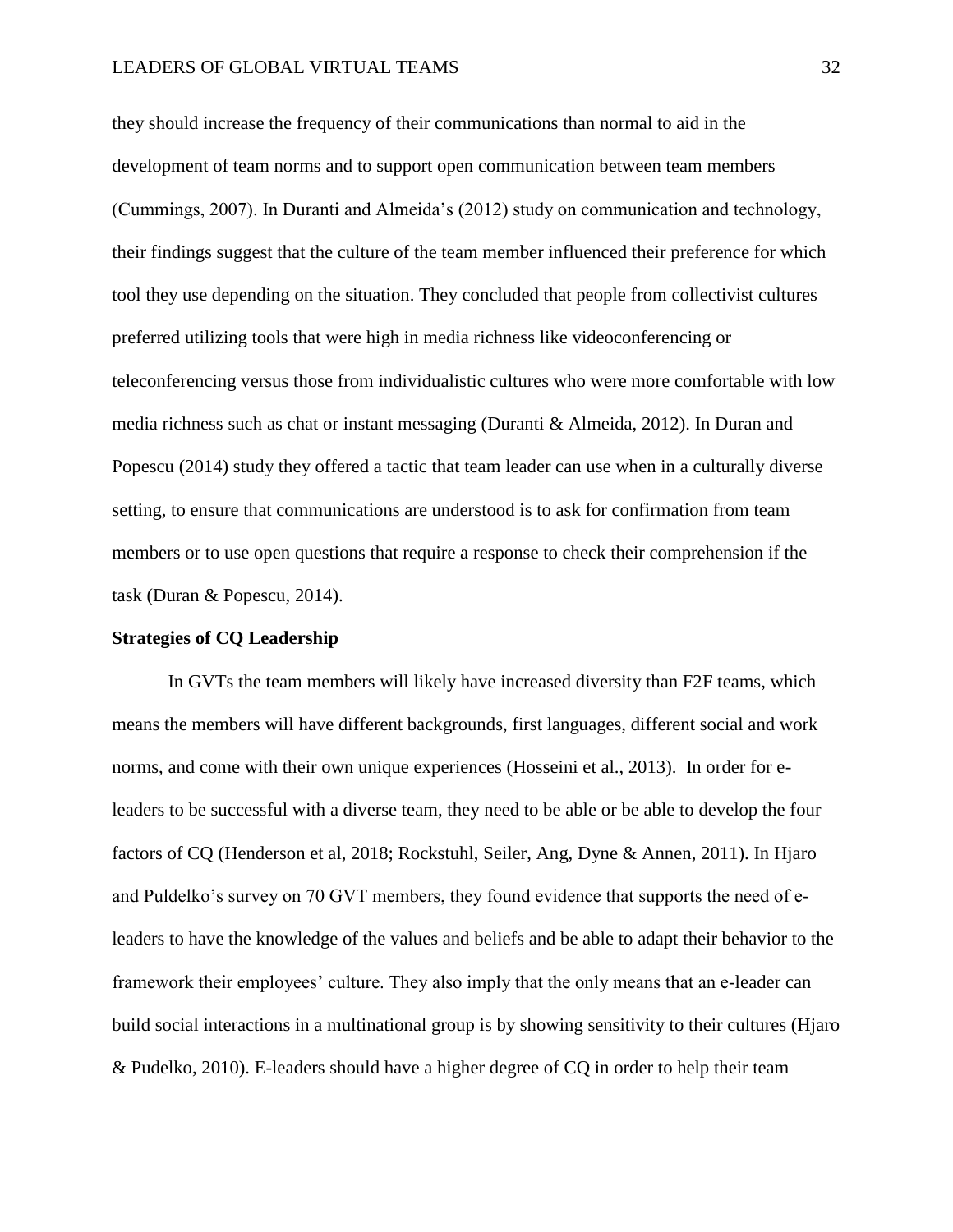they should increase the frequency of their communications than normal to aid in the development of team norms and to support open communication between team members (Cummings, 2007). In Duranti and Almeida's (2012) study on communication and technology, their findings suggest that the culture of the team member influenced their preference for which tool they use depending on the situation. They concluded that people from collectivist cultures preferred utilizing tools that were high in media richness like videoconferencing or teleconferencing versus those from individualistic cultures who were more comfortable with low media richness such as chat or instant messaging (Duranti & Almeida, 2012). In Duran and Popescu (2014) study they offered a tactic that team leader can use when in a culturally diverse setting, to ensure that communications are understood is to ask for confirmation from team members or to use open questions that require a response to check their comprehension if the task (Duran & Popescu, 2014).

## Strategies of CQ Leadership

In GVTs the team members will likely have increased diversity than F2F teams, which means the members will have different backgrounds, first languages, different social and work norms, and come with their own unique experiences (Hosseini et al., 2013). In order for e-leaders to be successful with a diverse team, they need to be able or be able to develop the four factors of CQ (Henderson et al, 2018; Rockstuhl, Seiler, Ang, Dyne & Annen, 2011). In Hjaro and Puldelko's survey on 70 GVT members, they found evidence that supports the need of e-leaders to have the knowledge of the values and beliefs and be able to adapt their behavior to the framework their employees' culture. They also imply that the only means that an e-leader can build social interactions in a multinational group is by showing sensitivity to their cultures (Hjaro & Pudelko, 2010). E-leaders should have a higher degree of CQ in order to help their team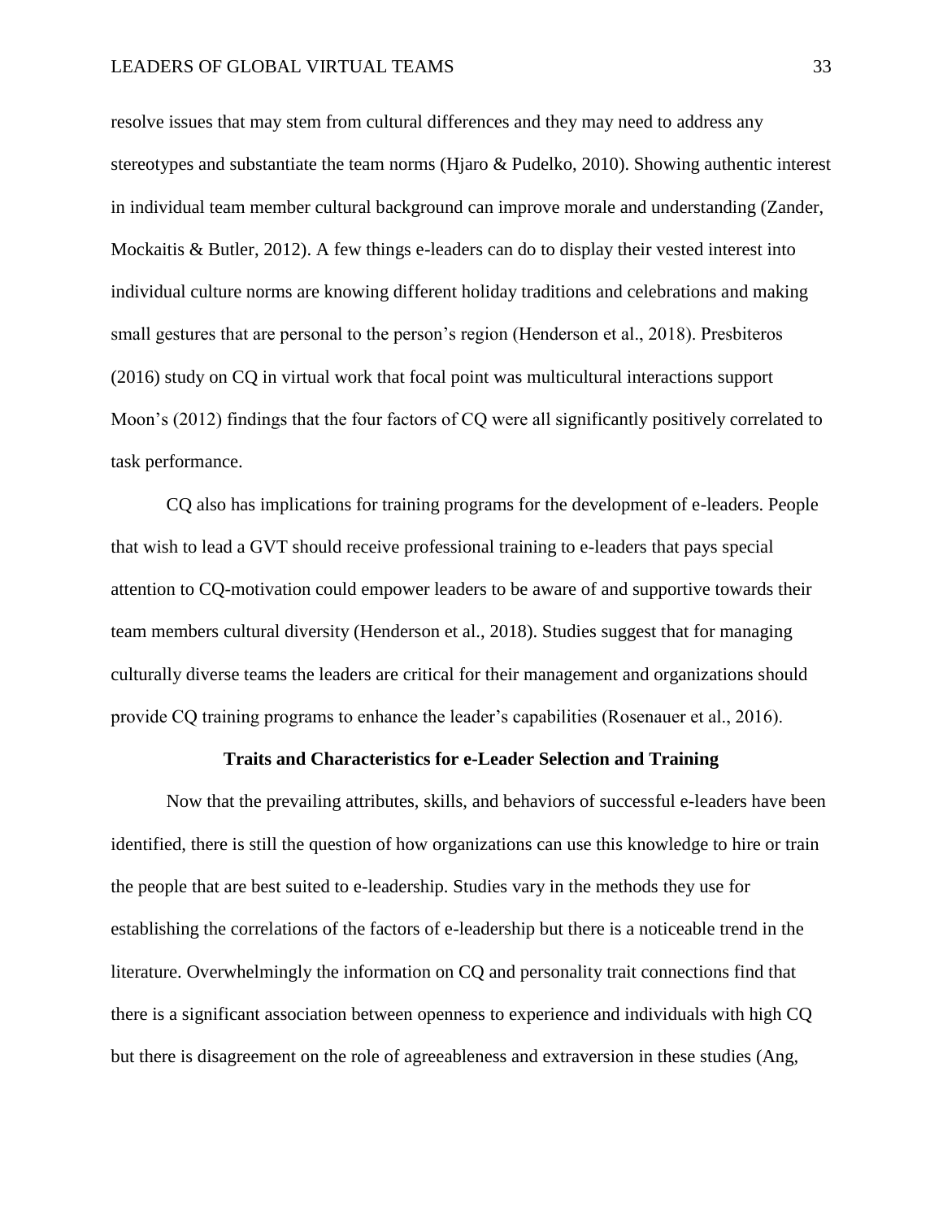resolve issues that may stem from cultural differences and they may need to address any stereotypes and substantiate the team norms (Hjaro & Pudelko, 2010). Showing authentic interest in individual team member cultural background can improve morale and understanding (Zander, Mockaitis & Butler, 2012). A few things e-leaders can do to display their vested interest into individual culture norms are knowing different holiday traditions and celebrations and making small gestures that are personal to the person's region (Henderson et al., 2018). Presbiteros (2016) study on CQ in virtual work that focal point was multicultural interactions support Moon's (2012) findings that the four factors of CQ were all significantly positively correlated to task performance.

CQ also has implications for training programs for the development of e-leaders. People that wish to lead a GVT should receive professional training to e-leaders that pays special attention to CQ-motivation could empower leaders to be aware of and supportive towards their team members cultural diversity (Henderson et al., 2018). Studies suggest that for managing culturally diverse teams the leaders are critical for their management and organizations should provide CQ training programs to enhance the leader's capabilities (Rosenauer et al., 2016).

## Traits and Characteristics for e-Leader Selection and Training

Now that the prevailing attributes, skills, and behaviors of successful e-leaders have been identified, there is still the question of how organizations can use this knowledge to hire or train the people that are best suited to e-leadership. Studies vary in the methods they use for establishing the correlations of the factors of e-leadership but there is a noticeable trend in the literature. Overwhelmingly the information on CQ and personality trait connections find that there is a significant association between openness to experience and individuals with high CQ but there is disagreement on the role of agreeableness and extraversion in these studies (Ang,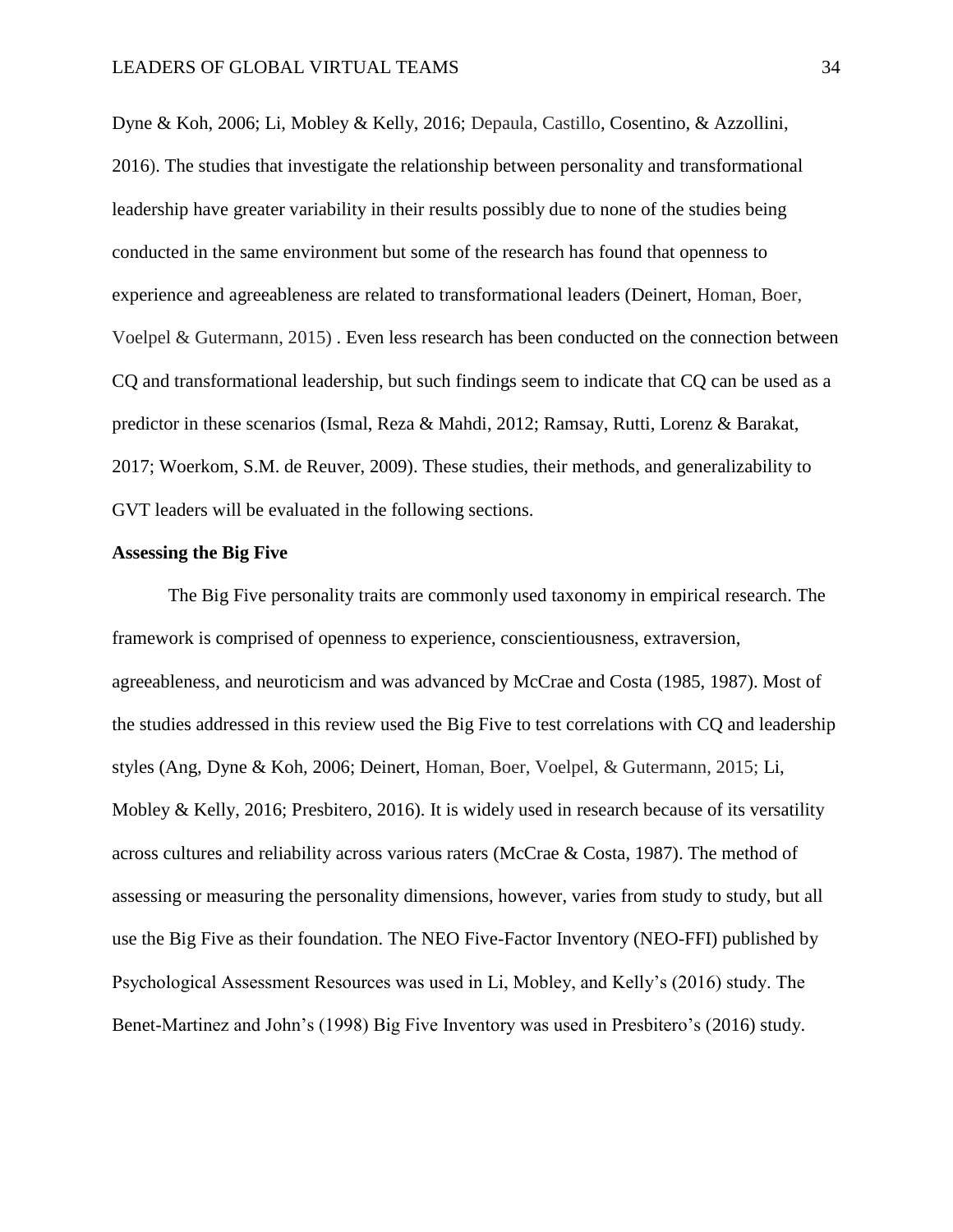Dyne & Koh, 2006; Li, Mobley & Kelly, 2016; Depaula, Castillo, Cosentino, & Azzollini, 2016). The studies that investigate the relationship between personality and transformational leadership have greater variability in their results possibly due to none of the studies being conducted in the same environment but some of the research has found that openness to experience and agreeableness are related to transformational leaders (Deinert, Homan, Boer, Voelpel & Gutermann, 2015) . Even less research has been conducted on the connection between CQ and transformational leadership, but such findings seem to indicate that CQ can be used as a predictor in these scenarios (Ismal, Reza & Mahdi, 2012; Ramsay, Rutti, Lorenz & Barakat, 2017; Woerkom, S.M. de Reuver, 2009). These studies, their methods, and generalizability to GVT leaders will be evaluated in the following sections.

**Assessing the Big Five**

The Big Five personality traits are commonly used taxonomy in empirical research. The framework is comprised of openness to experience, conscientiousness, extraversion, agreeableness, and neuroticism and was advanced by McCrae and Costa (1985, 1987). Most of the studies addressed in this review used the Big Five to test correlations with CQ and leadership styles (Ang, Dyne & Koh, 2006; Deinert, Homan, Boer, Voelpel, & Gutermann, 2015; Li, Mobley & Kelly, 2016; Presbitero, 2016). It is widely used in research because of its versatility across cultures and reliability across various raters (McCrae & Costa, 1987). The method of assessing or measuring the personality dimensions, however, varies from study to study, but all use the Big Five as their foundation. The NEO Five-Factor Inventory (NEO-FFI) published by Psychological Assessment Resources was used in Li, Mobley, and Kelly's (2016) study. The Benet-Martinez and John's (1998) Big Five Inventory was used in Presbitero's (2016) study.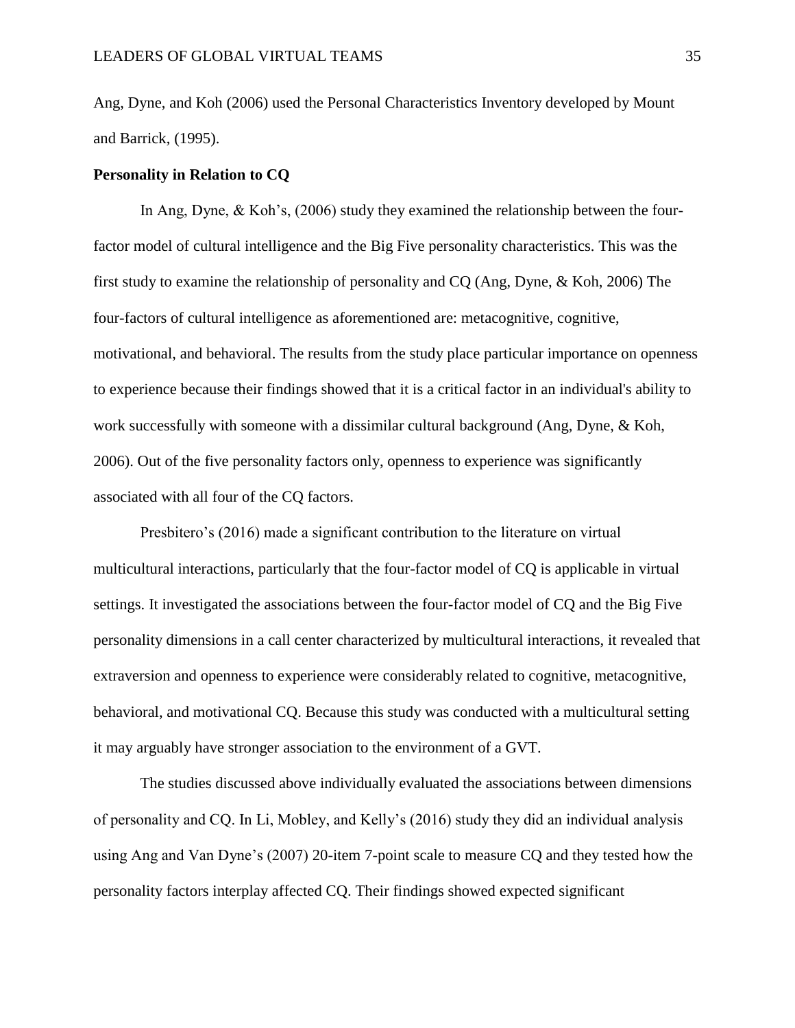Ang, Dyne, and Koh (2006) used the Personal Characteristics Inventory developed by Mount and Barrick, (1995).

**Personality in Relation to CQ**

In Ang, Dyne, & Koh's, (2006) study they examined the relationship between the four-factor model of cultural intelligence and the Big Five personality characteristics. This was the first study to examine the relationship of personality and CQ (Ang, Dyne, & Koh, 2006) The four-factors of cultural intelligence as aforementioned are: metacognitive, cognitive, motivational, and behavioral. The results from the study place particular importance on openness to experience because their findings showed that it is a critical factor in an individual's ability to work successfully with someone with a dissimilar cultural background (Ang, Dyne, & Koh, 2006). Out of the five personality factors only, openness to experience was significantly associated with all four of the CQ factors.

Presbitero's (2016) made a significant contribution to the literature on virtual multicultural interactions, particularly that the four-factor model of CQ is applicable in virtual settings. It investigated the associations between the four-factor model of CQ and the Big Five personality dimensions in a call center characterized by multicultural interactions, it revealed that extraversion and openness to experience were considerably related to cognitive, metacognitive, behavioral, and motivational CQ. Because this study was conducted with a multicultural setting it may arguably have stronger association to the environment of a GVT.

The studies discussed above individually evaluated the associations between dimensions of personality and CQ. In Li, Mobley, and Kelly's (2016) study they did an individual analysis using Ang and Van Dyne's (2007) 20-item 7-point scale to measure CQ and they tested how the personality factors interplay affected CQ. Their findings showed expected significant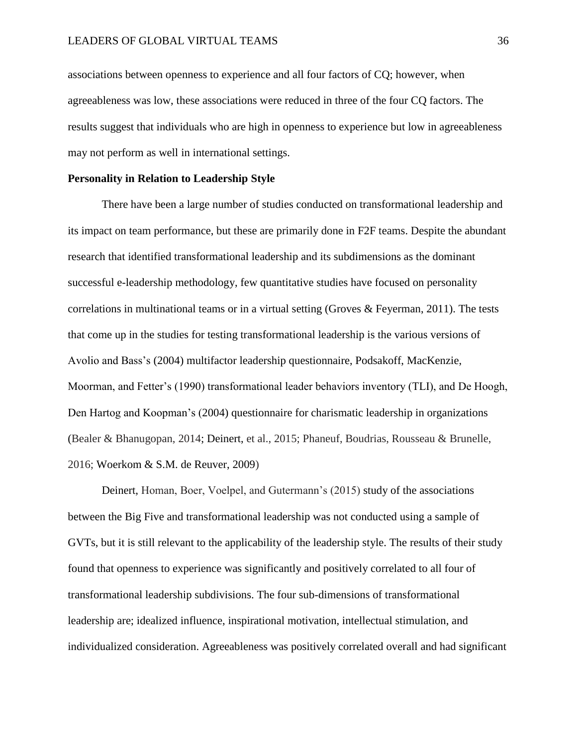associations between openness to experience and all four factors of CQ; however, when agreeableness was low, these associations were reduced in three of the four CQ factors. The results suggest that individuals who are high in openness to experience but low in agreeableness may not perform as well in international settings.

**Personality in Relation to Leadership Style**

There have been a large number of studies conducted on transformational leadership and its impact on team performance, but these are primarily done in F2F teams. Despite the abundant research that identified transformational leadership and its subdimensions as the dominant successful e-leadership methodology, few quantitative studies have focused on personality correlations in multinational teams or in a virtual setting (Groves & Feyerman, 2011). The tests that come up in the studies for testing transformational leadership is the various versions of Avolio and Bass's (2004) multifactor leadership questionnaire, Podsakoff, MacKenzie, Moorman, and Fetter's (1990) transformational leader behaviors inventory (TLI), and De Hoogh, Den Hartog and Koopman's (2004) questionnaire for charismatic leadership in organizations (Bealer & Bhanugopan, 2014; Deinert, et al., 2015; Phaneuf, Boudrias, Rousseau & Brunelle, 2016; Woerkom & S.M. de Reuver, 2009)

Deinert, Homan, Boer, Voelpel, and Gutermann's (2015) study of the associations between the Big Five and transformational leadership was not conducted using a sample of GVTs, but it is still relevant to the applicability of the leadership style. The results of their study found that openness to experience was significantly and positively correlated to all four of transformational leadership subdivisions. The four sub-dimensions of transformational leadership are; idealized influence, inspirational motivation, intellectual stimulation, and individualized consideration. Agreeableness was positively correlated overall and had significant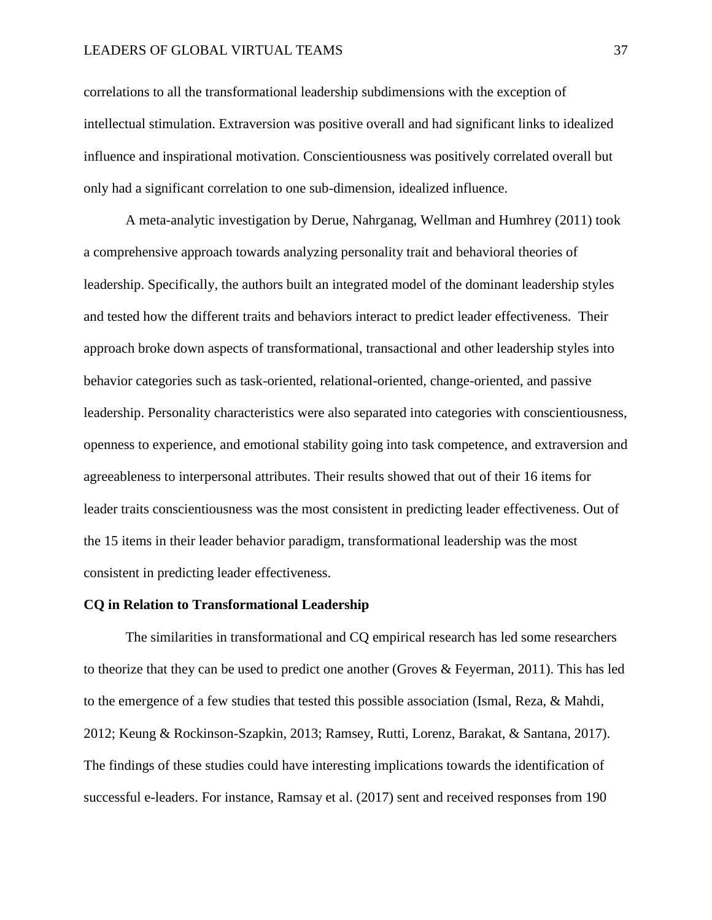correlations to all the transformational leadership subdimensions with the exception of intellectual stimulation. Extraversion was positive overall and had significant links to idealized influence and inspirational motivation. Conscientiousness was positively correlated overall but only had a significant correlation to one sub-dimension, idealized influence.

A meta-analytic investigation by Derue, Nahrganag, Wellman and Humhrey (2011) took a comprehensive approach towards analyzing personality trait and behavioral theories of leadership. Specifically, the authors built an integrated model of the dominant leadership styles and tested how the different traits and behaviors interact to predict leader effectiveness. Their approach broke down aspects of transformational, transactional and other leadership styles into behavior categories such as task-oriented, relational-oriented, change-oriented, and passive leadership. Personality characteristics were also separated into categories with conscientiousness, openness to experience, and emotional stability going into task competence, and extraversion and agreeableness to interpersonal attributes. Their results showed that out of their 16 items for leader traits conscientiousness was the most consistent in predicting leader effectiveness. Out of the 15 items in their leader behavior paradigm, transformational leadership was the most consistent in predicting leader effectiveness.

**CQ in Relation to Transformational Leadership**

The similarities in transformational and CQ empirical research has led some researchers to theorize that they can be used to predict one another (Groves & Feyerman, 2011). This has led to the emergence of a few studies that tested this possible association (Ismal, Reza, & Mahdi, 2012; Keung & Rockinson-Szapkin, 2013; Ramsey, Rutti, Lorenz, Barakat, & Santana, 2017). The findings of these studies could have interesting implications towards the identification of successful e-leaders. For instance, Ramsay et al. (2017) sent and received responses from 190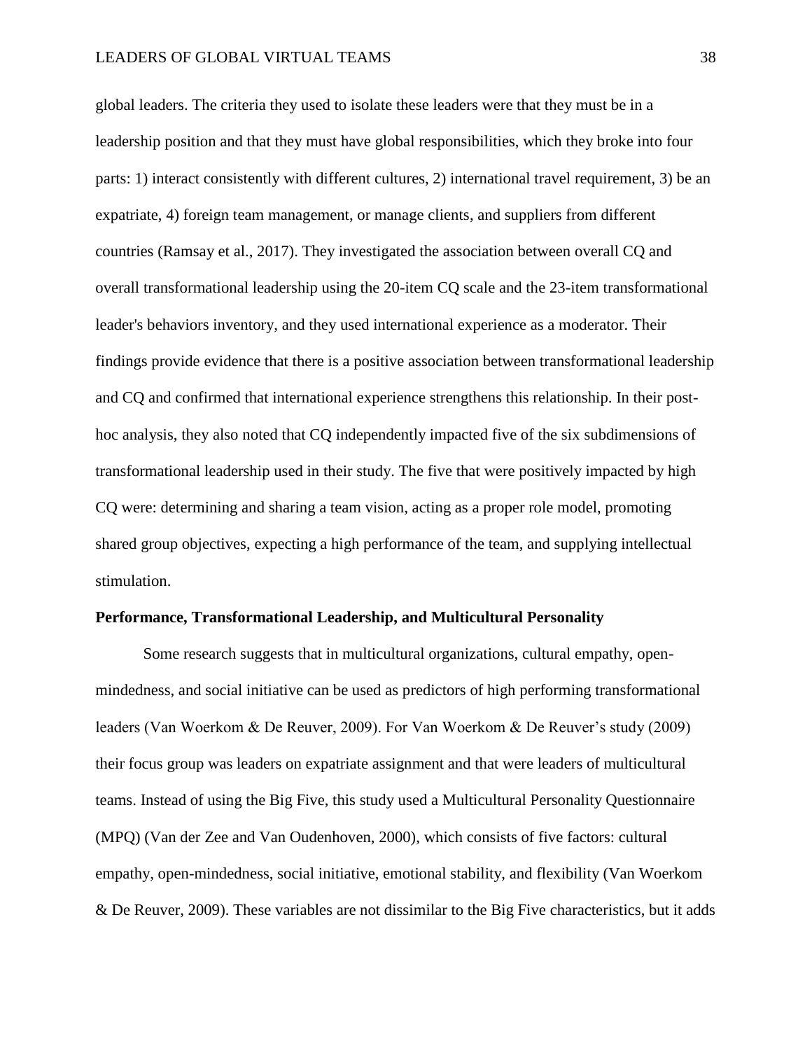global leaders. The criteria they used to isolate these leaders were that they must be in a leadership position and that they must have global responsibilities, which they broke into four parts: 1) interact consistently with different cultures, 2) international travel requirement, 3) be an expatriate, 4) foreign team management, or manage clients, and suppliers from different countries (Ramsay et al., 2017). They investigated the association between overall CQ and overall transformational leadership using the 20-item CQ scale and the 23-item transformational leader's behaviors inventory, and they used international experience as a moderator. Their findings provide evidence that there is a positive association between transformational leadership and CQ and confirmed that international experience strengthens this relationship. In their post-hoc analysis, they also noted that CQ independently impacted five of the six subdimensions of transformational leadership used in their study. The five that were positively impacted by high CQ were: determining and sharing a team vision, acting as a proper role model, promoting shared group objectives, expecting a high performance of the team, and supplying intellectual stimulation.

**Performance, Transformational Leadership, and Multicultural Personality**

Some research suggests that in multicultural organizations, cultural empathy, open-mindedness, and social initiative can be used as predictors of high performing transformational leaders (Van Woerkom & De Reuver, 2009). For Van Woerkom & De Reuver's study (2009) their focus group was leaders on expatriate assignment and that were leaders of multicultural teams. Instead of using the Big Five, this study used a Multicultural Personality Questionnaire (MPQ) (Van der Zee and Van Oudenhoven, 2000), which consists of five factors: cultural empathy, open-mindedness, social initiative, emotional stability, and flexibility (Van Woerkom & De Reuver, 2009). These variables are not dissimilar to the Big Five characteristics, but it adds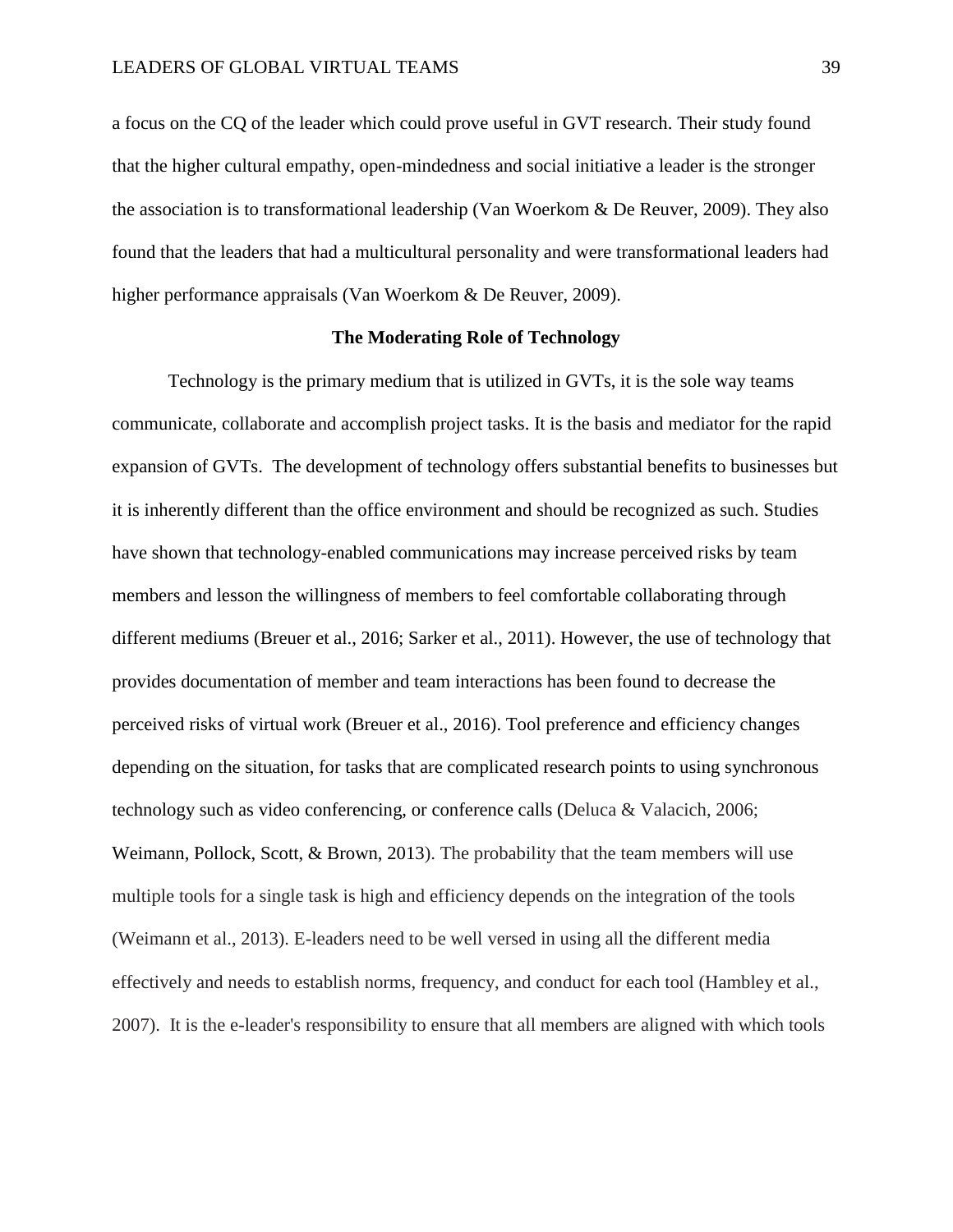a focus on the CQ of the leader which could prove useful in GVT research. Their study found that the higher cultural empathy, open-mindedness and social initiative a leader is the stronger the association is to transformational leadership (Van Woerkom & De Reuver, 2009). They also found that the leaders that had a multicultural personality and were transformational leaders had higher performance appraisals (Van Woerkom & De Reuver, 2009).

## The Moderating Role of Technology

Technology is the primary medium that is utilized in GVTs, it is the sole way teams communicate, collaborate and accomplish project tasks. It is the basis and mediator for the rapid expansion of GVTs. The development of technology offers substantial benefits to businesses but it is inherently different than the office environment and should be recognized as such. Studies have shown that technology-enabled communications may increase perceived risks by team members and lesson the willingness of members to feel comfortable collaborating through different mediums (Breuer et al., 2016; Sarker et al., 2011). However, the use of technology that provides documentation of member and team interactions has been found to decrease the perceived risks of virtual work (Breuer et al., 2016). Tool preference and efficiency changes depending on the situation, for tasks that are complicated research points to using synchronous technology such as video conferencing, or conference calls (Deluca & Valacich, 2006; Weimann, Pollock, Scott, & Brown, 2013). The probability that the team members will use multiple tools for a single task is high and efficiency depends on the integration of the tools (Weimann et al., 2013). E-leaders need to be well versed in using all the different media effectively and needs to establish norms, frequency, and conduct for each tool (Hambley et al., 2007). It is the e-leader's responsibility to ensure that all members are aligned with which tools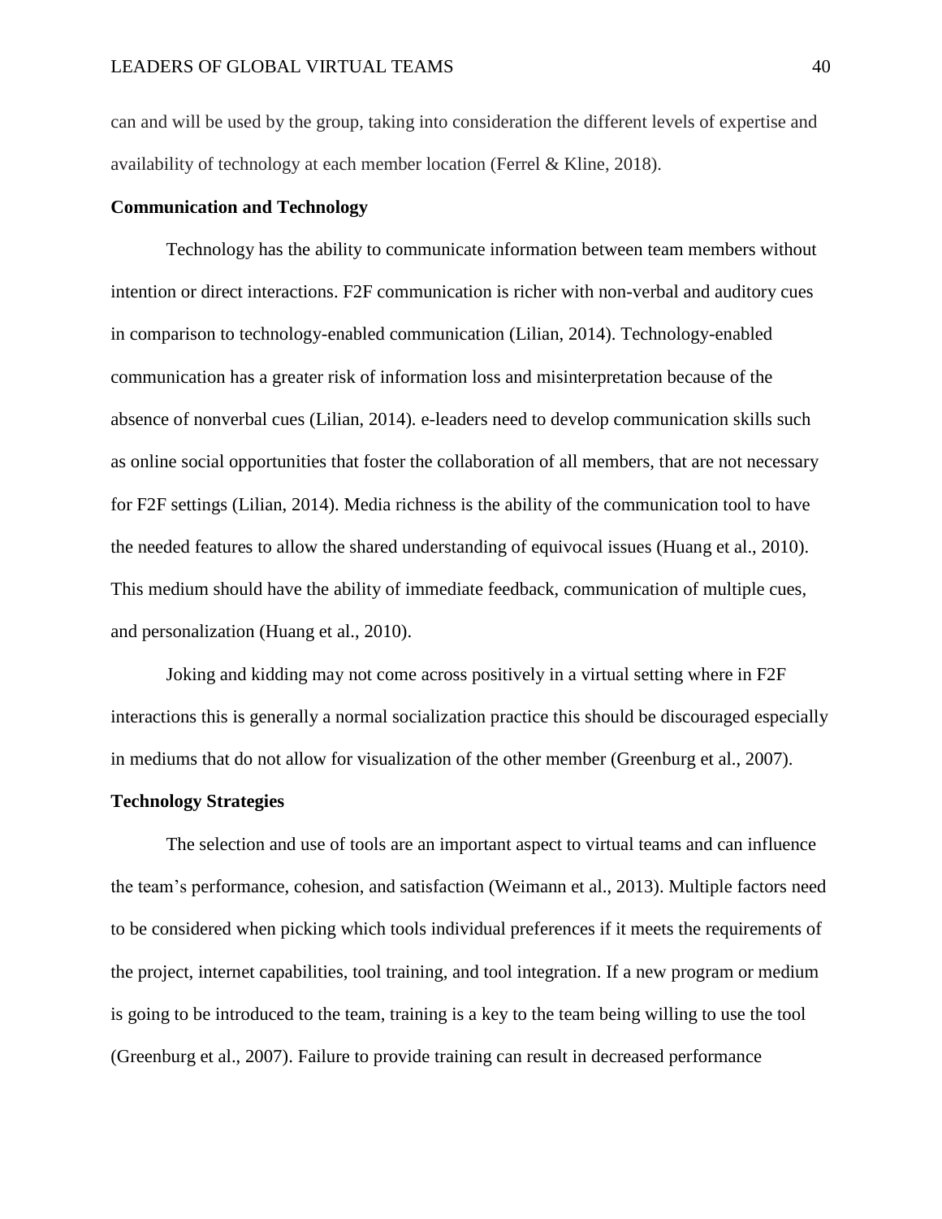can and will be used by the group, taking into consideration the different levels of expertise and availability of technology at each member location (Ferrel & Kline, 2018).

**Communication and Technology**

Technology has the ability to communicate information between team members without intention or direct interactions. F2F communication is richer with non-verbal and auditory cues in comparison to technology-enabled communication (Lilian, 2014). Technology-enabled communication has a greater risk of information loss and misinterpretation because of the absence of nonverbal cues (Lilian, 2014). e-leaders need to develop communication skills such as online social opportunities that foster the collaboration of all members, that are not necessary for F2F settings (Lilian, 2014). Media richness is the ability of the communication tool to have the needed features to allow the shared understanding of equivocal issues (Huang et al., 2010). This medium should have the ability of immediate feedback, communication of multiple cues, and personalization (Huang et al., 2010).

Joking and kidding may not come across positively in a virtual setting where in F2F interactions this is generally a normal socialization practice this should be discouraged especially in mediums that do not allow for visualization of the other member (Greenburg et al., 2007).

**Technology Strategies**

The selection and use of tools are an important aspect to virtual teams and can influence the team's performance, cohesion, and satisfaction (Weimann et al., 2013). Multiple factors need to be considered when picking which tools individual preferences if it meets the requirements of the project, internet capabilities, tool training, and tool integration. If a new program or medium is going to be introduced to the team, training is a key to the team being willing to use the tool (Greenburg et al., 2007). Failure to provide training can result in decreased performance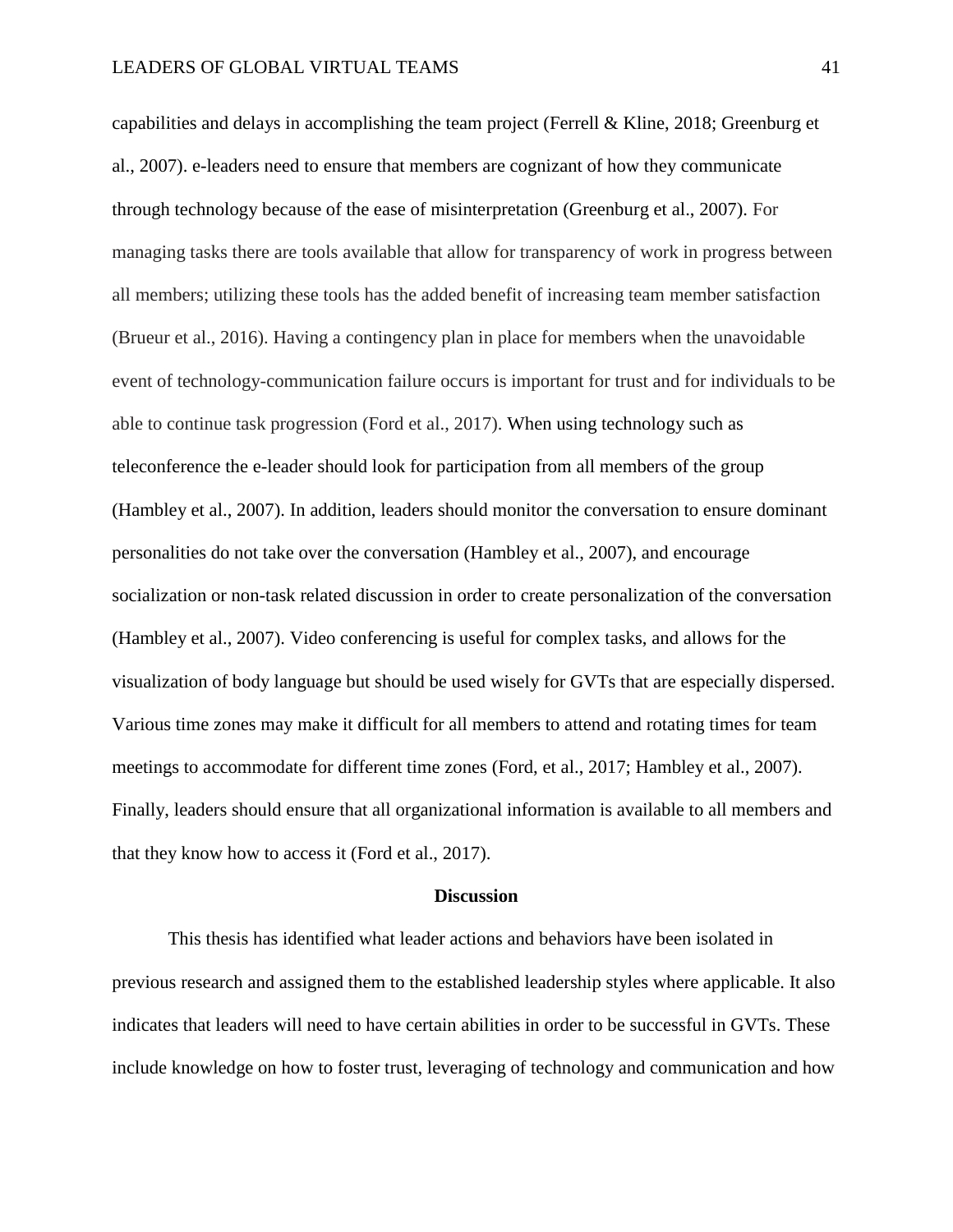capabilities and delays in accomplishing the team project (Ferrell & Kline, 2018; Greenburg et al., 2007). e-leaders need to ensure that members are cognizant of how they communicate through technology because of the ease of misinterpretation (Greenburg et al., 2007). For managing tasks there are tools available that allow for transparency of work in progress between all members; utilizing these tools has the added benefit of increasing team member satisfaction (Brueur et al., 2016). Having a contingency plan in place for members when the unavoidable event of technology-communication failure occurs is important for trust and for individuals to be able to continue task progression (Ford et al., 2017). When using technology such as teleconference the e-leader should look for participation from all members of the group (Hambley et al., 2007). In addition, leaders should monitor the conversation to ensure dominant personalities do not take over the conversation (Hambley et al., 2007), and encourage socialization or non-task related discussion in order to create personalization of the conversation (Hambley et al., 2007). Video conferencing is useful for complex tasks, and allows for the visualization of body language but should be used wisely for GVTs that are especially dispersed. Various time zones may make it difficult for all members to attend and rotating times for team meetings to accommodate for different time zones (Ford, et al., 2017; Hambley et al., 2007). Finally, leaders should ensure that all organizational information is available to all members and that they know how to access it (Ford et al., 2017).

## Discussion

This thesis has identified what leader actions and behaviors have been isolated in previous research and assigned them to the established leadership styles where applicable. It also indicates that leaders will need to have certain abilities in order to be successful in GVTs. These include knowledge on how to foster trust, leveraging of technology and communication and how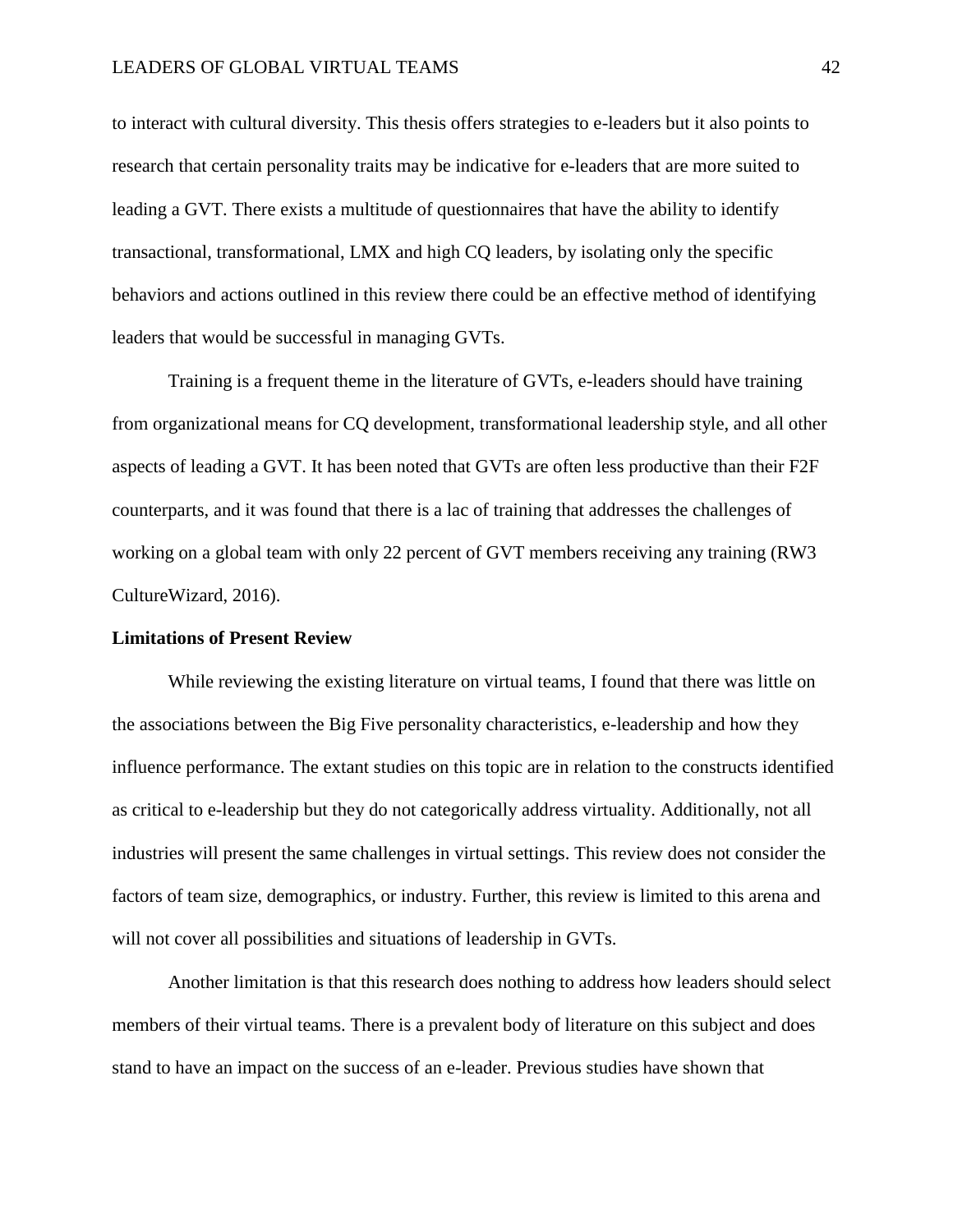to interact with cultural diversity. This thesis offers strategies to e-leaders but it also points to research that certain personality traits may be indicative for e-leaders that are more suited to leading a GVT. There exists a multitude of questionnaires that have the ability to identify transactional, transformational, LMX and high CQ leaders, by isolating only the specific behaviors and actions outlined in this review there could be an effective method of identifying leaders that would be successful in managing GVTs.

Training is a frequent theme in the literature of GVTs, e-leaders should have training from organizational means for CQ development, transformational leadership style, and all other aspects of leading a GVT. It has been noted that GVTs are often less productive than their F2F counterparts, and it was found that there is a lac of training that addresses the challenges of working on a global team with only 22 percent of GVT members receiving any training (RW3 CultureWizard, 2016).

**Limitations of Present Review**

While reviewing the existing literature on virtual teams, I found that there was little on the associations between the Big Five personality characteristics, e-leadership and how they influence performance. The extant studies on this topic are in relation to the constructs identified as critical to e-leadership but they do not categorically address virtuality. Additionally, not all industries will present the same challenges in virtual settings. This review does not consider the factors of team size, demographics, or industry. Further, this review is limited to this arena and will not cover all possibilities and situations of leadership in GVTs.

Another limitation is that this research does nothing to address how leaders should select members of their virtual teams. There is a prevalent body of literature on this subject and does stand to have an impact on the success of an e-leader. Previous studies have shown that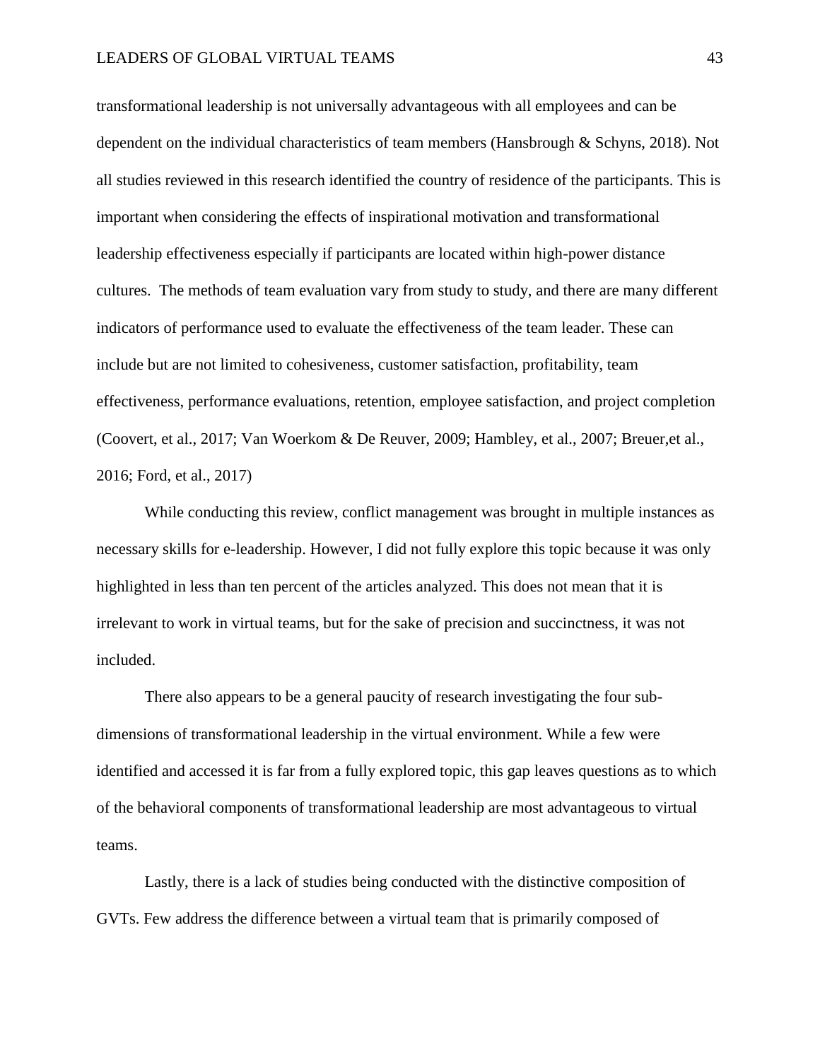transformational leadership is not universally advantageous with all employees and can be dependent on the individual characteristics of team members (Hansbrough & Schyns, 2018). Not all studies reviewed in this research identified the country of residence of the participants. This is important when considering the effects of inspirational motivation and transformational leadership effectiveness especially if participants are located within high-power distance cultures. The methods of team evaluation vary from study to study, and there are many different indicators of performance used to evaluate the effectiveness of the team leader. These can include but are not limited to cohesiveness, customer satisfaction, profitability, team effectiveness, performance evaluations, retention, employee satisfaction, and project completion (Coovert, et al., 2017; Van Woerkom & De Reuver, 2009; Hambley, et al., 2007; Breuer,et al., 2016; Ford, et al., 2017)

While conducting this review, conflict management was brought in multiple instances as necessary skills for e-leadership. However, I did not fully explore this topic because it was only highlighted in less than ten percent of the articles analyzed. This does not mean that it is irrelevant to work in virtual teams, but for the sake of precision and succinctness, it was not included.

There also appears to be a general paucity of research investigating the four sub-dimensions of transformational leadership in the virtual environment. While a few were identified and accessed it is far from a fully explored topic, this gap leaves questions as to which of the behavioral components of transformational leadership are most advantageous to virtual teams.

Lastly, there is a lack of studies being conducted with the distinctive composition of GVTs. Few address the difference between a virtual team that is primarily composed of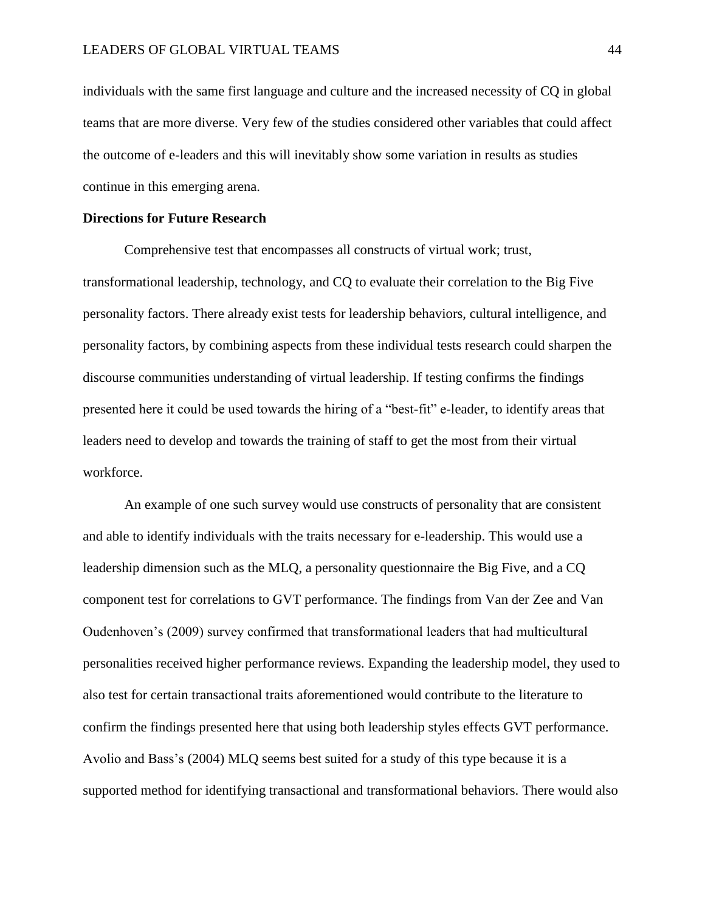individuals with the same first language and culture and the increased necessity of CQ in global teams that are more diverse. Very few of the studies considered other variables that could affect the outcome of e-leaders and this will inevitably show some variation in results as studies continue in this emerging arena.

## Directions for Future Research

Comprehensive test that encompasses all constructs of virtual work; trust, transformational leadership, technology, and CQ to evaluate their correlation to the Big Five personality factors. There already exist tests for leadership behaviors, cultural intelligence, and personality factors, by combining aspects from these individual tests research could sharpen the discourse communities understanding of virtual leadership. If testing confirms the findings presented here it could be used towards the hiring of a "best-fit" e-leader, to identify areas that leaders need to develop and towards the training of staff to get the most from their virtual workforce.

An example of one such survey would use constructs of personality that are consistent and able to identify individuals with the traits necessary for e-leadership. This would use a leadership dimension such as the MLQ, a personality questionnaire the Big Five, and a CQ component test for correlations to GVT performance. The findings from Van der Zee and Van Oudenhoven's (2009) survey confirmed that transformational leaders that had multicultural personalities received higher performance reviews. Expanding the leadership model, they used to also test for certain transactional traits aforementioned would contribute to the literature to confirm the findings presented here that using both leadership styles effects GVT performance. Avolio and Bass's (2004) MLQ seems best suited for a study of this type because it is a supported method for identifying transactional and transformational behaviors. There would also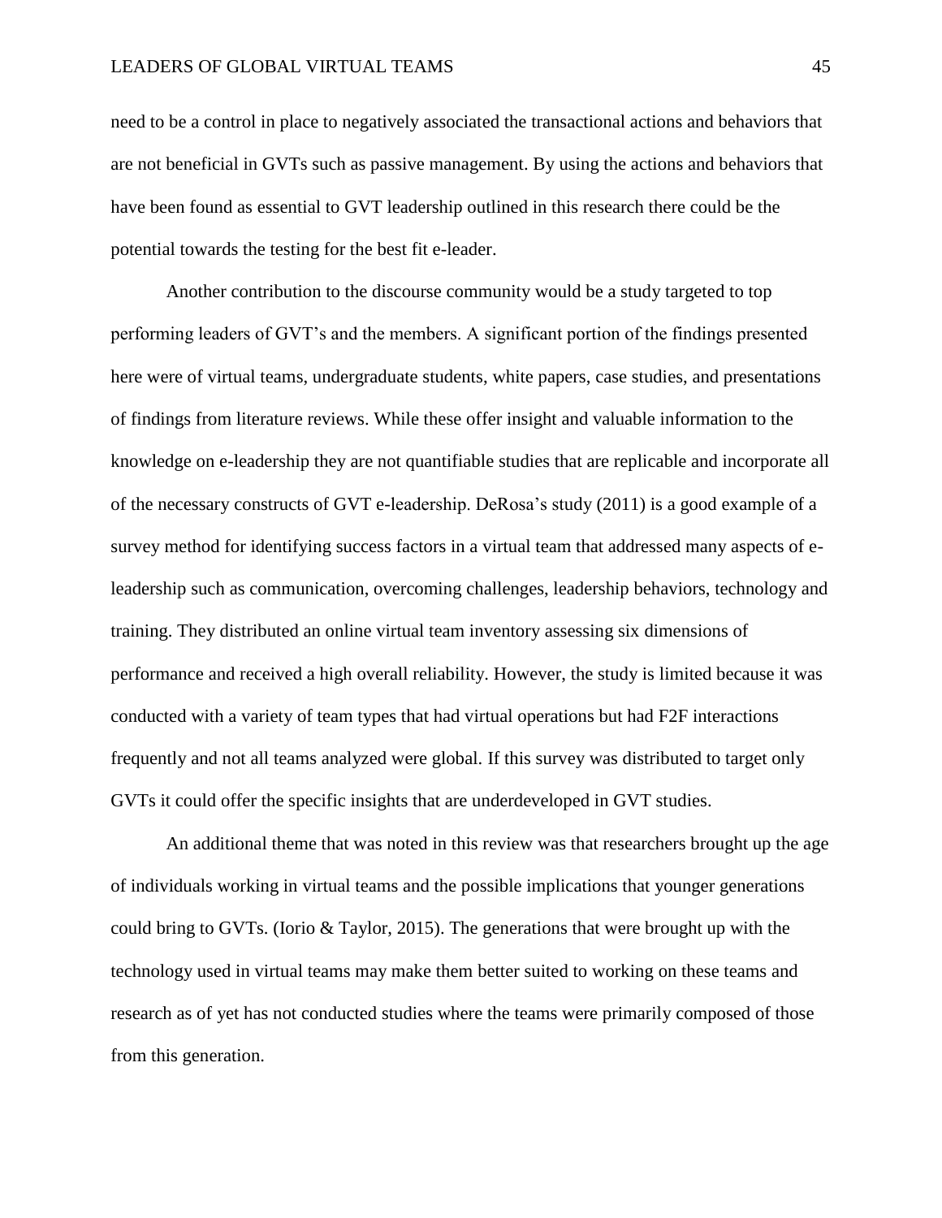need to be a control in place to negatively associated the transactional actions and behaviors that are not beneficial in GVTs such as passive management. By using the actions and behaviors that have been found as essential to GVT leadership outlined in this research there could be the potential towards the testing for the best fit e-leader.

Another contribution to the discourse community would be a study targeted to top performing leaders of GVT's and the members. A significant portion of the findings presented here were of virtual teams, undergraduate students, white papers, case studies, and presentations of findings from literature reviews. While these offer insight and valuable information to the knowledge on e-leadership they are not quantifiable studies that are replicable and incorporate all of the necessary constructs of GVT e-leadership. DeRosa's study (2011) is a good example of a survey method for identifying success factors in a virtual team that addressed many aspects of e-leadership such as communication, overcoming challenges, leadership behaviors, technology and training. They distributed an online virtual team inventory assessing six dimensions of performance and received a high overall reliability. However, the study is limited because it was conducted with a variety of team types that had virtual operations but had F2F interactions frequently and not all teams analyzed were global. If this survey was distributed to target only GVTs it could offer the specific insights that are underdeveloped in GVT studies.

An additional theme that was noted in this review was that researchers brought up the age of individuals working in virtual teams and the possible implications that younger generations could bring to GVTs. (Iorio & Taylor, 2015). The generations that were brought up with the technology used in virtual teams may make them better suited to working on these teams and research as of yet has not conducted studies where the teams were primarily composed of those from this generation.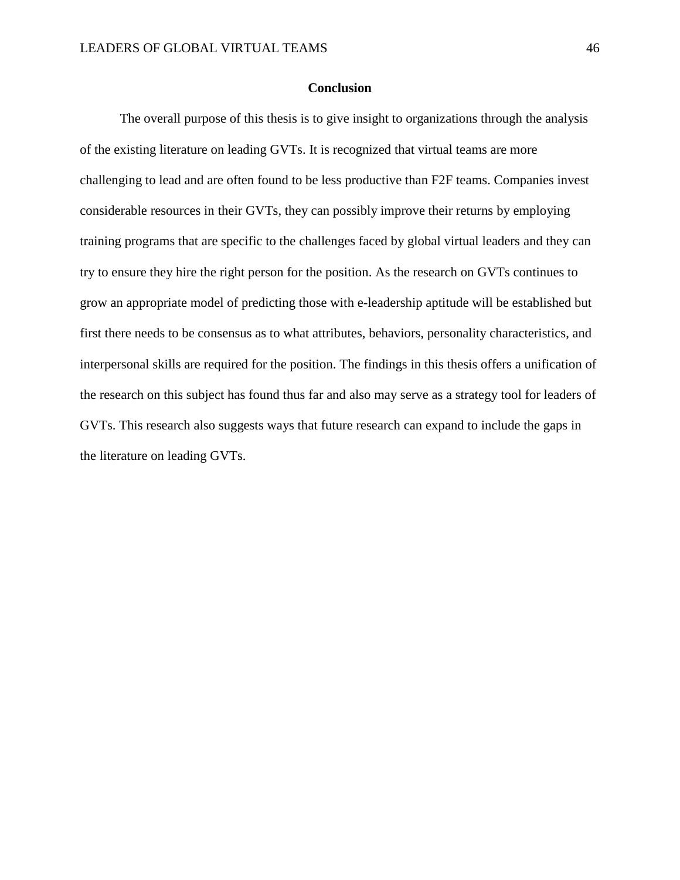## Conclusion

The overall purpose of this thesis is to give insight to organizations through the analysis of the existing literature on leading GVTs. It is recognized that virtual teams are more challenging to lead and are often found to be less productive than F2F teams. Companies invest considerable resources in their GVTs, they can possibly improve their returns by employing training programs that are specific to the challenges faced by global virtual leaders and they can try to ensure they hire the right person for the position. As the research on GVTs continues to grow an appropriate model of predicting those with e-leadership aptitude will be established but first there needs to be consensus as to what attributes, behaviors, personality characteristics, and interpersonal skills are required for the position. The findings in this thesis offers a unification of the research on this subject has found thus far and also may serve as a strategy tool for leaders of GVTs. This research also suggests ways that future research can expand to include the gaps in the literature on leading GVTs.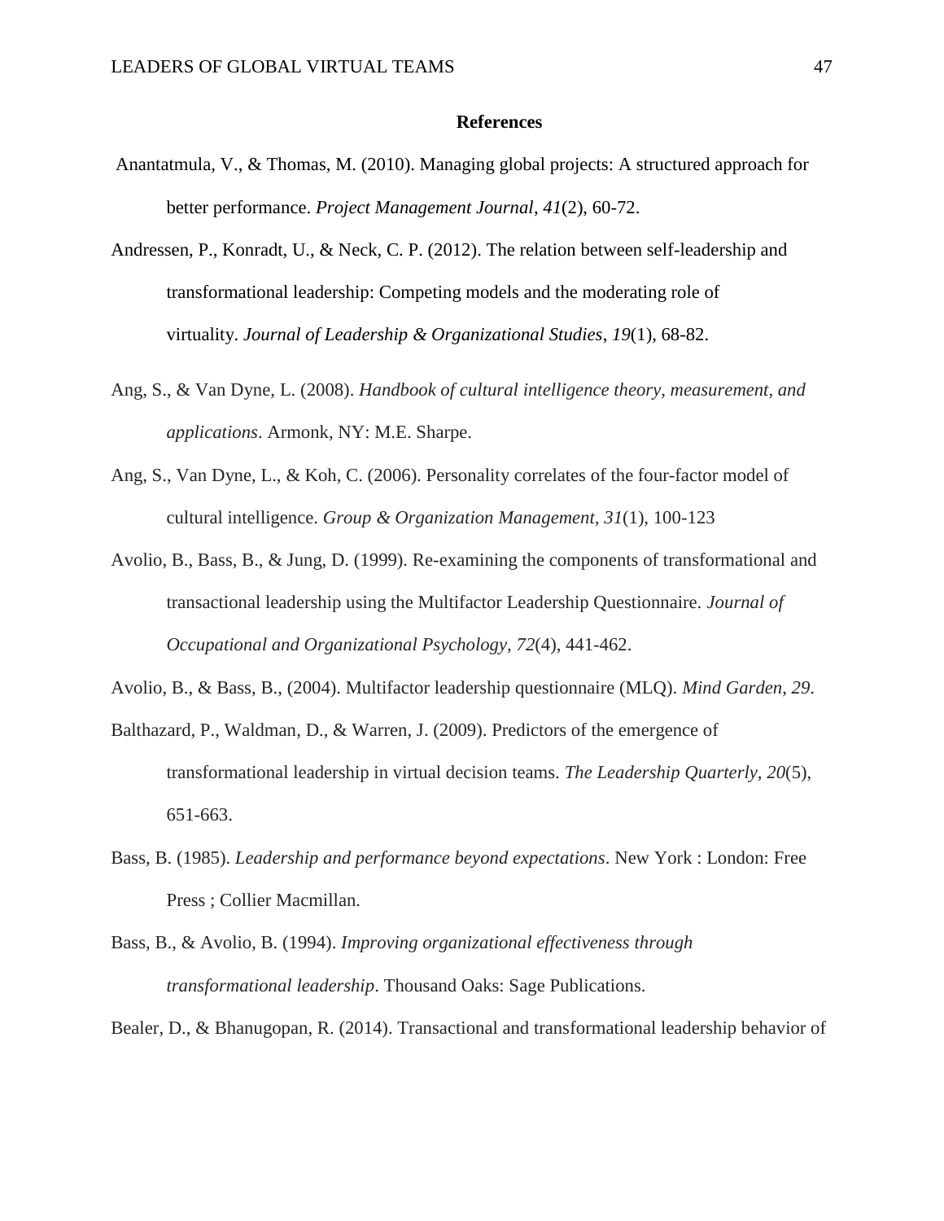# References

Anantatmula, V., & Thomas, M. (2010). Managing global projects: A structured approach for better performance. *Project Management Journal*, *41*(2), 60-72.

Andressen, P., Konradt, U., & Neck, C. P. (2012). The relation between self-leadership and transformational leadership: Competing models and the moderating role of virtuality. *Journal of Leadership & Organizational Studies*, *19*(1), 68-82.

Ang, S., & Van Dyne, L. (2008). *Handbook of cultural intelligence theory, measurement, and applications*. Armonk, NY: M.E. Sharpe.

Ang, S., Van Dyne, L., & Koh, C. (2006). Personality correlates of the four-factor model of cultural intelligence. *Group & Organization Management, 31*(1), 100-123

Avolio, B., Bass, B., & Jung, D. (1999). Re-examining the components of transformational and transactional leadership using the Multifactor Leadership Questionnaire. *Journal of Occupational and Organizational Psychology, 72*(4), 441-462.

Avolio, B., & Bass, B., (2004). Multifactor leadership questionnaire (MLQ). *Mind Garden*, *29*.

Balthazard, P., Waldman, D., & Warren, J. (2009). Predictors of the emergence of transformational leadership in virtual decision teams. *The Leadership Quarterly, 20*(5), 651-663.

Bass, B. (1985). *Leadership and performance beyond expectations*. New York : London: Free Press ; Collier Macmillan.

Bass, B., & Avolio, B. (1994). *Improving organizational effectiveness through transformational leadership*. Thousand Oaks: Sage Publications.

Bealer, D., & Bhanugopan, R. (2014). Transactional and transformational leadership behavior of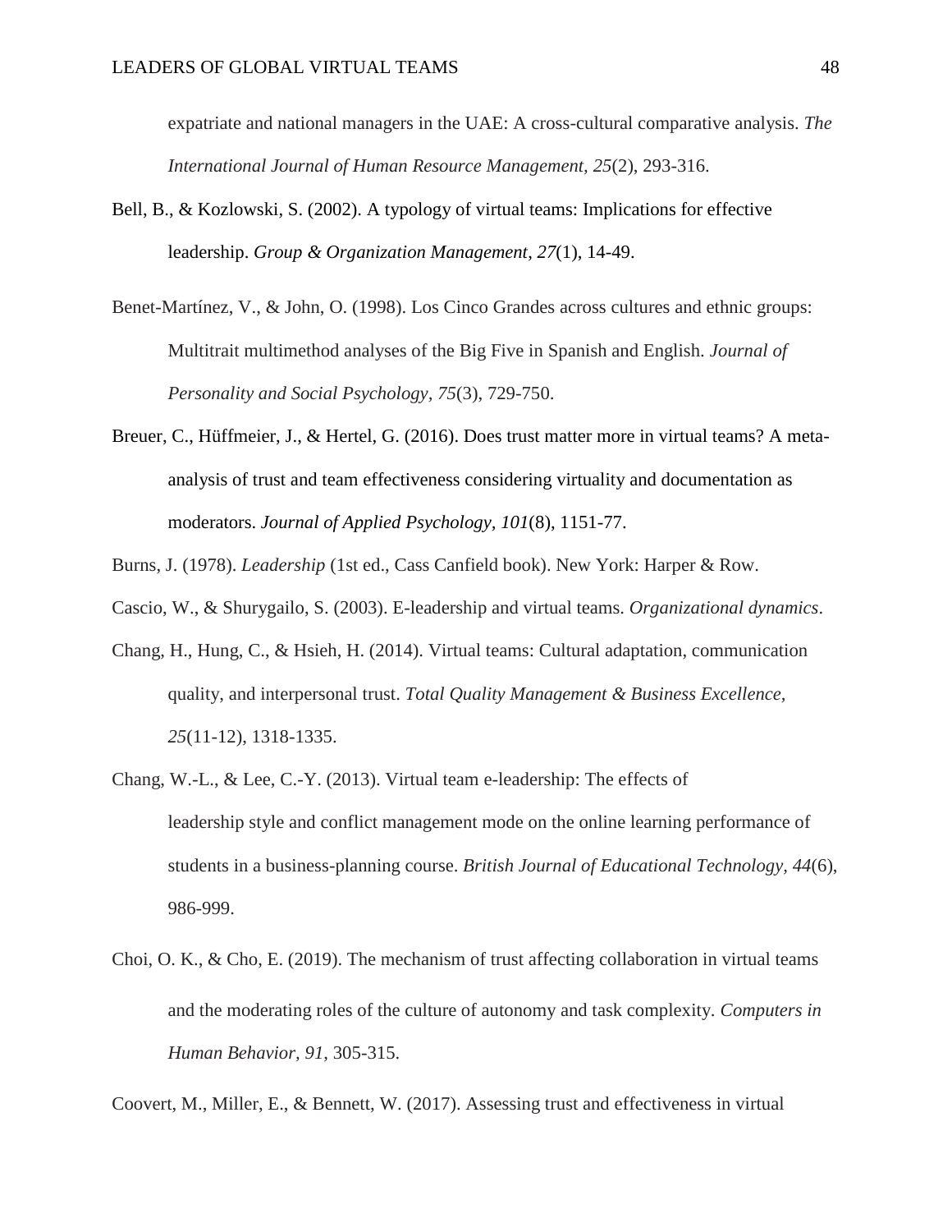expatriate and national managers in the UAE: A cross-cultural comparative analysis. *The International Journal of Human Resource Management*, *25*(2), 293-316.

Bell, B., & Kozlowski, S. (2002). A typology of virtual teams: Implications for effective leadership. *Group & Organization Management*, *27*(1), 14-49.

Benet-Martínez, V., & John, O. (1998). Los Cinco Grandes across cultures and ethnic groups: Multitrait multimethod analyses of the Big Five in Spanish and English. *Journal of Personality and Social Psychology, 75*(3), 729-750.

Breuer, C., Hüffmeier, J., & Hertel, G. (2016). Does trust matter more in virtual teams? A meta-analysis of trust and team effectiveness considering virtuality and documentation as moderators. *Journal of Applied Psychology, 101*(8), 1151-77.

Burns, J. (1978). *Leadership* (1st ed., Cass Canfield book). New York: Harper & Row.

Cascio, W., & Shurygailo, S. (2003). E-leadership and virtual teams. *Organizational dynamics*.

Chang, H., Hung, C., & Hsieh, H. (2014). Virtual teams: Cultural adaptation, communication quality, and interpersonal trust. *Total Quality Management & Business Excellence*, *25*(11-12), 1318-1335.

Chang, W.-L., & Lee, C.-Y. (2013). Virtual team e-leadership: The effects of leadership style and conflict management mode on the online learning performance of students in a business-planning course. *British Journal of Educational Technology*, *44*(6), 986-999.

Choi, O. K., & Cho, E. (2019). The mechanism of trust affecting collaboration in virtual teams and the moderating roles of the culture of autonomy and task complexity. *Computers in Human Behavior, 91*, 305-315.

Coovert, M., Miller, E., & Bennett, W. (2017). Assessing trust and effectiveness in virtual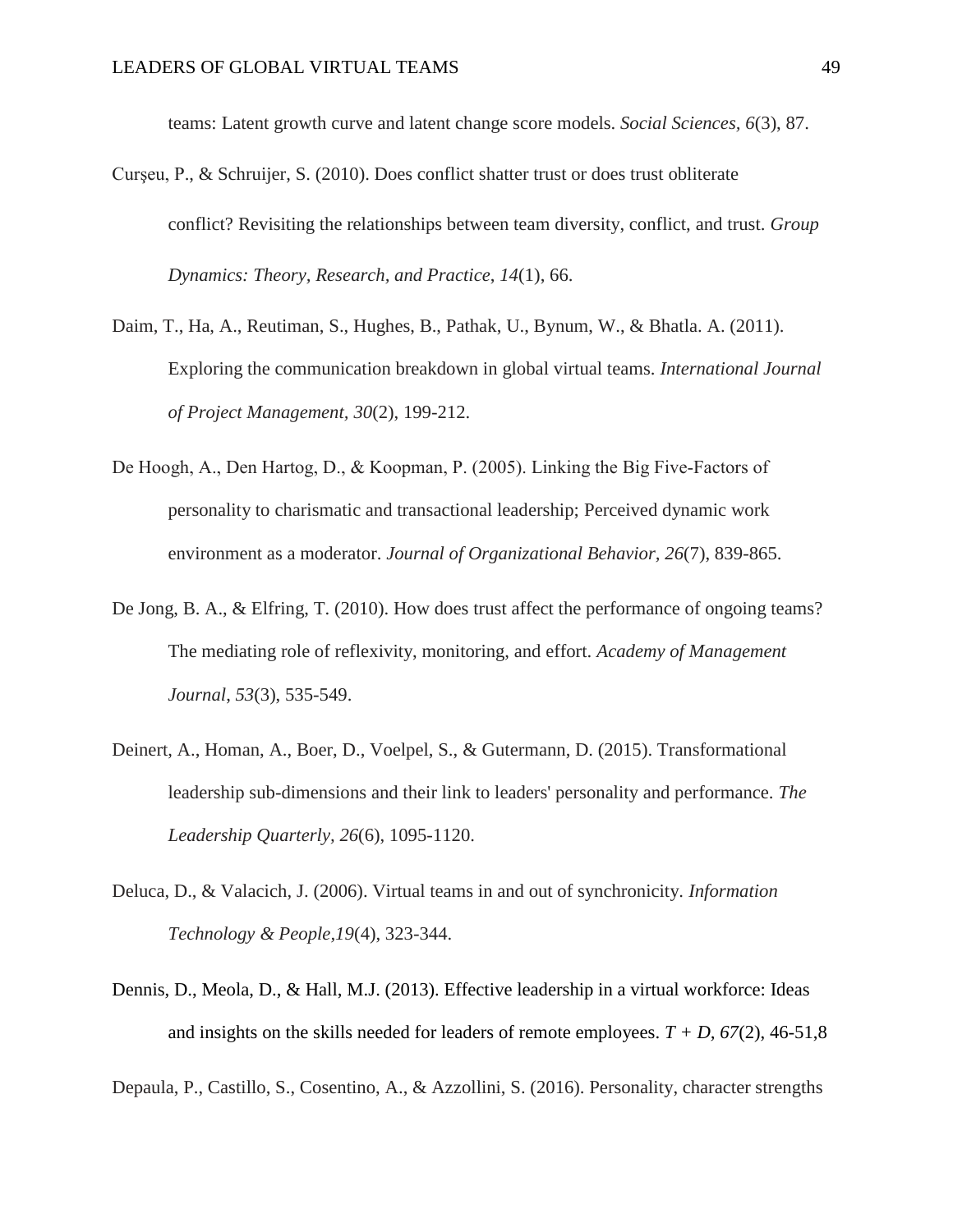teams: Latent growth curve and latent change score models. *Social Sciences*, *6*(3), 87.

Curşeu, P., & Schruijer, S. (2010). Does conflict shatter trust or does trust obliterate conflict? Revisiting the relationships between team diversity, conflict, and trust. *Group Dynamics: Theory, Research, and Practice*, *14*(1), 66.

Daim, T., Ha, A., Reutiman, S., Hughes, B., Pathak, U., Bynum, W., & Bhatla. A. (2011). Exploring the communication breakdown in global virtual teams. *International Journal of Project Management, 30*(2), 199-212.

De Hoogh, A., Den Hartog, D., & Koopman, P. (2005). Linking the Big Five-Factors of personality to charismatic and transactional leadership; Perceived dynamic work environment as a moderator. *Journal of Organizational Behavior*, *26*(7), 839-865.

De Jong, B. A., & Elfring, T. (2010). How does trust affect the performance of ongoing teams? The mediating role of reflexivity, monitoring, and effort. *Academy of Management Journal*, *53*(3), 535-549.

Deinert, A., Homan, A., Boer, D., Voelpel, S., & Gutermann, D. (2015). Transformational leadership sub-dimensions and their link to leaders' personality and performance. *The Leadership Quarterly, 26*(6), 1095-1120.

Deluca, D., & Valacich, J. (2006). Virtual teams in and out of synchronicity. *Information Technology & People,19*(4), 323-344.

Dennis, D., Meola, D., & Hall, M.J. (2013). Effective leadership in a virtual workforce: Ideas and insights on the skills needed for leaders of remote employees. *T + D*, *67*(2), 46-51,8

Depaula, P., Castillo, S., Cosentino, A., & Azzollini, S. (2016). Personality, character strengths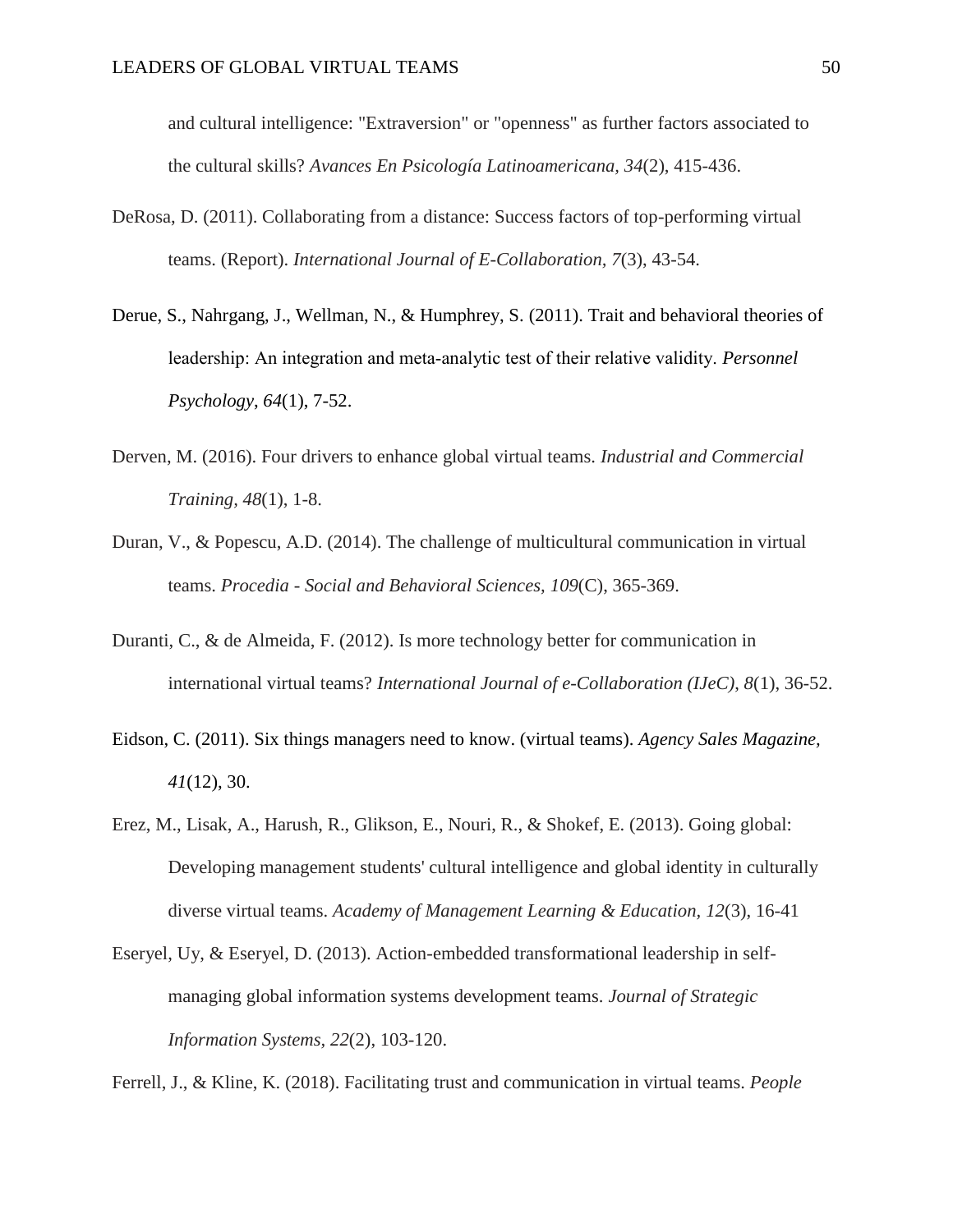and cultural intelligence: "Extraversion" or "openness" as further factors associated to the cultural skills? *Avances En Psicología Latinoamericana, 34*(2), 415-436.

DeRosa, D. (2011). Collaborating from a distance: Success factors of top-performing virtual teams. (Report). *International Journal of E-Collaboration, 7*(3), 43-54.

Derue, S., Nahrgang, J., Wellman, N., & Humphrey, S. (2011). Trait and behavioral theories of leadership: An integration and meta-analytic test of their relative validity. *Personnel Psychology*, *64*(1), 7-52.

Derven, M. (2016). Four drivers to enhance global virtual teams. *Industrial and Commercial Training, 48*(1), 1-8.

Duran, V., & Popescu, A.D. (2014). The challenge of multicultural communication in virtual teams. *Procedia - Social and Behavioral Sciences, 109*(C), 365-369.

Duranti, C., & de Almeida, F. (2012). Is more technology better for communication in international virtual teams? *International Journal of e-Collaboration (IJeC), 8*(1), 36-52.

Eidson, C. (2011). Six things managers need to know. (virtual teams). *Agency Sales Magazine, 41*(12), 30.

Erez, M., Lisak, A., Harush, R., Glikson, E., Nouri, R., & Shokef, E. (2013). Going global: Developing management students' cultural intelligence and global identity in culturally diverse virtual teams. *Academy of Management Learning & Education, 12*(3), 16-41

Eseryel, Uy, & Eseryel, D. (2013). Action-embedded transformational leadership in self-managing global information systems development teams. *Journal of Strategic Information Systems, 22*(2), 103-120.

Ferrell, J., & Kline, K. (2018). Facilitating trust and communication in virtual teams. *People*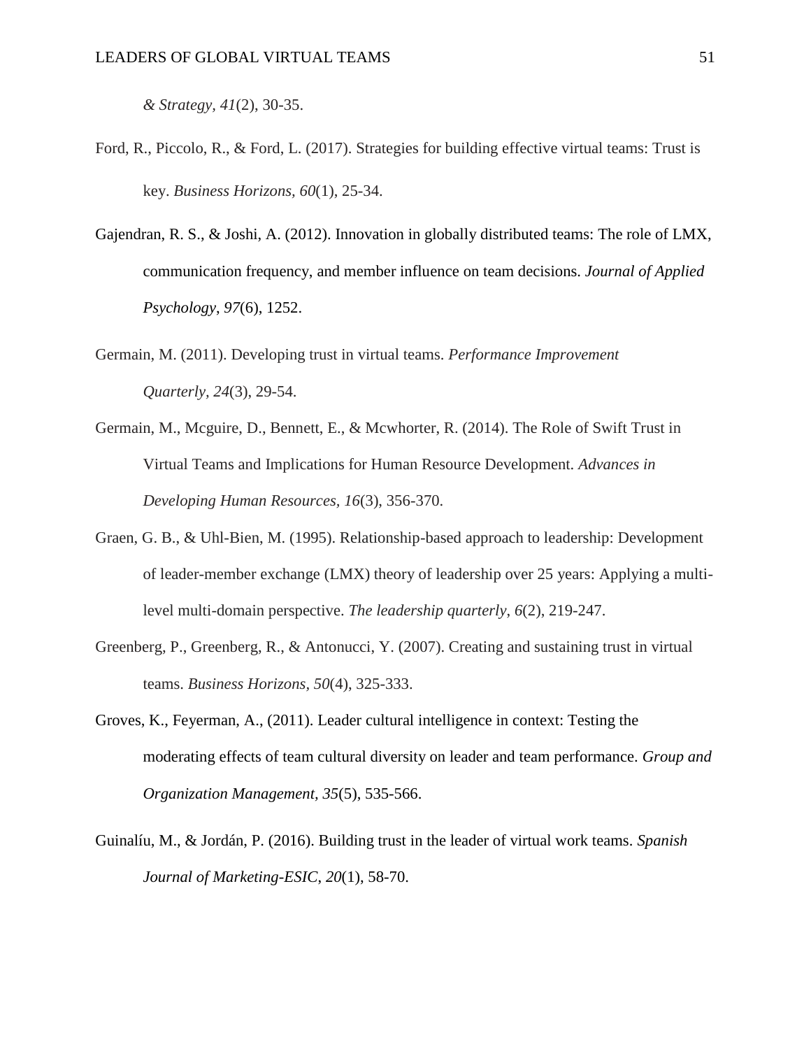*& Strategy, 41*(2), 30-35.

Ford, R., Piccolo, R., & Ford, L. (2017). Strategies for building effective virtual teams: Trust is key. *Business Horizons, 60*(1), 25-34.

Gajendran, R. S., & Joshi, A. (2012). Innovation in globally distributed teams: The role of LMX, communication frequency, and member influence on team decisions. *Journal of Applied Psychology, 97*(6), 1252.

Germain, M. (2011). Developing trust in virtual teams. *Performance Improvement Quarterly, 24*(3), 29-54.

Germain, M., Mcguire, D., Bennett, E., & Mcwhorter, R. (2014). The Role of Swift Trust in Virtual Teams and Implications for Human Resource Development. *Advances in Developing Human Resources, 16*(3), 356-370.

Graen, G. B., & Uhl-Bien, M. (1995). Relationship-based approach to leadership: Development of leader-member exchange (LMX) theory of leadership over 25 years: Applying a multi-level multi-domain perspective. *The leadership quarterly, 6*(2), 219-247.

Greenberg, P., Greenberg, R., & Antonucci, Y. (2007). Creating and sustaining trust in virtual teams. *Business Horizons, 50*(4), 325-333.

Groves, K., Feyerman, A., (2011). Leader cultural intelligence in context: Testing the moderating effects of team cultural diversity on leader and team performance. *Group and Organization Management, 35*(5), 535-566.

Guinalíu, M., & Jordán, P. (2016). Building trust in the leader of virtual work teams. *Spanish Journal of Marketing-ESIC, 20*(1), 58-70.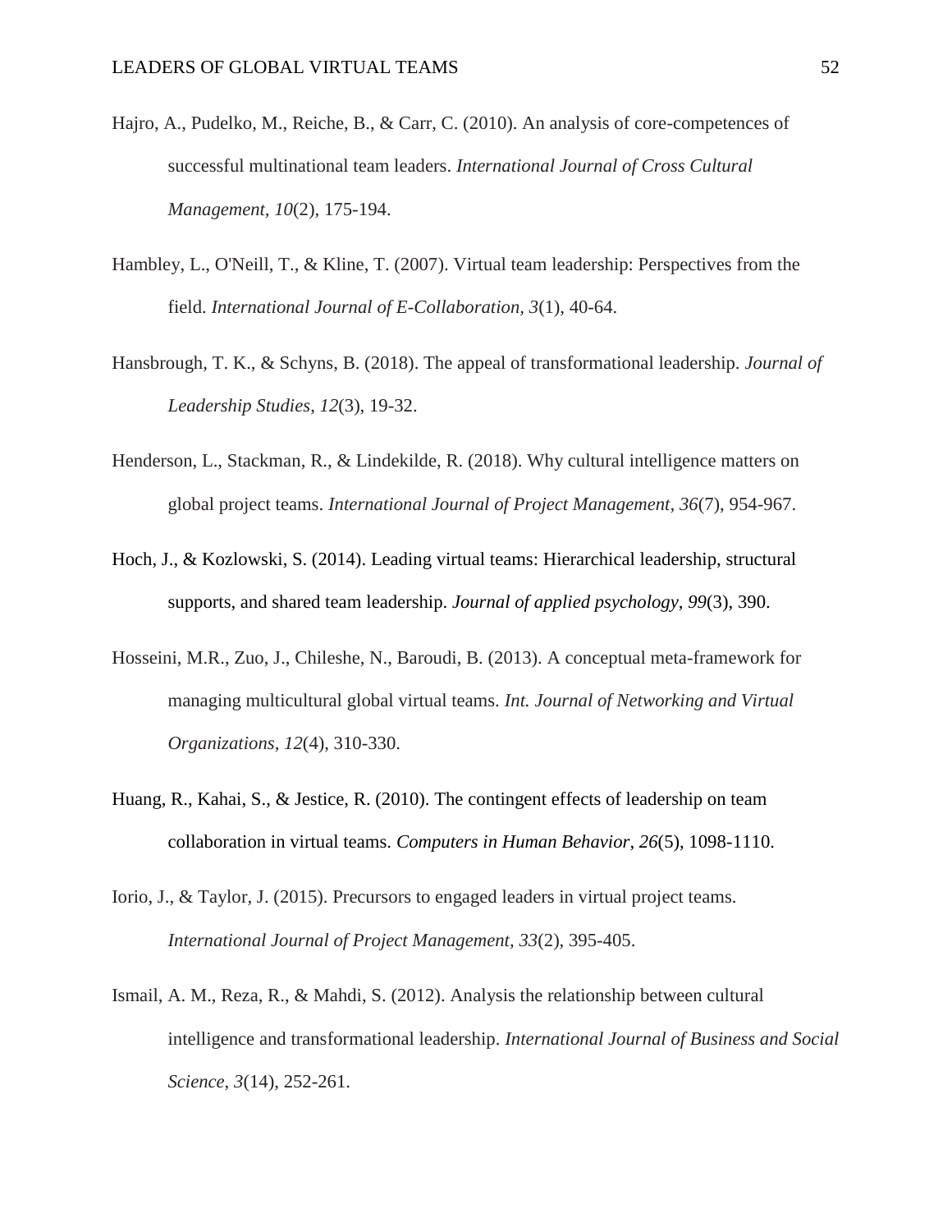Hajro, A., Pudelko, M., Reiche, B., & Carr, C. (2010). An analysis of core-competences of successful multinational team leaders. *International Journal of Cross Cultural Management*, *10*(2), 175-194.

Hambley, L., O'Neill, T., & Kline, T. (2007). Virtual team leadership: Perspectives from the field. *International Journal of E-Collaboration, 3*(1), 40-64.

Hansbrough, T. K., & Schyns, B. (2018). The appeal of transformational leadership. *Journal of Leadership Studies*, *12*(3), 19-32.

Henderson, L., Stackman, R., & Lindekilde, R. (2018). Why cultural intelligence matters on global project teams. *International Journal of Project Management*, *36*(7), 954-967.

Hoch, J., & Kozlowski, S. (2014). Leading virtual teams: Hierarchical leadership, structural supports, and shared team leadership. *Journal of applied psychology*, *99*(3), 390.

Hosseini, M.R., Zuo, J., Chileshe, N., Baroudi, B. (2013). A conceptual meta-framework for managing multicultural global virtual teams. *Int. Journal of Networking and Virtual Organizations*, *12*(4), 310-330.

Huang, R., Kahai, S., & Jestice, R. (2010). The contingent effects of leadership on team collaboration in virtual teams. *Computers in Human Behavior*, *26*(5), 1098-1110.

Iorio, J., & Taylor, J. (2015). Precursors to engaged leaders in virtual project teams. *International Journal of Project Management*, *33*(2), 395-405.

Ismail, A. M., Reza, R., & Mahdi, S. (2012). Analysis the relationship between cultural intelligence and transformational leadership. *International Journal of Business and Social Science*, *3*(14), 252-261.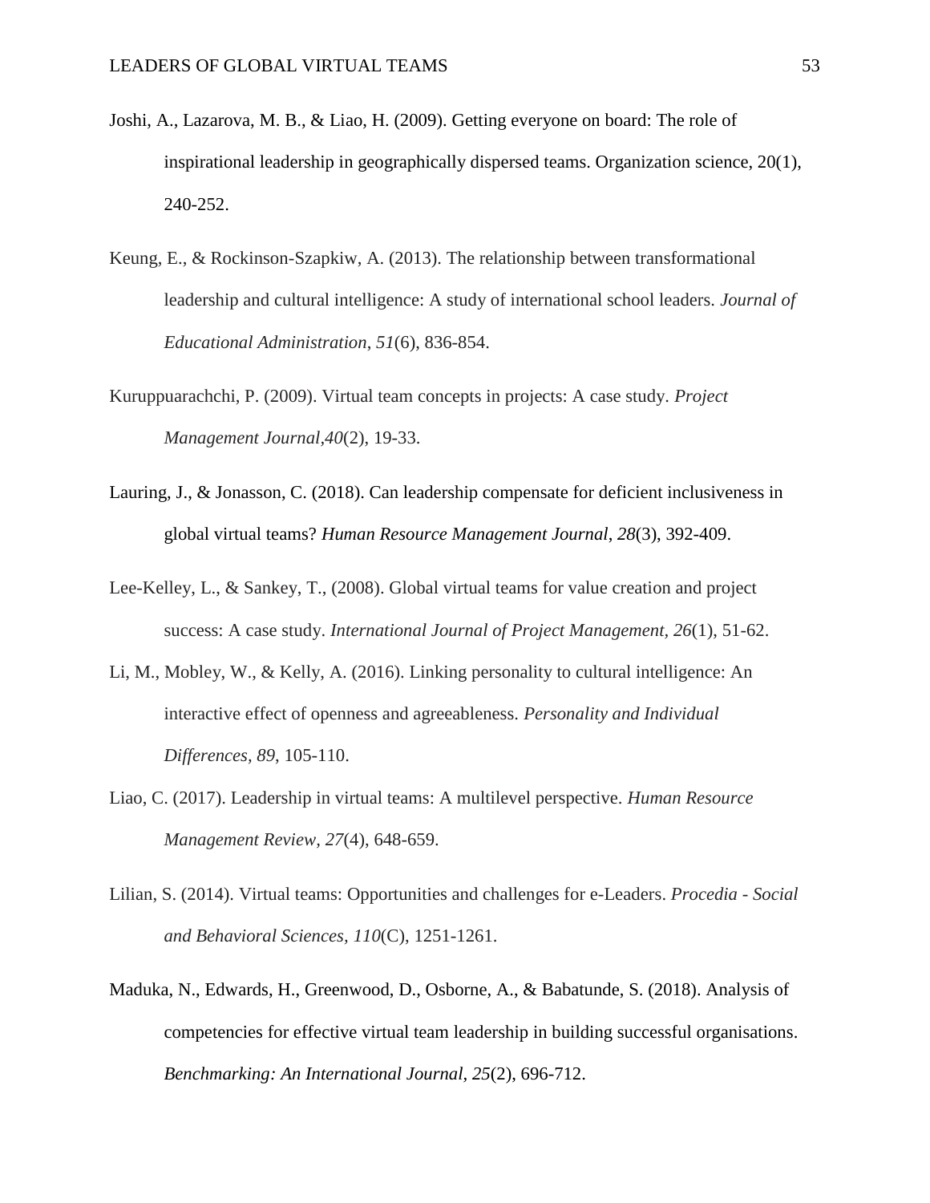Joshi, A., Lazarova, M. B., & Liao, H. (2009). Getting everyone on board: The role of inspirational leadership in geographically dispersed teams. Organization science, 20(1), 240-252.

Keung, E., & Rockinson-Szapkiw, A. (2013). The relationship between transformational leadership and cultural intelligence: A study of international school leaders. *Journal of Educational Administration*, *51*(6), 836-854.

Kuruppuarachchi, P. (2009). Virtual team concepts in projects: A case study. *Project Management Journal,40*(2), 19-33.

Lauring, J., & Jonasson, C. (2018). Can leadership compensate for deficient inclusiveness in global virtual teams? *Human Resource Management Journal*, *28*(3), 392-409.

Lee-Kelley, L., & Sankey, T., (2008). Global virtual teams for value creation and project success: A case study. *International Journal of Project Management*, *26*(1), 51-62.

Li, M., Mobley, W., & Kelly, A. (2016). Linking personality to cultural intelligence: An interactive effect of openness and agreeableness. *Personality and Individual Differences*, *89*, 105-110.

Liao, C. (2017). Leadership in virtual teams: A multilevel perspective. *Human Resource Management Review*, *27*(4), 648-659.

Lilian, S. (2014). Virtual teams: Opportunities and challenges for e-Leaders. *Procedia - Social and Behavioral Sciences*, *110*(C), 1251-1261.

Maduka, N., Edwards, H., Greenwood, D., Osborne, A., & Babatunde, S. (2018). Analysis of competencies for effective virtual team leadership in building successful organisations. *Benchmarking: An International Journal*, *25*(2), 696-712.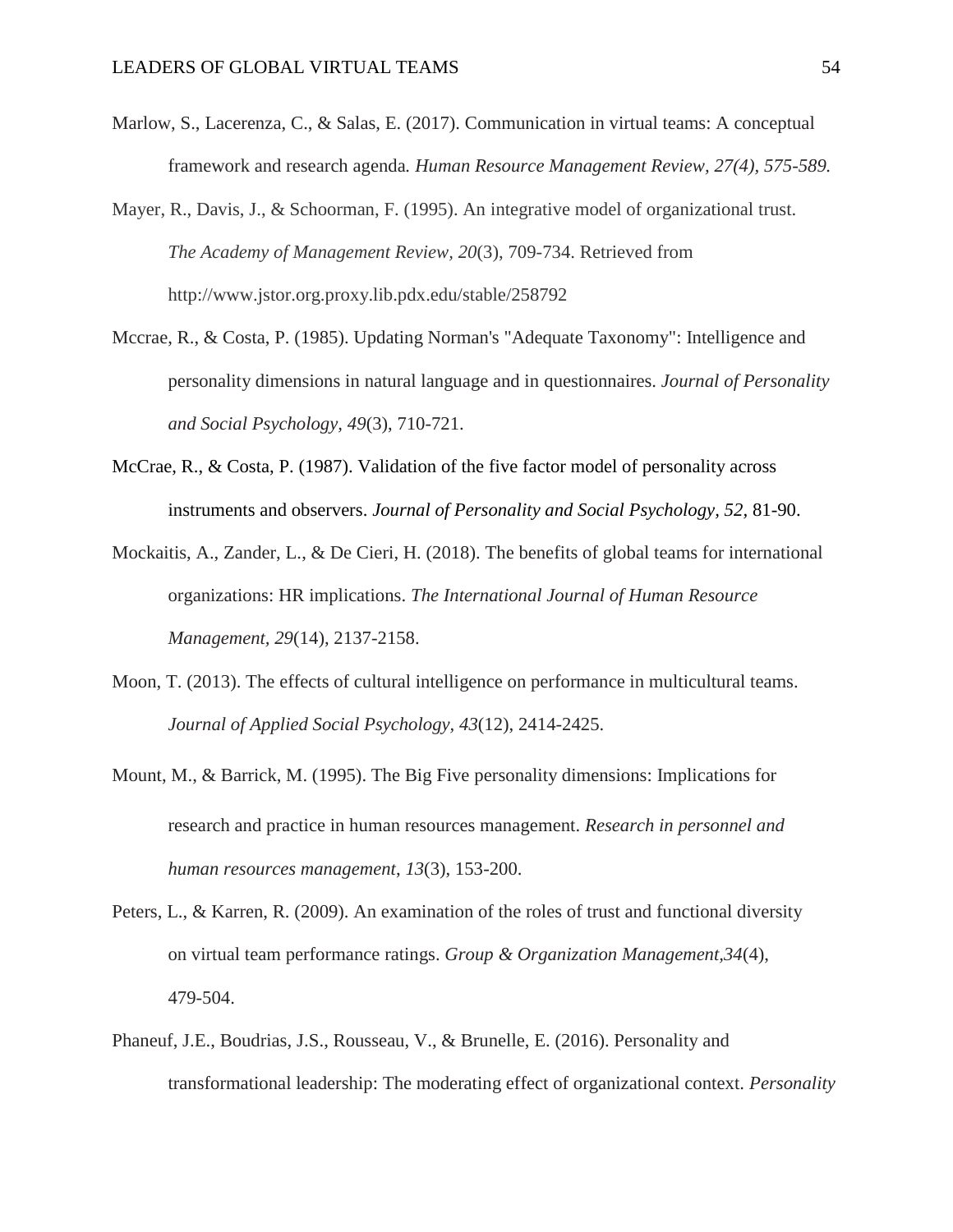Marlow, S., Lacerenza, C., & Salas, E. (2017). Communication in virtual teams: A conceptual framework and research agenda. *Human Resource Management Review, 27(4), 575-589.*

Mayer, R., Davis, J., & Schoorman, F. (1995). An integrative model of organizational trust. *The Academy of Management Review, 20*(3), 709-734. Retrieved from http://www.jstor.org.proxy.lib.pdx.edu/stable/258792

Mccrae, R., & Costa, P. (1985). Updating Norman's "Adequate Taxonomy": Intelligence and personality dimensions in natural language and in questionnaires. *Journal of Personality and Social Psychology, 49*(3), 710-721.

McCrae, R., & Costa, P. (1987). Validation of the five factor model of personality across instruments and observers. *Journal of Personality and Social Psychology, 52,* 81-90.

Mockaitis, A., Zander, L., & De Cieri, H. (2018). The benefits of global teams for international organizations: HR implications. *The International Journal of Human Resource Management, 29*(14), 2137-2158.

Moon, T. (2013). The effects of cultural intelligence on performance in multicultural teams. *Journal of Applied Social Psychology, 43*(12), 2414-2425.

Mount, M., & Barrick, M. (1995). The Big Five personality dimensions: Implications for research and practice in human resources management. *Research in personnel and human resources management*, *13*(3), 153-200.

Peters, L., & Karren, R. (2009). An examination of the roles of trust and functional diversity on virtual team performance ratings. *Group & Organization Management,34*(4), 479-504.

Phaneuf, J.E., Boudrias, J.S., Rousseau, V., & Brunelle, E. (2016). Personality and transformational leadership: The moderating effect of organizational context. *Personality*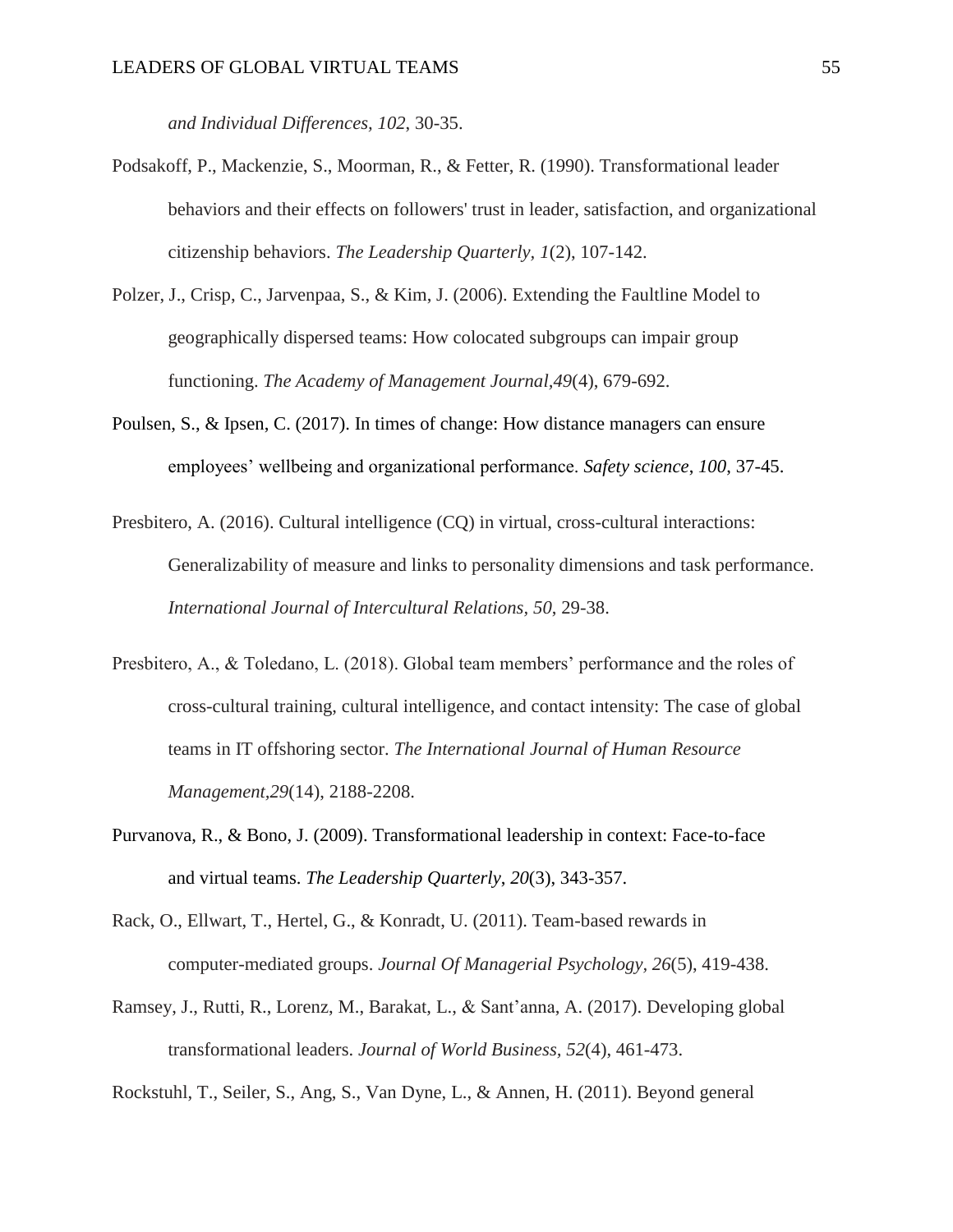*and Individual Differences, 102*, 30-35.

Podsakoff, P., Mackenzie, S., Moorman, R., & Fetter, R. (1990). Transformational leader behaviors and their effects on followers' trust in leader, satisfaction, and organizational citizenship behaviors. *The Leadership Quarterly, 1*(2), 107-142.

Polzer, J., Crisp, C., Jarvenpaa, S., & Kim, J. (2006). Extending the Faultline Model to geographically dispersed teams: How colocated subgroups can impair group functioning. *The Academy of Management Journal,49*(4), 679-692.

Poulsen, S., & Ipsen, C. (2017). In times of change: How distance managers can ensure employees' wellbeing and organizational performance. *Safety science*, *100*, 37-45.

Presbitero, A. (2016). Cultural intelligence (CQ) in virtual, cross-cultural interactions: Generalizability of measure and links to personality dimensions and task performance. *International Journal of Intercultural Relations, 50*, 29-38.

Presbitero, A., & Toledano, L. (2018). Global team members' performance and the roles of cross-cultural training, cultural intelligence, and contact intensity: The case of global teams in IT offshoring sector. *The International Journal of Human Resource Management,29*(14), 2188-2208.

Purvanova, R., & Bono, J. (2009). Transformational leadership in context: Face-to-face and virtual teams. *The Leadership Quarterly*, *20*(3), 343-357.

Rack, O., Ellwart, T., Hertel, G., & Konradt, U. (2011). Team-based rewards in computer-mediated groups. *Journal Of Managerial Psychology*, *26*(5), 419-438.

Ramsey, J., Rutti, R., Lorenz, M., Barakat, L., & Sant'anna, A. (2017). Developing global transformational leaders. *Journal of World Business, 52*(4), 461-473.

Rockstuhl, T., Seiler, S., Ang, S., Van Dyne, L., & Annen, H. (2011). Beyond general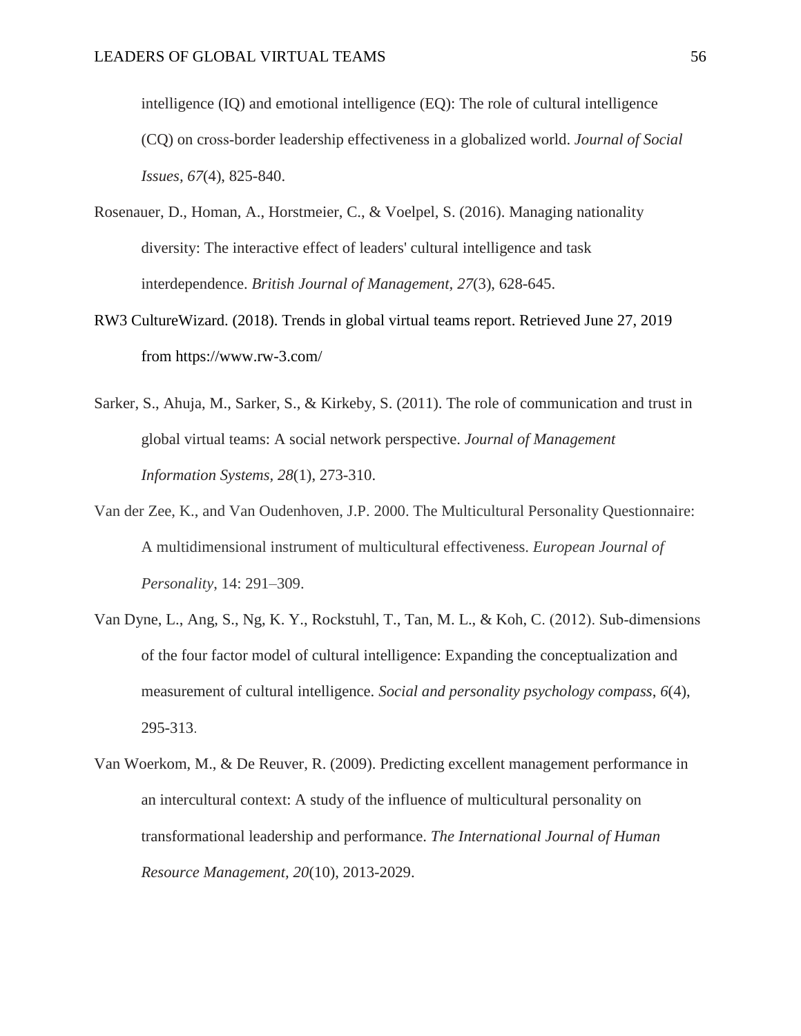intelligence (IQ) and emotional intelligence (EQ): The role of cultural intelligence (CQ) on cross-border leadership effectiveness in a globalized world. *Journal of Social Issues*, *67*(4), 825-840.

Rosenauer, D., Homan, A., Horstmeier, C., & Voelpel, S. (2016). Managing nationality diversity: The interactive effect of leaders' cultural intelligence and task interdependence. *British Journal of Management, 27*(3), 628-645.

RW3 CultureWizard. (2018). Trends in global virtual teams report. Retrieved June 27, 2019 from https://www.rw-3.com/

Sarker, S., Ahuja, M., Sarker, S., & Kirkeby, S. (2011). The role of communication and trust in global virtual teams: A social network perspective. *Journal of Management Information Systems, 28*(1), 273-310.

Van der Zee, K., and Van Oudenhoven, J.P. 2000. The Multicultural Personality Questionnaire: A multidimensional instrument of multicultural effectiveness. *European Journal of Personality*, 14: 291–309.

Van Dyne, L., Ang, S., Ng, K. Y., Rockstuhl, T., Tan, M. L., & Koh, C. (2012). Sub-dimensions of the four factor model of cultural intelligence: Expanding the conceptualization and measurement of cultural intelligence. *Social and personality psychology compass*, *6*(4), 295-313.

Van Woerkom, M., & De Reuver, R. (2009). Predicting excellent management performance in an intercultural context: A study of the influence of multicultural personality on transformational leadership and performance. *The International Journal of Human Resource Management, 20*(10), 2013-2029.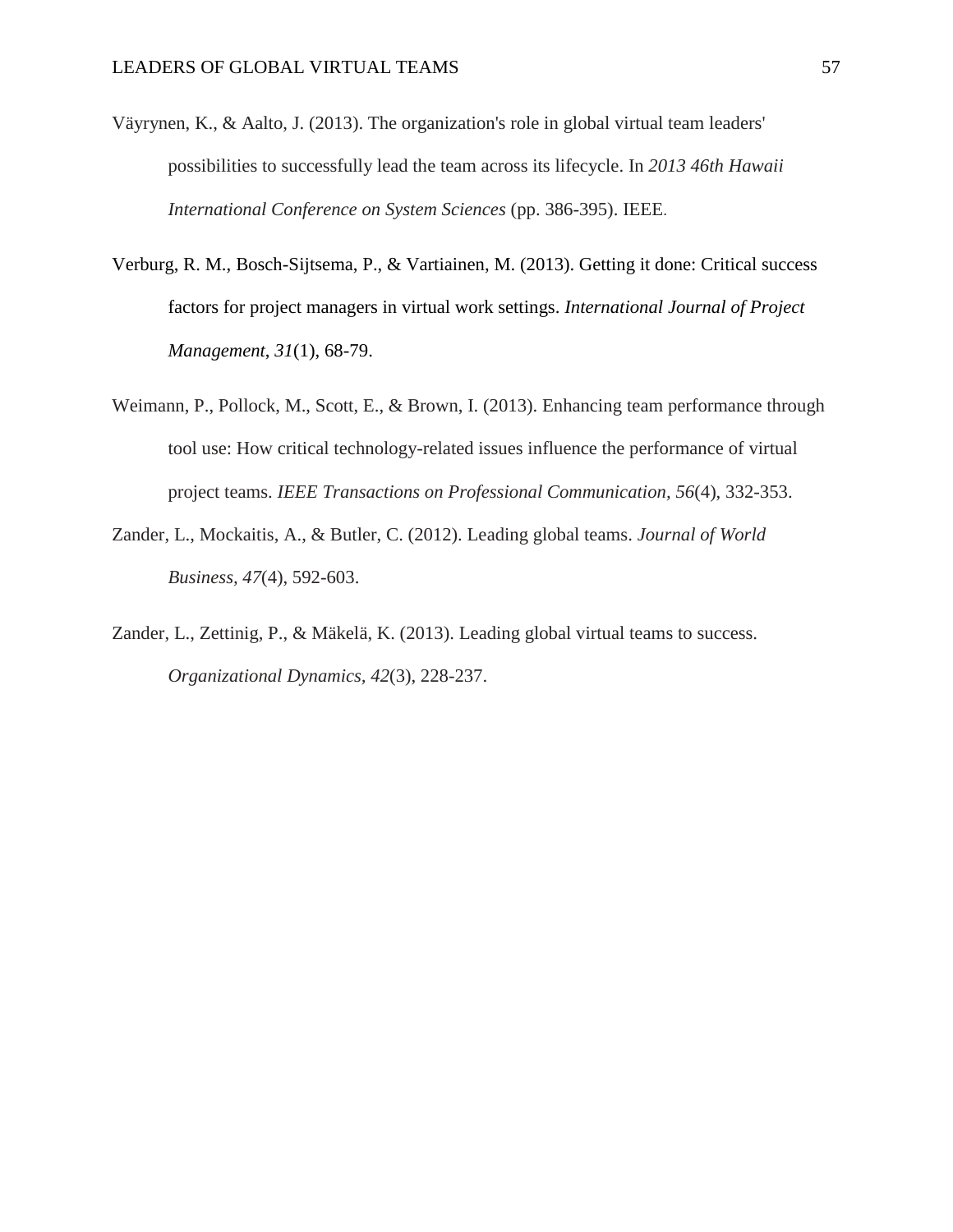Väyrynen, K., & Aalto, J. (2013). The organization's role in global virtual team leaders' possibilities to successfully lead the team across its lifecycle. In *2013 46th Hawaii International Conference on System Sciences* (pp. 386-395). IEEE.

Verburg, R. M., Bosch-Sijtsema, P., & Vartiainen, M. (2013). Getting it done: Critical success factors for project managers in virtual work settings. *International Journal of Project Management, 31*(1), 68-79.

Weimann, P., Pollock, M., Scott, E., & Brown, I. (2013). Enhancing team performance through tool use: How critical technology-related issues influence the performance of virtual project teams. *IEEE Transactions on Professional Communication, 56*(4), 332-353.

Zander, L., Mockaitis, A., & Butler, C. (2012). Leading global teams. *Journal of World Business, 47*(4), 592-603.

Zander, L., Zettinig, P., & Mäkelä, K. (2013). Leading global virtual teams to success. *Organizational Dynamics, 42*(3), 228-237.